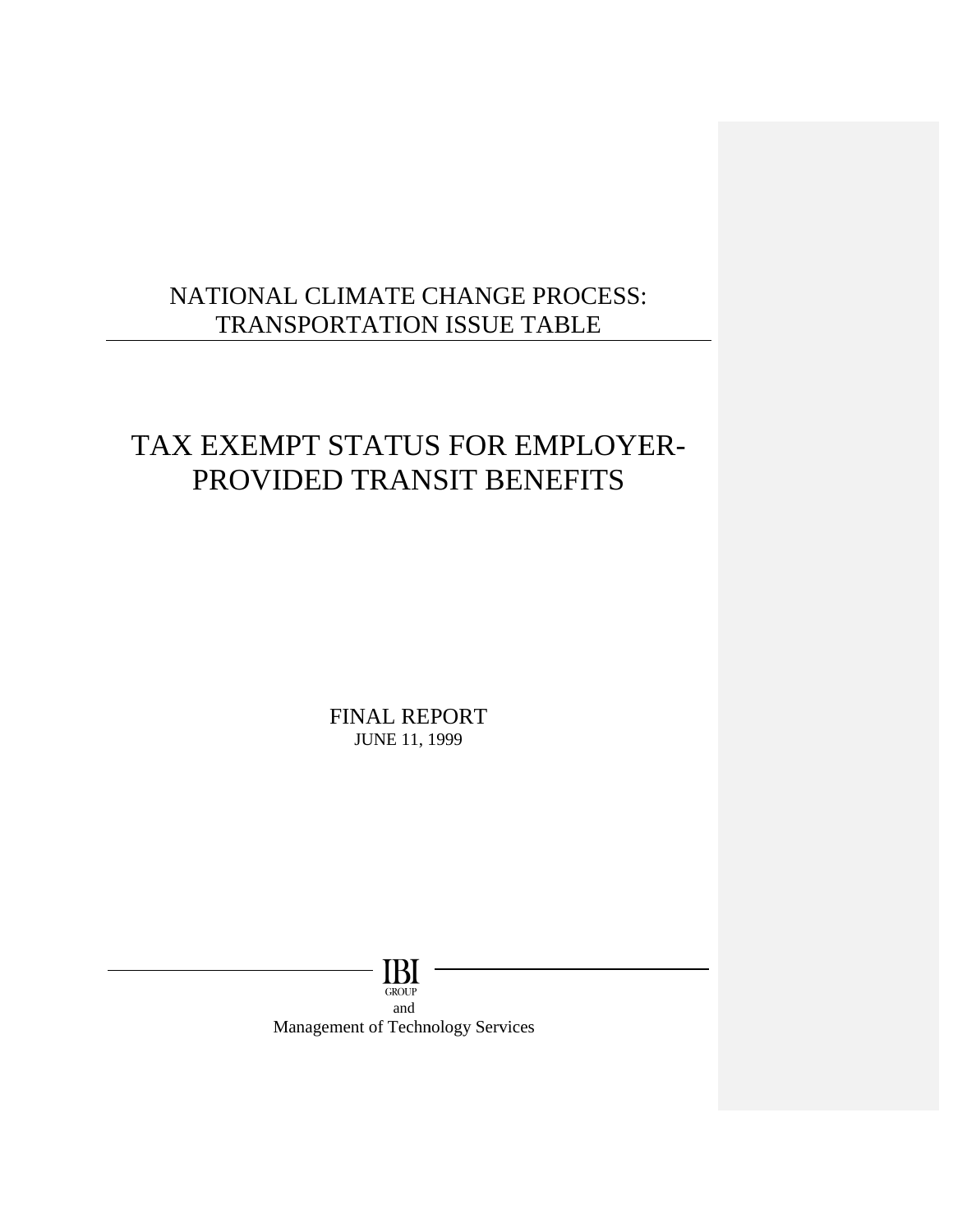# NATIONAL CLIMATE CHANGE PROCESS: TRANSPORTATION ISSUE TABLE

# TAX EXEMPT STATUS FOR EMPLOYER-PROVIDED TRANSIT BENEFITS

FINAL REPORT
JUNE 11, 1999

IBI GROUP
and
Management of Technology Services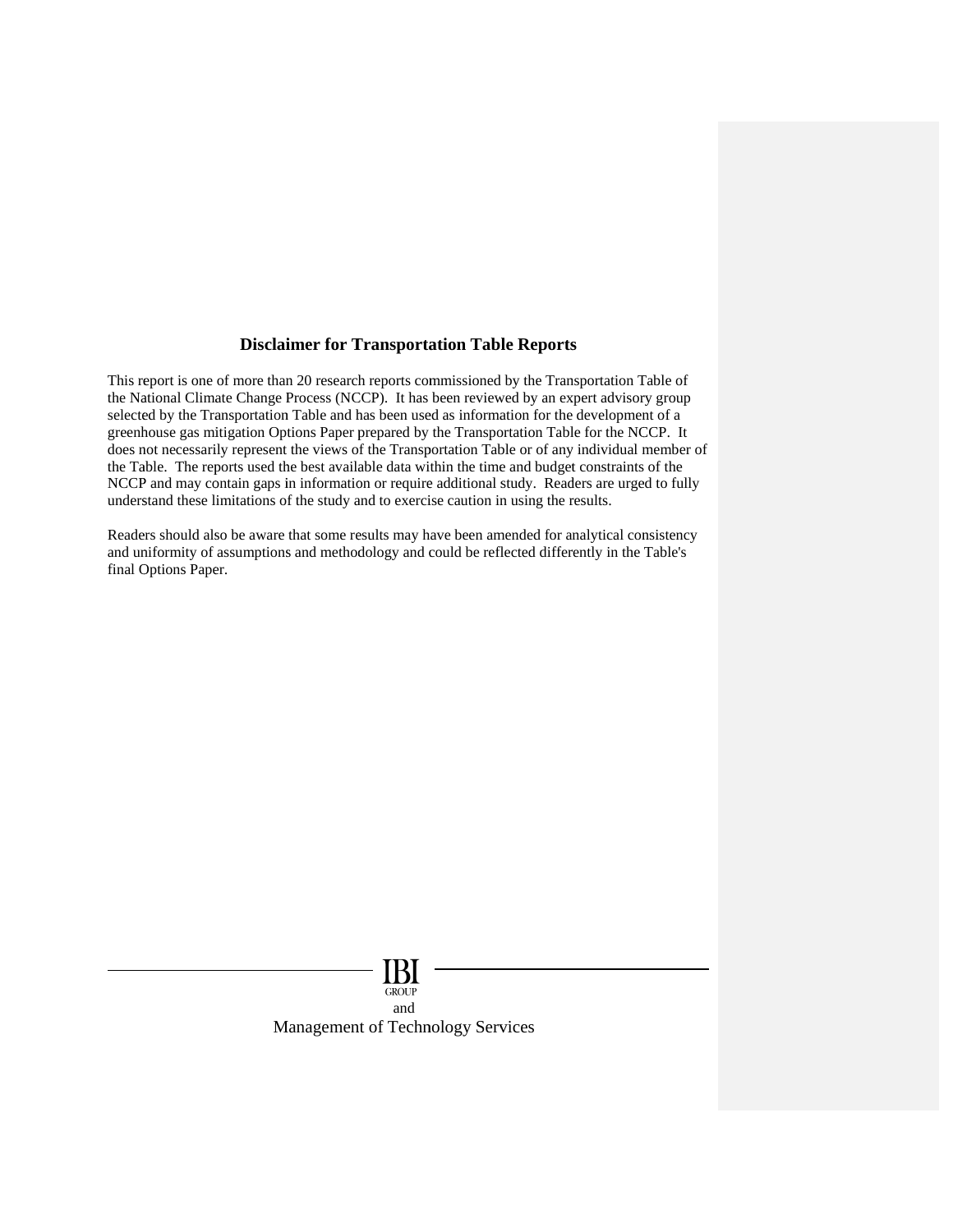## Disclaimer for Transportation Table Reports

This report is one of more than 20 research reports commissioned by the Transportation Table of the National Climate Change Process (NCCP). It has been reviewed by an expert advisory group selected by the Transportation Table and has been used as information for the development of a greenhouse gas mitigation Options Paper prepared by the Transportation Table for the NCCP. It does not necessarily represent the views of the Transportation Table or of any individual member of the Table. The reports used the best available data within the time and budget constraints of the NCCP and may contain gaps in information or require additional study. Readers are urged to fully understand these limitations of the study and to exercise caution in using the results.

Readers should also be aware that some results may have been amended for analytical consistency and uniformity of assumptions and methodology and could be reflected differently in the Table's final Options Paper.

IBI GROUP

and

Management of Technology Services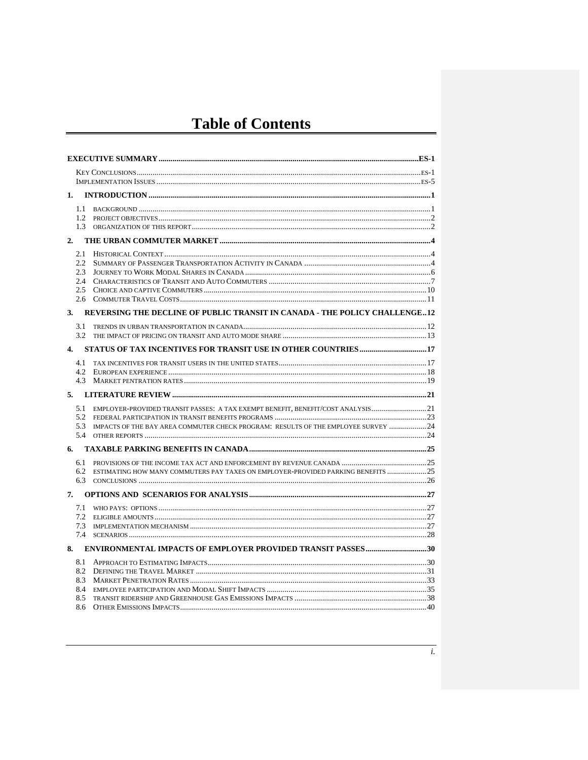# Table of Contents

**EXECUTIVE SUMMARY** .......... **ES-1**

- KEY CONCLUSIONS .......... ES-1
- IMPLEMENTATION ISSUES .......... ES-5

**1. INTRODUCTION** .......... **1**

- 1.1 BACKGROUND .......... 1
- 1.2 PROJECT OBJECTIVES .......... 2
- 1.3 ORGANIZATION OF THIS REPORT .......... 2

**2. THE URBAN COMMUTER MARKET** .......... **4**

- 2.1 HISTORICAL CONTEXT .......... 4
- 2.2 SUMMARY OF PASSENGER TRANSPORTATION ACTIVITY IN CANADA .......... 4
- 2.3 JOURNEY TO WORK MODAL SHARES IN CANADA .......... 6
- 2.4 CHARACTERISTICS OF TRANSIT AND AUTO COMMUTERS .......... 7
- 2.5 CHOICE AND CAPTIVE COMMUTERS .......... 10
- 2.6 COMMUTER TRAVEL COSTS .......... 11

**3. REVERSING THE DECLINE OF PUBLIC TRANSIT IN CANADA - THE POLICY CHALLENGE** .......... **12**

- 3.1 TRENDS IN URBAN TRANSPORTATION IN CANADA .......... 12
- 3.2 THE IMPACT OF PRICING ON TRANSIT AND AUTO MODE SHARE .......... 13

**4. STATUS OF TAX INCENTIVES FOR TRANSIT USE IN OTHER COUNTRIES** .......... **17**

- 4.1 TAX INCENTIVES FOR TRANSIT USERS IN THE UNITED STATES .......... 17
- 4.2 EUROPEAN EXPERIENCE .......... 18
- 4.3 MARKET PENTRATION RATES .......... 19

**5. LITERATURE REVIEW** .......... **21**

- 5.1 EMPLOYER-PROVIDED TRANSIT PASSES: A TAX EXEMPT BENEFIT, BENEFIT/COST ANALYSIS .......... 21
- 5.2 FEDERAL PARTICIPATION IN TRANSIT BENEFITS PROGRAMS .......... 23
- 5.3 IMPACTS OF THE BAY AREA COMMUTER CHECK PROGRAM: RESULTS OF THE EMPLOYEE SURVEY .......... 24
- 5.4 OTHER REPORTS .......... 24

**6. TAXABLE PARKING BENEFITS IN CANADA** .......... **25**

- 6.1 PROVISIONS OF THE INCOME TAX ACT AND ENFORCEMENT BY REVENUE CANADA .......... 25
- 6.2 ESTIMATING HOW MANY COMMUTERS PAY TAXES ON EMPLOYER-PROVIDED PARKING BENEFITS .......... 25
- 6.3 CONCLUSIONS .......... 26

**7. OPTIONS AND SCENARIOS FOR ANALYSIS** .......... **27**

- 7.1 WHO PAYS: OPTIONS .......... 27
- 7.2 ELIGIBLE AMOUNTS .......... 27
- 7.3 IMPLEMENTATION MECHANISM .......... 27
- 7.4 SCENARIOS .......... 28

**8. ENVIRONMENTAL IMPACTS OF EMPLOYER PROVIDED TRANSIT PASSES** .......... **30**

- 8.1 APPROACH TO ESTIMATING IMPACTS .......... 30
- 8.2 DEFINING THE TRAVEL MARKET .......... 31
- 8.3 MARKET PENETRATION RATES .......... 33
- 8.4 EMPLOYEE PARTICIPATION AND MODAL SHIFT IMPACTS .......... 35
- 8.5 TRANSIT RIDERSHIP AND GREENHOUSE GAS EMISSIONS IMPACTS .......... 38
- 8.6 OTHER EMISSIONS IMPACTS .......... 40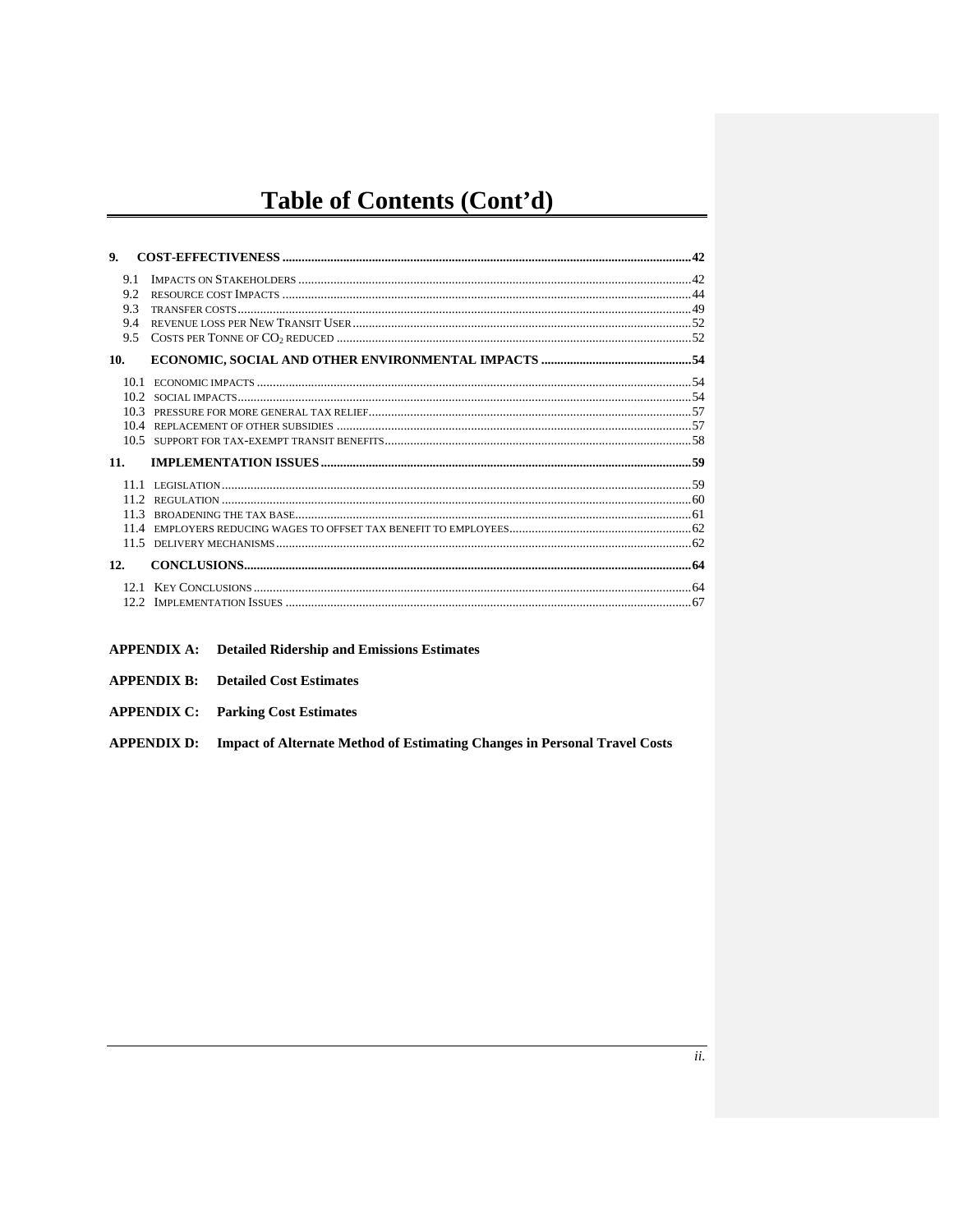# Table of Contents (Cont'd)

**9. COST-EFFECTIVENESS** ..... **42**

- 9.1 Impacts on Stakeholders ..... 42
- 9.2 Resource Cost Impacts ..... 44
- 9.3 Transfer Costs ..... 49
- 9.4 Revenue Loss per New Transit User ..... 52
- 9.5 Costs per Tonne of $CO_2$ Reduced ..... 52

**10. ECONOMIC, SOCIAL AND OTHER ENVIRONMENTAL IMPACTS** ..... **54**

- 10.1 Economic Impacts ..... 54
- 10.2 Social Impacts ..... 54
- 10.3 Pressure for More General Tax Relief ..... 57
- 10.4 Replacement of Other Subsidies ..... 57
- 10.5 Support for Tax-Exempt Transit Benefits ..... 58

**11. IMPLEMENTATION ISSUES** ..... **59**

- 11.1 Legislation ..... 59
- 11.2 Regulation ..... 60
- 11.3 Broadening the Tax Base ..... 61
- 11.4 Employers Reducing Wages to Offset Tax Benefit to Employees ..... 62
- 11.5 Delivery Mechanisms ..... 62

**12. CONCLUSIONS** ..... **64**

- 12.1 Key Conclusions ..... 64
- 12.2 Implementation Issues ..... 67

**APPENDIX A: Detailed Ridership and Emissions Estimates**

**APPENDIX B: Detailed Cost Estimates**

**APPENDIX C: Parking Cost Estimates**

**APPENDIX D: Impact of Alternate Method of Estimating Changes in Personal Travel Costs**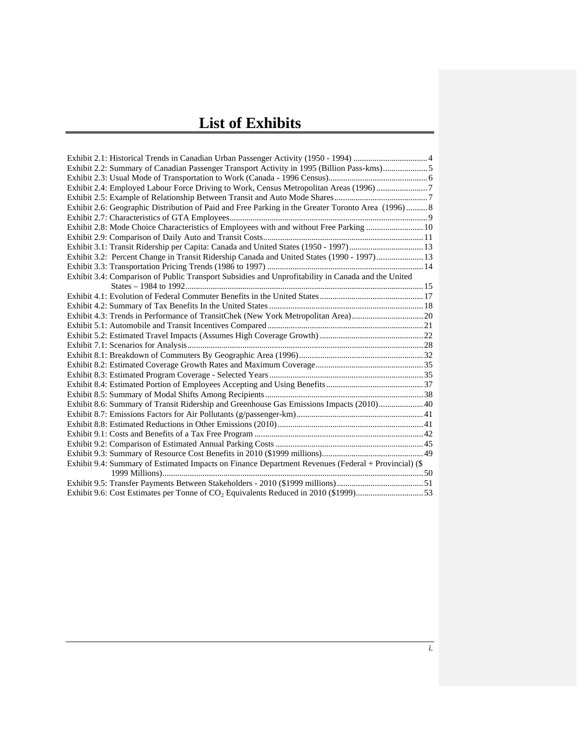# List of Exhibits

Exhibit 2.1: Historical Trends in Canadian Urban Passenger Activity (1950 - 1994) .................................... 4
Exhibit 2.2: Summary of Canadian Passenger Transport Activity in 1995 (Billion Pass-kms)..................... 5
Exhibit 2.3: Usual Mode of Transportation to Work (Canada - 1996 Census)............................................... 6
Exhibit 2.4: Employed Labour Force Driving to Work, Census Metropolitan Areas (1996) ........................ 7
Exhibit 2.5: Example of Relationship Between Transit and Auto Mode Shares............................................ 7
Exhibit 2.6: Geographic Distribution of Paid and Free Parking in the Greater Toronto Area (1996) .......... 8
Exhibit 2.7: Characteristics of GTA Employees.............................................................................................. 9
Exhibit 2.8: Mode Choice Characteristics of Employees with and without Free Parking ........................... 10
Exhibit 2.9: Comparison of Daily Auto and Transit Costs............................................................................ 11
Exhibit 3.1: Transit Ridership per Capita: Canada and United States (1950 - 1997).................................. 13
Exhibit 3.2: Percent Change in Transit Ridership Canada and United States (1990 - 1997)...................... 13
Exhibit 3.3: Transportation Pricing Trends (1986 to 1997) .......................................................................... 14
Exhibit 3.4: Comparison of Public Transport Subsidies and Unprofitability in Canada and the United States – 1984 to 1992................................................................................................................. 15
Exhibit 4.1: Evolution of Federal Commuter Benefits in the United States................................................. 17
Exhibit 4.2: Summary of Tax Benefits In the United States ......................................................................... 18
Exhibit 4.3: Trends in Performance of TransitChek (New York Metropolitan Area).................................. 20
Exhibit 5.1: Automobile and Transit Incentives Compared.......................................................................... 21
Exhibit 5.2: Estimated Travel Impacts (Assumes High Coverage Growth) ................................................. 22
Exhibit 7.1: Scenarios for Analysis............................................................................................................... 28
Exhibit 8.1: Breakdown of Commuters By Geographic Area (1996)............................................................ 32
Exhibit 8.2: Estimated Coverage Growth Rates and Maximum Coverage................................................... 35
Exhibit 8.3: Estimated Program Coverage - Selected Years......................................................................... 35
Exhibit 8.4: Estimated Portion of Employees Accepting and Using Benefits.............................................. 37
Exhibit 8.5: Summary of Modal Shifts Among Recipients........................................................................... 38
Exhibit 8.6: Summary of Transit Ridership and Greenhouse Gas Emissions Impacts (2010)..................... 40
Exhibit 8.7: Emissions Factors for Air Pollutants (g/passenger-km)............................................................ 41
Exhibit 8.8: Estimated Reductions in Other Emissions (2010)..................................................................... 41
Exhibit 9.1: Costs and Benefits of a Tax Free Program ................................................................................ 42
Exhibit 9.2: Comparison of Estimated Annual Parking Costs ...................................................................... 45
Exhibit 9.3: Summary of Resource Cost Benefits in 2010 ($1999 millions)................................................ 49
Exhibit 9.4: Summary of Estimated Impacts on Finance Department Revenues (Federal + Provincial) ($ 1999 Millions)........................................................................................................................... 50
Exhibit 9.5: Transfer Payments Between Stakeholders - 2010 ($1999 millions)......................................... 51
Exhibit 9.6: Cost Estimates per Tonne of $CO_2$ Equivalents Reduced in 2010 ($1999)................................ 53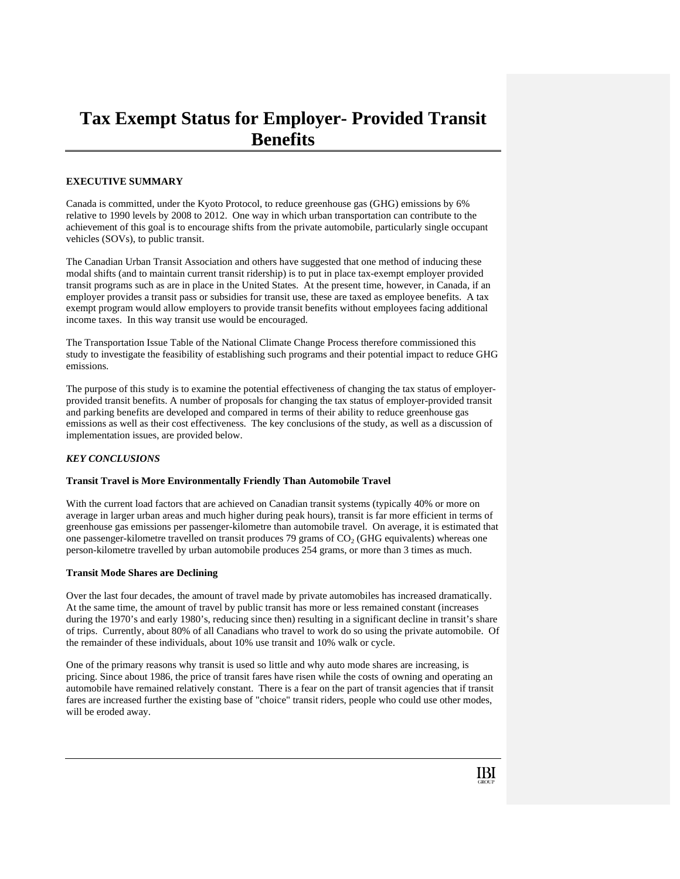# Tax Exempt Status for Employer- Provided Transit Benefits

**EXECUTIVE SUMMARY**

Canada is committed, under the Kyoto Protocol, to reduce greenhouse gas (GHG) emissions by 6% relative to 1990 levels by 2008 to 2012. One way in which urban transportation can contribute to the achievement of this goal is to encourage shifts from the private automobile, particularly single occupant vehicles (SOVs), to public transit.

The Canadian Urban Transit Association and others have suggested that one method of inducing these modal shifts (and to maintain current transit ridership) is to put in place tax-exempt employer provided transit programs such as are in place in the United States. At the present time, however, in Canada, if an employer provides a transit pass or subsidies for transit use, these are taxed as employee benefits. A tax exempt program would allow employers to provide transit benefits without employees facing additional income taxes. In this way transit use would be encouraged.

The Transportation Issue Table of the National Climate Change Process therefore commissioned this study to investigate the feasibility of establishing such programs and their potential impact to reduce GHG emissions.

The purpose of this study is to examine the potential effectiveness of changing the tax status of employer-provided transit benefits. A number of proposals for changing the tax status of employer-provided transit and parking benefits are developed and compared in terms of their ability to reduce greenhouse gas emissions as well as their cost effectiveness. The key conclusions of the study, as well as a discussion of implementation issues, are provided below.

***KEY CONCLUSIONS***

**Transit Travel is More Environmentally Friendly Than Automobile Travel**

With the current load factors that are achieved on Canadian transit systems (typically 40% or more on average in larger urban areas and much higher during peak hours), transit is far more efficient in terms of greenhouse gas emissions per passenger-kilometre than automobile travel. On average, it is estimated that one passenger-kilometre travelled on transit produces 79 grams of $CO_2$ (GHG equivalents) whereas one person-kilometre travelled by urban automobile produces 254 grams, or more than 3 times as much.

**Transit Mode Shares are Declining**

Over the last four decades, the amount of travel made by private automobiles has increased dramatically. At the same time, the amount of travel by public transit has more or less remained constant (increases during the 1970's and early 1980's, reducing since then) resulting in a significant decline in transit's share of trips. Currently, about 80% of all Canadians who travel to work do so using the private automobile. Of the remainder of these individuals, about 10% use transit and 10% walk or cycle.

One of the primary reasons why transit is used so little and why auto mode shares are increasing, is pricing. Since about 1986, the price of transit fares have risen while the costs of owning and operating an automobile have remained relatively constant. There is a fear on the part of transit agencies that if transit fares are increased further the existing base of "choice" transit riders, people who could use other modes, will be eroded away.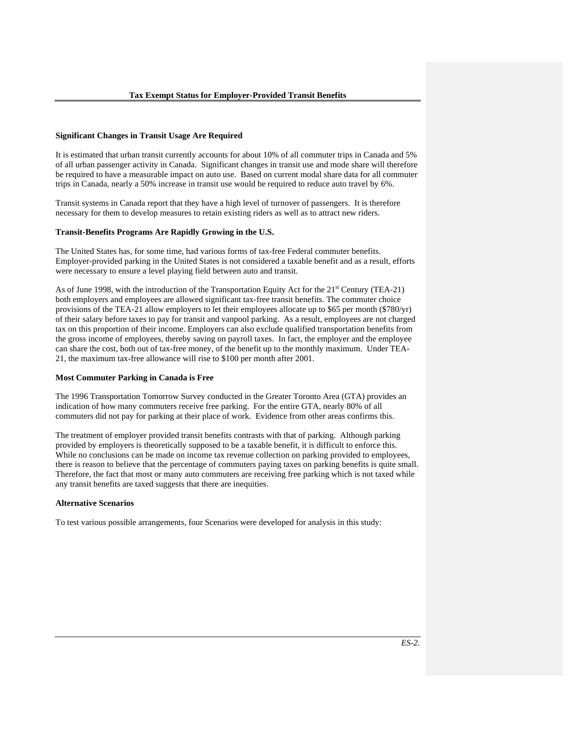## Significant Changes in Transit Usage Are Required

It is estimated that urban transit currently accounts for about 10% of all commuter trips in Canada and 5% of all urban passenger activity in Canada. Significant changes in transit use and mode share will therefore be required to have a measurable impact on auto use. Based on current modal share data for all commuter trips in Canada, nearly a 50% increase in transit use would be required to reduce auto travel by 6%.

Transit systems in Canada report that they have a high level of turnover of passengers. It is therefore necessary for them to develop measures to retain existing riders as well as to attract new riders.

## Transit-Benefits Programs Are Rapidly Growing in the U.S.

The United States has, for some time, had various forms of tax-free Federal commuter benefits. Employer-provided parking in the United States is not considered a taxable benefit and as a result, efforts were necessary to ensure a level playing field between auto and transit.

As of June 1998, with the introduction of the Transportation Equity Act for the 21st Century (TEA-21) both employers and employees are allowed significant tax-free transit benefits. The commuter choice provisions of the TEA-21 allow employers to let their employees allocate up to $65 per month ($780/yr) of their salary before taxes to pay for transit and vanpool parking. As a result, employees are not charged tax on this proportion of their income. Employers can also exclude qualified transportation benefits from the gross income of employees, thereby saving on payroll taxes. In fact, the employer and the employee can share the cost, both out of tax-free money, of the benefit up to the monthly maximum. Under TEA-21, the maximum tax-free allowance will rise to $100 per month after 2001.

## Most Commuter Parking in Canada is Free

The 1996 Transportation Tomorrow Survey conducted in the Greater Toronto Area (GTA) provides an indication of how many commuters receive free parking. For the entire GTA, nearly 80% of all commuters did not pay for parking at their place of work. Evidence from other areas confirms this.

The treatment of employer provided transit benefits contrasts with that of parking. Although parking provided by employers is theoretically supposed to be a taxable benefit, it is difficult to enforce this. While no conclusions can be made on income tax revenue collection on parking provided to employees, there is reason to believe that the percentage of commuters paying taxes on parking benefits is quite small. Therefore, the fact that most or many auto commuters are receiving free parking which is not taxed while any transit benefits are taxed suggests that there are inequities.

## Alternative Scenarios

To test various possible arrangements, four Scenarios were developed for analysis in this study: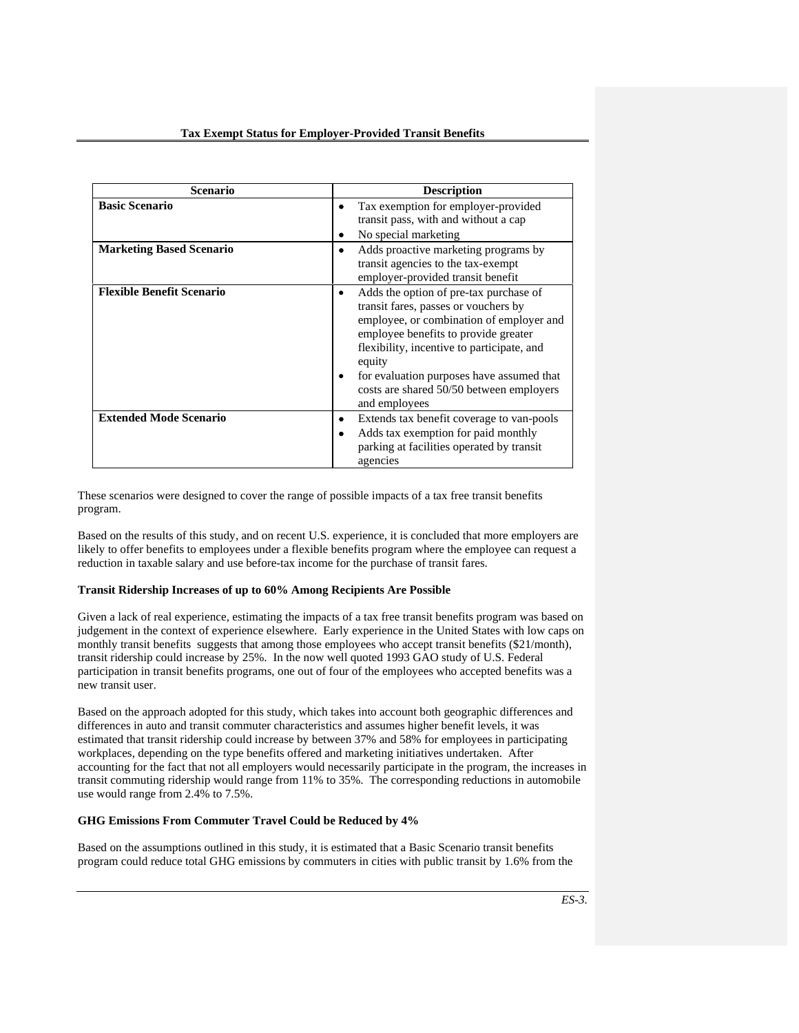| Scenario | Description |
|---|---|
| **Basic Scenario** | • Tax exemption for employer-provided transit pass, with and without a cap<br>• No special marketing |
| **Marketing Based Scenario** | • Adds proactive marketing programs by transit agencies to the tax-exempt employer-provided transit benefit |
| **Flexible Benefit Scenario** | • Adds the option of pre-tax purchase of transit fares, passes or vouchers by employee, or combination of employer and employee benefits to provide greater flexibility, incentive to participate, and equity<br>• for evaluation purposes have assumed that costs are shared 50/50 between employers and employees |
| **Extended Mode Scenario** | • Extends tax benefit coverage to van-pools<br>• Adds tax exemption for paid monthly parking at facilities operated by transit agencies |

These scenarios were designed to cover the range of possible impacts of a tax free transit benefits program.

Based on the results of this study, and on recent U.S. experience, it is concluded that more employers are likely to offer benefits to employees under a flexible benefits program where the employee can request a reduction in taxable salary and use before-tax income for the purchase of transit fares.

**Transit Ridership Increases of up to 60% Among Recipients Are Possible**

Given a lack of real experience, estimating the impacts of a tax free transit benefits program was based on judgement in the context of experience elsewhere. Early experience in the United States with low caps on monthly transit benefits suggests that among those employees who accept transit benefits ($21/month), transit ridership could increase by 25%. In the now well quoted 1993 GAO study of U.S. Federal participation in transit benefits programs, one out of four of the employees who accepted benefits was a new transit user.

Based on the approach adopted for this study, which takes into account both geographic differences and differences in auto and transit commuter characteristics and assumes higher benefit levels, it was estimated that transit ridership could increase by between 37% and 58% for employees in participating workplaces, depending on the type benefits offered and marketing initiatives undertaken. After accounting for the fact that not all employers would necessarily participate in the program, the increases in transit commuting ridership would range from 11% to 35%. The corresponding reductions in automobile use would range from 2.4% to 7.5%.

**GHG Emissions From Commuter Travel Could be Reduced by 4%**

Based on the assumptions outlined in this study, it is estimated that a Basic Scenario transit benefits program could reduce total GHG emissions by commuters in cities with public transit by 1.6% from the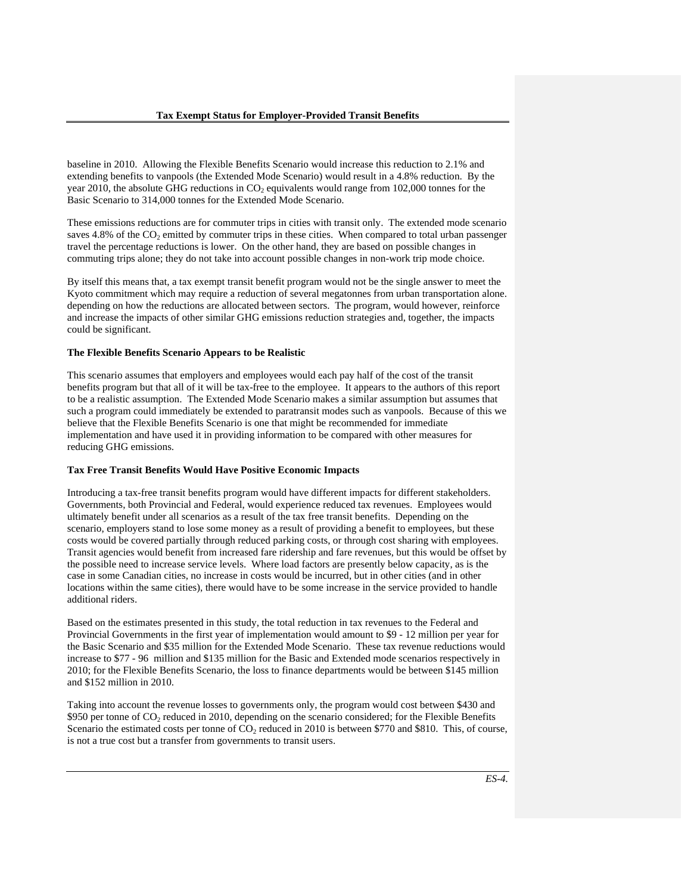baseline in 2010. Allowing the Flexible Benefits Scenario would increase this reduction to 2.1% and extending benefits to vanpools (the Extended Mode Scenario) would result in a 4.8% reduction. By the year 2010, the absolute GHG reductions in $CO_2$ equivalents would range from 102,000 tonnes for the Basic Scenario to 314,000 tonnes for the Extended Mode Scenario.

These emissions reductions are for commuter trips in cities with transit only. The extended mode scenario saves 4.8% of the $CO_2$ emitted by commuter trips in these cities. When compared to total urban passenger travel the percentage reductions is lower. On the other hand, they are based on possible changes in commuting trips alone; they do not take into account possible changes in non-work trip mode choice.

By itself this means that, a tax exempt transit benefit program would not be the single answer to meet the Kyoto commitment which may require a reduction of several megatonnes from urban transportation alone. depending on how the reductions are allocated between sectors. The program, would however, reinforce and increase the impacts of other similar GHG emissions reduction strategies and, together, the impacts could be significant.

**The Flexible Benefits Scenario Appears to be Realistic**

This scenario assumes that employers and employees would each pay half of the cost of the transit benefits program but that all of it will be tax-free to the employee. It appears to the authors of this report to be a realistic assumption. The Extended Mode Scenario makes a similar assumption but assumes that such a program could immediately be extended to paratransit modes such as vanpools. Because of this we believe that the Flexible Benefits Scenario is one that might be recommended for immediate implementation and have used it in providing information to be compared with other measures for reducing GHG emissions.

**Tax Free Transit Benefits Would Have Positive Economic Impacts**

Introducing a tax-free transit benefits program would have different impacts for different stakeholders. Governments, both Provincial and Federal, would experience reduced tax revenues. Employees would ultimately benefit under all scenarios as a result of the tax free transit benefits. Depending on the scenario, employers stand to lose some money as a result of providing a benefit to employees, but these costs would be covered partially through reduced parking costs, or through cost sharing with employees. Transit agencies would benefit from increased fare ridership and fare revenues, but this would be offset by the possible need to increase service levels. Where load factors are presently below capacity, as is the case in some Canadian cities, no increase in costs would be incurred, but in other cities (and in other locations within the same cities), there would have to be some increase in the service provided to handle additional riders.

Based on the estimates presented in this study, the total reduction in tax revenues to the Federal and Provincial Governments in the first year of implementation would amount to \$9 - 12 million per year for the Basic Scenario and \$35 million for the Extended Mode Scenario. These tax revenue reductions would increase to \$77 - 96 million and \$135 million for the Basic and Extended mode scenarios respectively in 2010; for the Flexible Benefits Scenario, the loss to finance departments would be between \$145 million and \$152 million in 2010.

Taking into account the revenue losses to governments only, the program would cost between \$430 and \$950 per tonne of $CO_2$ reduced in 2010, depending on the scenario considered; for the Flexible Benefits Scenario the estimated costs per tonne of $CO_2$ reduced in 2010 is between \$770 and \$810. This, of course, is not a true cost but a transfer from governments to transit users.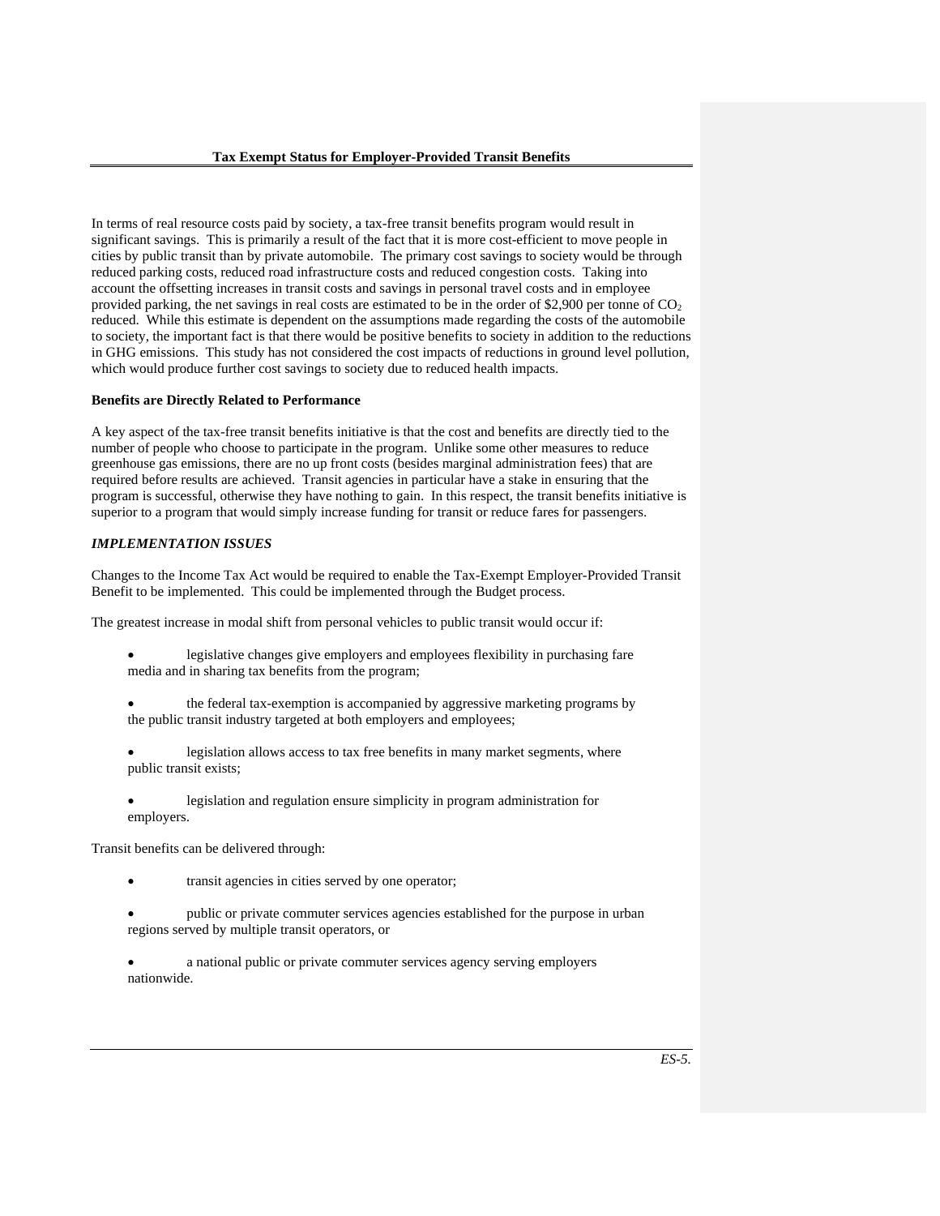In terms of real resource costs paid by society, a tax-free transit benefits program would result in significant savings. This is primarily a result of the fact that it is more cost-efficient to move people in cities by public transit than by private automobile. The primary cost savings to society would be through reduced parking costs, reduced road infrastructure costs and reduced congestion costs. Taking into account the offsetting increases in transit costs and savings in personal travel costs and in employee provided parking, the net savings in real costs are estimated to be in the order of $2,900 per tonne of $CO_2$ reduced. While this estimate is dependent on the assumptions made regarding the costs of the automobile to society, the important fact is that there would be positive benefits to society in addition to the reductions in GHG emissions. This study has not considered the cost impacts of reductions in ground level pollution, which would produce further cost savings to society due to reduced health impacts.

**Benefits are Directly Related to Performance**

A key aspect of the tax-free transit benefits initiative is that the cost and benefits are directly tied to the number of people who choose to participate in the program. Unlike some other measures to reduce greenhouse gas emissions, there are no up front costs (besides marginal administration fees) that are required before results are achieved. Transit agencies in particular have a stake in ensuring that the program is successful, otherwise they have nothing to gain. In this respect, the transit benefits initiative is superior to a program that would simply increase funding for transit or reduce fares for passengers.

***IMPLEMENTATION ISSUES***

Changes to the Income Tax Act would be required to enable the Tax-Exempt Employer-Provided Transit Benefit to be implemented. This could be implemented through the Budget process.

The greatest increase in modal shift from personal vehicles to public transit would occur if:

- legislative changes give employers and employees flexibility in purchasing fare media and in sharing tax benefits from the program;
- the federal tax-exemption is accompanied by aggressive marketing programs by the public transit industry targeted at both employers and employees;
- legislation allows access to tax free benefits in many market segments, where public transit exists;
- legislation and regulation ensure simplicity in program administration for employers.

Transit benefits can be delivered through:

- transit agencies in cities served by one operator;
- public or private commuter services agencies established for the purpose in urban regions served by multiple transit operators, or
- a national public or private commuter services agency serving employers nationwide.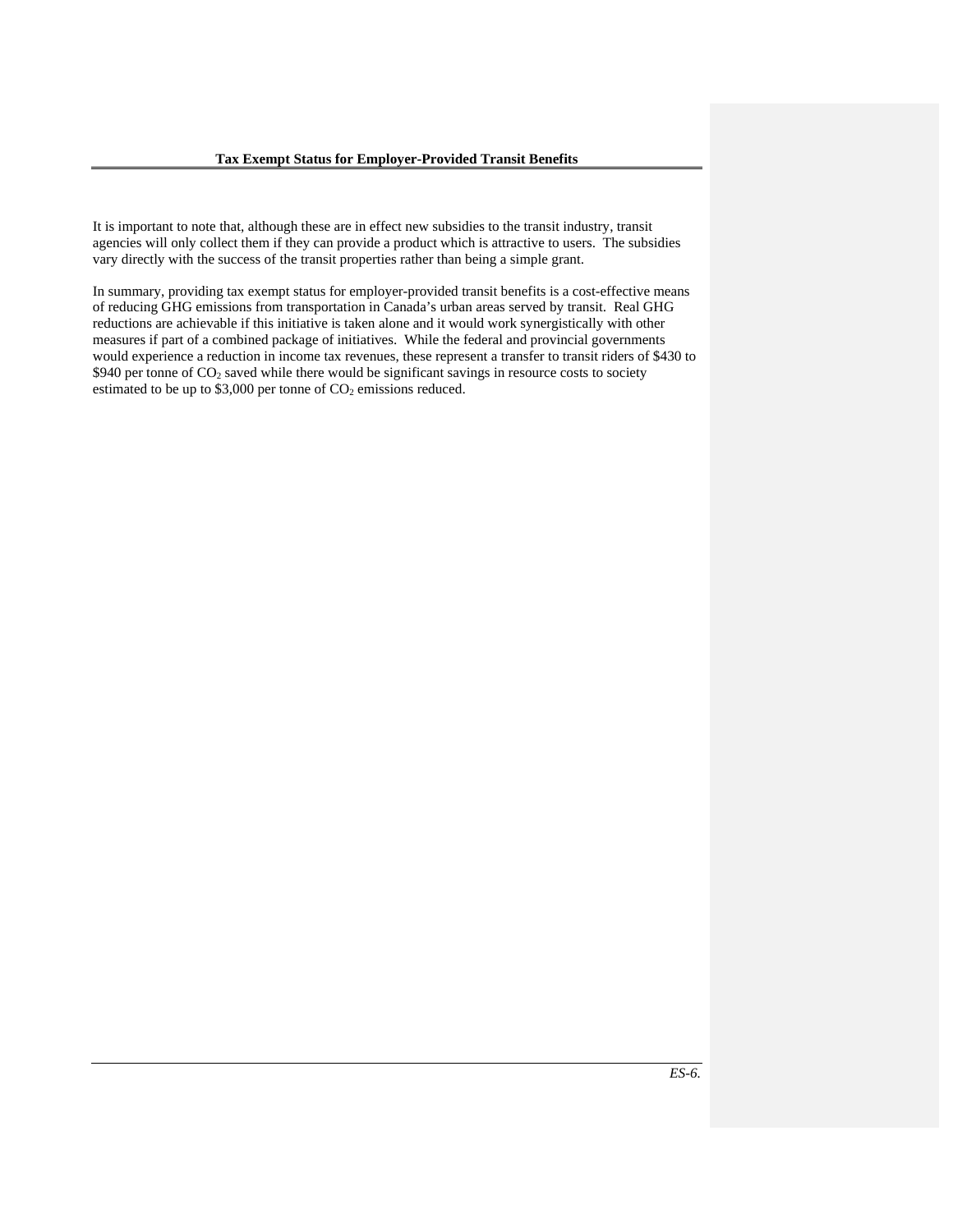It is important to note that, although these are in effect new subsidies to the transit industry, transit agencies will only collect them if they can provide a product which is attractive to users. The subsidies vary directly with the success of the transit properties rather than being a simple grant.

In summary, providing tax exempt status for employer-provided transit benefits is a cost-effective means of reducing GHG emissions from transportation in Canada's urban areas served by transit. Real GHG reductions are achievable if this initiative is taken alone and it would work synergistically with other measures if part of a combined package of initiatives. While the federal and provincial governments would experience a reduction in income tax revenues, these represent a transfer to transit riders of $430 to $940 per tonne of $CO_2$ saved while there would be significant savings in resource costs to society estimated to be up to $3,000 per tonne of $CO_2$ emissions reduced.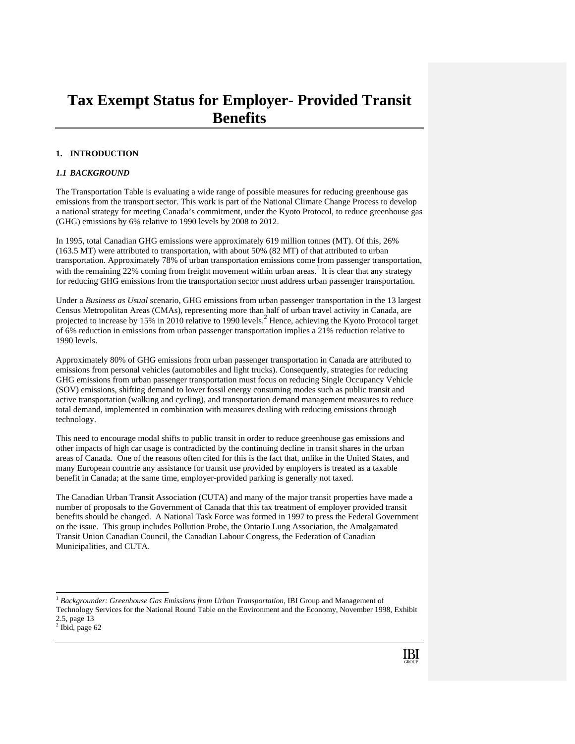# Tax Exempt Status for Employer- Provided Transit Benefits

## 1. INTRODUCTION

### *1.1 BACKGROUND*

The Transportation Table is evaluating a wide range of possible measures for reducing greenhouse gas emissions from the transport sector. This work is part of the National Climate Change Process to develop a national strategy for meeting Canada's commitment, under the Kyoto Protocol, to reduce greenhouse gas (GHG) emissions by 6% relative to 1990 levels by 2008 to 2012.

In 1995, total Canadian GHG emissions were approximately 619 million tonnes (MT). Of this, 26% (163.5 MT) were attributed to transportation, with about 50% (82 MT) of that attributed to urban transportation. Approximately 78% of urban transportation emissions come from passenger transportation, with the remaining 22% coming from freight movement within urban areas.[1] It is clear that any strategy for reducing GHG emissions from the transportation sector must address urban passenger transportation.

Under a *Business as Usual* scenario, GHG emissions from urban passenger transportation in the 13 largest Census Metropolitan Areas (CMAs), representing more than half of urban travel activity in Canada, are projected to increase by 15% in 2010 relative to 1990 levels.[2] Hence, achieving the Kyoto Protocol target of 6% reduction in emissions from urban passenger transportation implies a 21% reduction relative to 1990 levels.

Approximately 80% of GHG emissions from urban passenger transportation in Canada are attributed to emissions from personal vehicles (automobiles and light trucks). Consequently, strategies for reducing GHG emissions from urban passenger transportation must focus on reducing Single Occupancy Vehicle (SOV) emissions, shifting demand to lower fossil energy consuming modes such as public transit and active transportation (walking and cycling), and transportation demand management measures to reduce total demand, implemented in combination with measures dealing with reducing emissions through technology.

This need to encourage modal shifts to public transit in order to reduce greenhouse gas emissions and other impacts of high car usage is contradicted by the continuing decline in transit shares in the urban areas of Canada. One of the reasons often cited for this is the fact that, unlike in the United States, and many European countrie any assistance for transit use provided by employers is treated as a taxable benefit in Canada; at the same time, employer-provided parking is generally not taxed.

The Canadian Urban Transit Association (CUTA) and many of the major transit properties have made a number of proposals to the Government of Canada that this tax treatment of employer provided transit benefits should be changed. A National Task Force was formed in 1997 to press the Federal Government on the issue. This group includes Pollution Probe, the Ontario Lung Association, the Amalgamated Transit Union Canadian Council, the Canadian Labour Congress, the Federation of Canadian Municipalities, and CUTA.

---

[1] *Backgrounder: Greenhouse Gas Emissions from Urban Transportation,* IBI Group and Management of Technology Services for the National Round Table on the Environment and the Economy, November 1998, Exhibit 2.5, page 13

[2] Ibid, page 62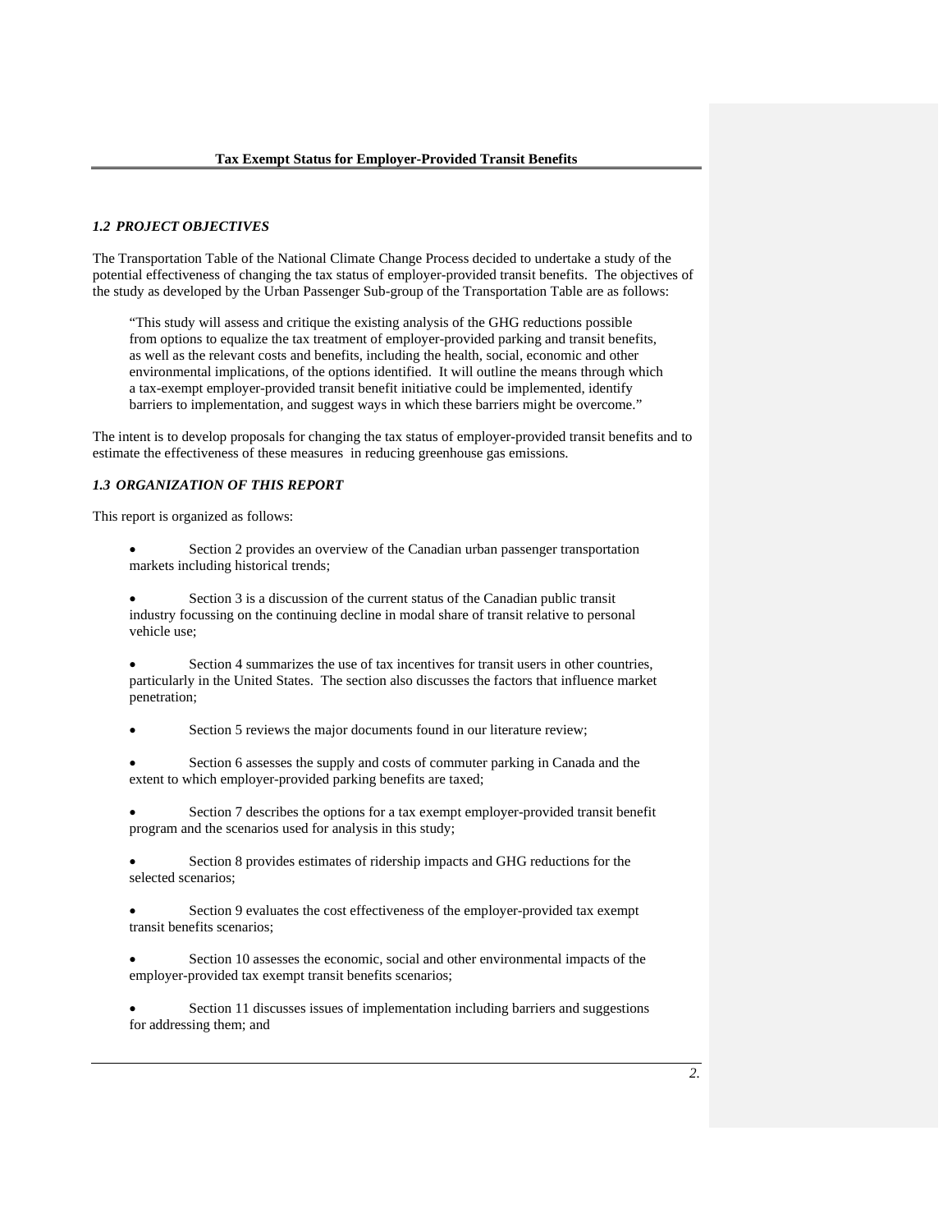### *1.2 PROJECT OBJECTIVES*

The Transportation Table of the National Climate Change Process decided to undertake a study of the potential effectiveness of changing the tax status of employer-provided transit benefits. The objectives of the study as developed by the Urban Passenger Sub-group of the Transportation Table are as follows:

> "This study will assess and critique the existing analysis of the GHG reductions possible from options to equalize the tax treatment of employer-provided parking and transit benefits, as well as the relevant costs and benefits, including the health, social, economic and other environmental implications, of the options identified. It will outline the means through which a tax-exempt employer-provided transit benefit initiative could be implemented, identify barriers to implementation, and suggest ways in which these barriers might be overcome."

The intent is to develop proposals for changing the tax status of employer-provided transit benefits and to estimate the effectiveness of these measures in reducing greenhouse gas emissions.

### *1.3 ORGANIZATION OF THIS REPORT*

This report is organized as follows:

- Section 2 provides an overview of the Canadian urban passenger transportation markets including historical trends;
- Section 3 is a discussion of the current status of the Canadian public transit industry focussing on the continuing decline in modal share of transit relative to personal vehicle use;
- Section 4 summarizes the use of tax incentives for transit users in other countries, particularly in the United States. The section also discusses the factors that influence market penetration;
- Section 5 reviews the major documents found in our literature review;
- Section 6 assesses the supply and costs of commuter parking in Canada and the extent to which employer-provided parking benefits are taxed;
- Section 7 describes the options for a tax exempt employer-provided transit benefit program and the scenarios used for analysis in this study;
- Section 8 provides estimates of ridership impacts and GHG reductions for the selected scenarios;
- Section 9 evaluates the cost effectiveness of the employer-provided tax exempt transit benefits scenarios;
- Section 10 assesses the economic, social and other environmental impacts of the employer-provided tax exempt transit benefits scenarios;
- Section 11 discusses issues of implementation including barriers and suggestions for addressing them; and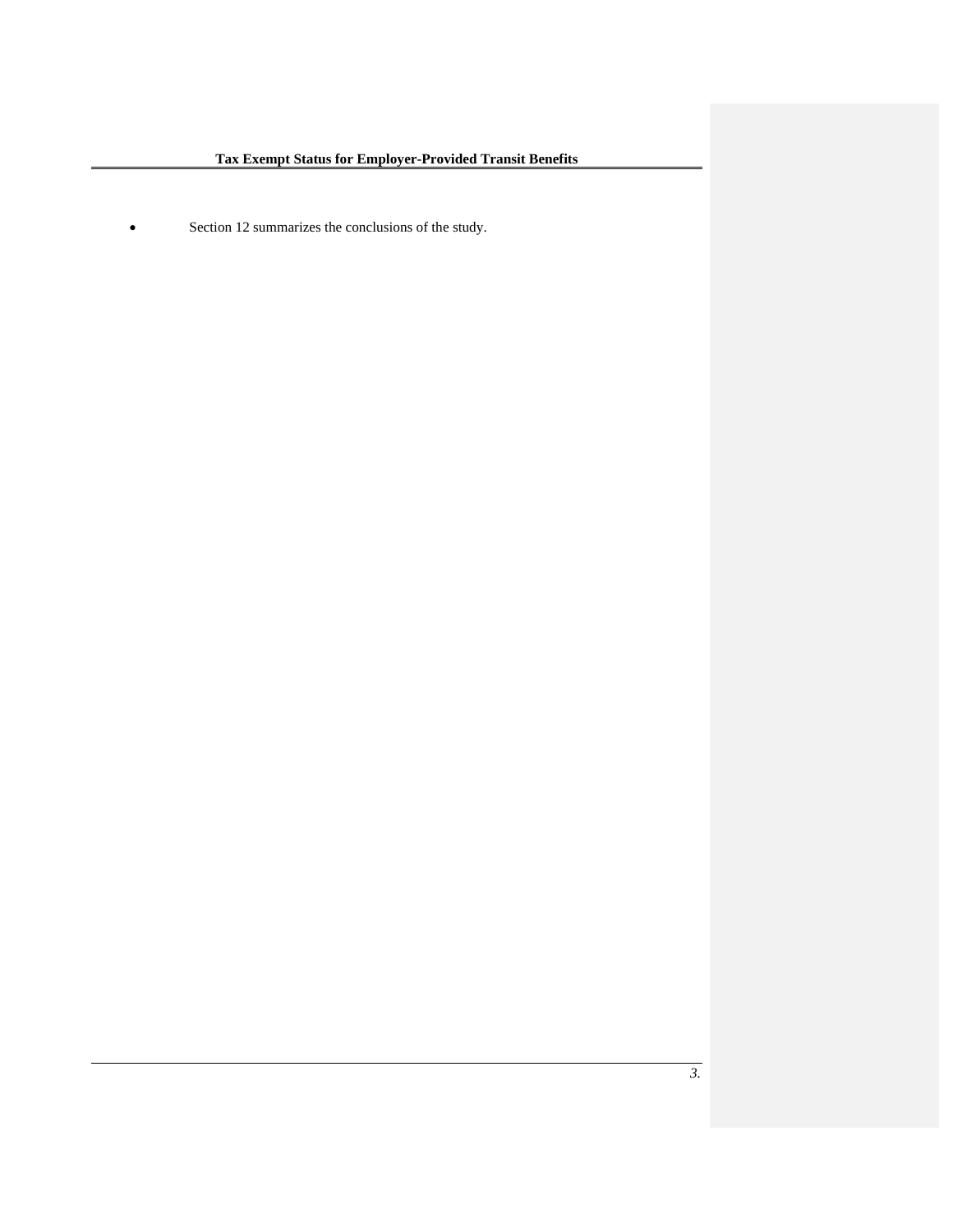- Section 12 summarizes the conclusions of the study.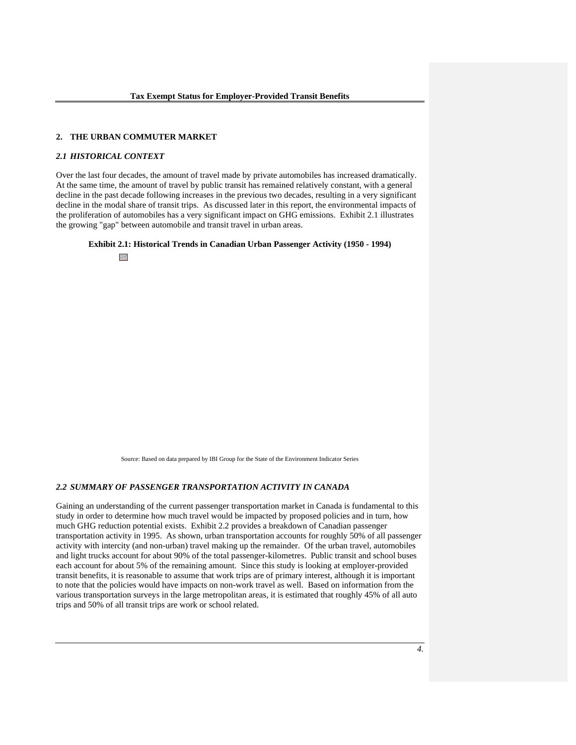## 2. THE URBAN COMMUTER MARKET

### *2.1 HISTORICAL CONTEXT*

Over the last four decades, the amount of travel made by private automobiles has increased dramatically. At the same time, the amount of travel by public transit has remained relatively constant, with a general decline in the past decade following increases in the previous two decades, resulting in a very significant decline in the modal share of transit trips. As discussed later in this report, the environmental impacts of the proliferation of automobiles has a very significant impact on GHG emissions. Exhibit 2.1 illustrates the growing "gap" between automobile and transit travel in urban areas.

**Exhibit 2.1: Historical Trends in Canadian Urban Passenger Activity (1950 - 1994)**

Source: Based on data prepared by IBI Group for the State of the Environment Indicator Series

### *2.2 SUMMARY OF PASSENGER TRANSPORTATION ACTIVITY IN CANADA*

Gaining an understanding of the current passenger transportation market in Canada is fundamental to this study in order to determine how much travel would be impacted by proposed policies and in turn, how much GHG reduction potential exists. Exhibit 2.2 provides a breakdown of Canadian passenger transportation activity in 1995. As shown, urban transportation accounts for roughly 50% of all passenger activity with intercity (and non-urban) travel making up the remainder. Of the urban travel, automobiles and light trucks account for about 90% of the total passenger-kilometres. Public transit and school buses each account for about 5% of the remaining amount. Since this study is looking at employer-provided transit benefits, it is reasonable to assume that work trips are of primary interest, although it is important to note that the policies would have impacts on non-work travel as well. Based on information from the various transportation surveys in the large metropolitan areas, it is estimated that roughly 45% of all auto trips and 50% of all transit trips are work or school related.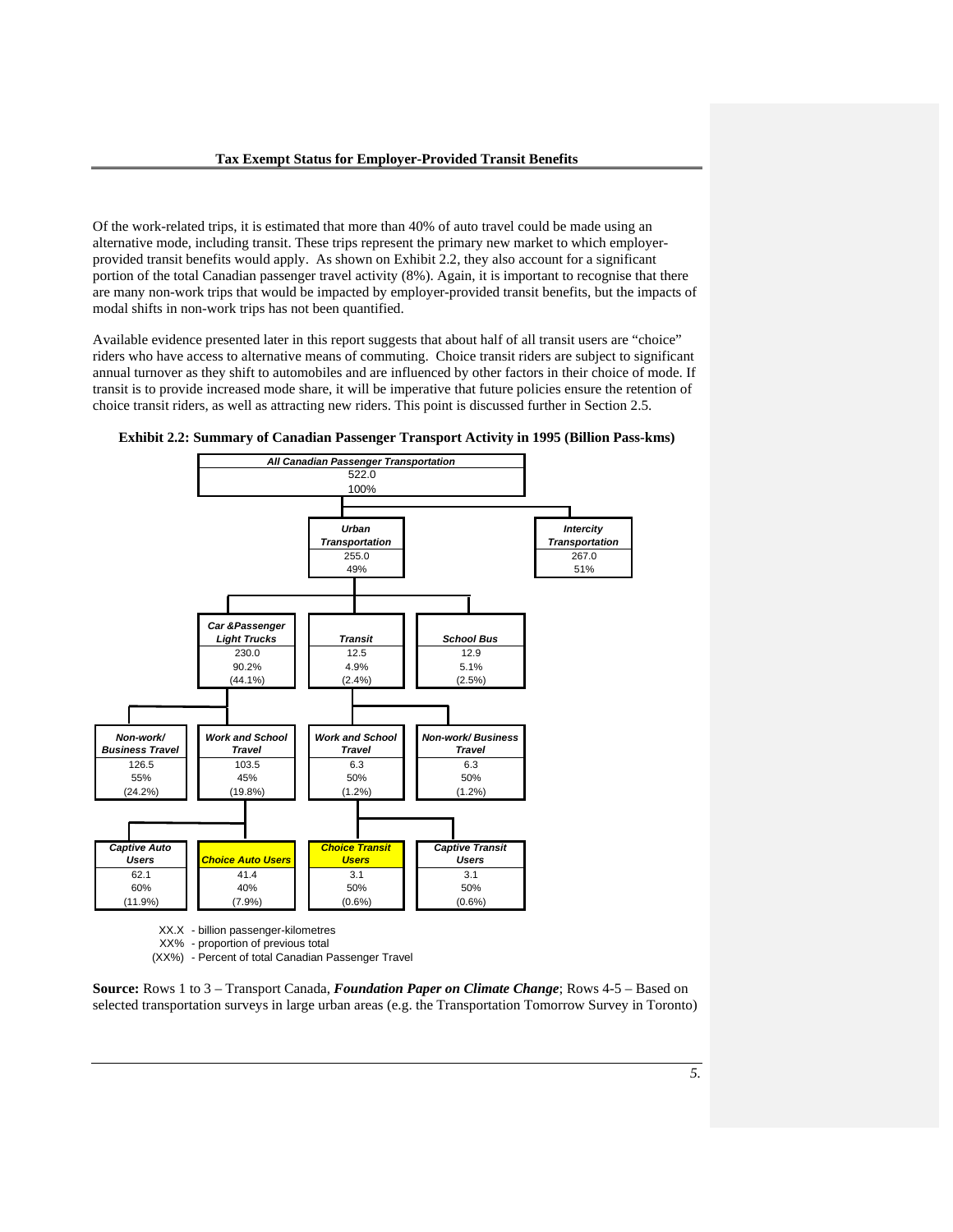Of the work-related trips, it is estimated that more than 40% of auto travel could be made using an alternative mode, including transit. These trips represent the primary new market to which employer-provided transit benefits would apply. As shown on Exhibit 2.2, they also account for a significant portion of the total Canadian passenger travel activity (8%). Again, it is important to recognise that there are many non-work trips that would be impacted by employer-provided transit benefits, but the impacts of modal shifts in non-work trips has not been quantified.

Available evidence presented later in this report suggests that about half of all transit users are "choice" riders who have access to alternative means of commuting. Choice transit riders are subject to significant annual turnover as they shift to automobiles and are influenced by other factors in their choice of mode. If transit is to provide increased mode share, it will be imperative that future policies ensure the retention of choice transit riders, as well as attracting new riders. This point is discussed further in Section 2.5.

**Exhibit 2.2: Summary of Canadian Passenger Transport Activity in 1995 (Billion Pass-kms)**

- ***All Canadian Passenger Transportation*** — 522.0; 100%
  - ***Urban Transportation*** — 255.0; 49%
    - ***Car &Passenger Light Trucks*** — 230.0; 90.2%; (44.1%)
      - ***Non-work/ Business Travel*** — 126.5; 55%; (24.2%)
      - ***Work and School Travel*** — 103.5; 45%; (19.8%)
        - ***Captive Auto Users*** — 62.1; 60%; (11.9%)
        - ***Choice Auto Users*** — 41.4; 40%; (7.9%)
    - ***Transit*** — 12.5; 4.9%; (2.4%)
      - ***Work and School Travel*** — 6.3; 50%; (1.2%)
        - ***Choice Transit Users*** — 3.1; 50%; (0.6%)
        - ***Captive Transit Users*** — 3.1; 50%; (0.6%)
      - ***Non-work/ Business Travel*** — 6.3; 50%; (1.2%)
    - ***School Bus*** — 12.9; 5.1%; (2.5%)
  - ***Intercity Transportation*** — 267.0; 51%

XX.X - billion passenger-kilometres
XX% - proportion of previous total
(XX%) - Percent of total Canadian Passenger Travel

**Source:** Rows 1 to 3 – Transport Canada, ***Foundation Paper on Climate Change***; Rows 4-5 – Based on selected transportation surveys in large urban areas (e.g. the Transportation Tomorrow Survey in Toronto)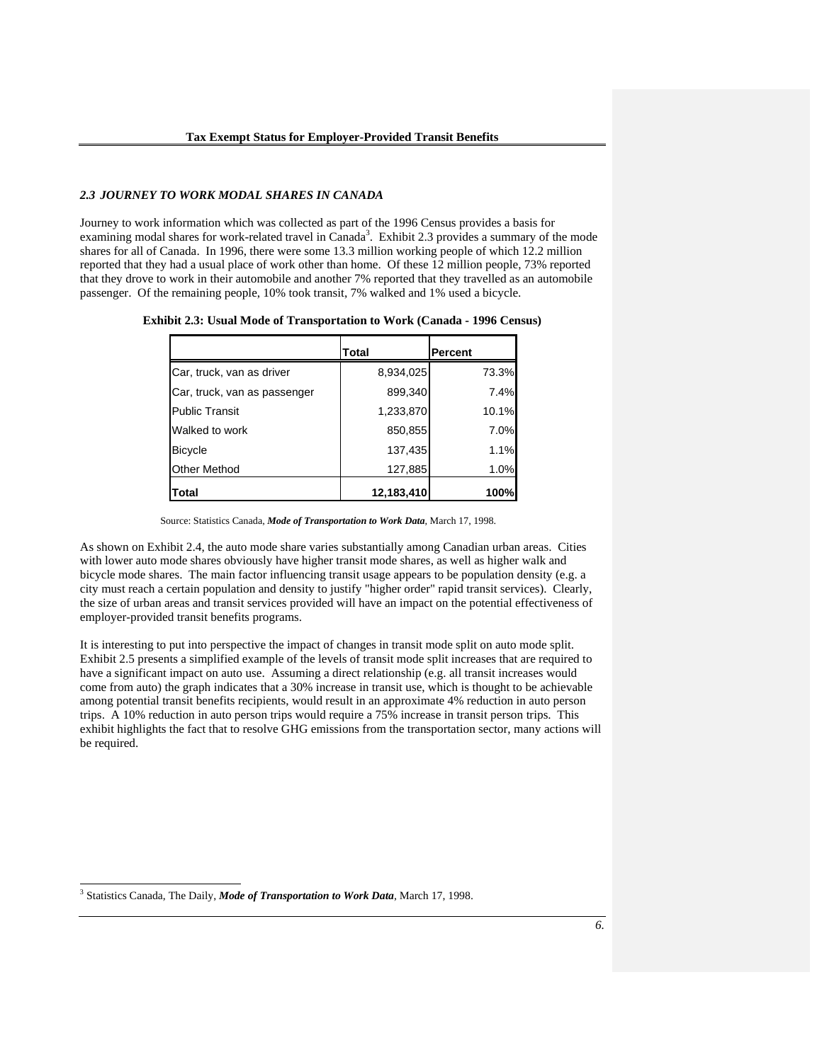### *2.3 JOURNEY TO WORK MODAL SHARES IN CANADA*

Journey to work information which was collected as part of the 1996 Census provides a basis for examining modal shares for work-related travel in Canada[3]. Exhibit 2.3 provides a summary of the mode shares for all of Canada. In 1996, there were some 13.3 million working people of which 12.2 million reported that they had a usual place of work other than home. Of these 12 million people, 73% reported that they drove to work in their automobile and another 7% reported that they travelled as an automobile passenger. Of the remaining people, 10% took transit, 7% walked and 1% used a bicycle.

**Exhibit 2.3: Usual Mode of Transportation to Work (Canada - 1996 Census)**

| | Total | Percent |
|---|---|---|
| Car, truck, van as driver | 8,934,025 | 73.3% |
| Car, truck, van as passenger | 899,340 | 7.4% |
| Public Transit | 1,233,870 | 10.1% |
| Walked to work | 850,855 | 7.0% |
| Bicycle | 137,435 | 1.1% |
| Other Method | 127,885 | 1.0% |
| **Total** | **12,183,410** | **100%** |

Source: Statistics Canada, ***Mode of Transportation to Work Data***, March 17, 1998.

As shown on Exhibit 2.4, the auto mode share varies substantially among Canadian urban areas. Cities with lower auto mode shares obviously have higher transit mode shares, as well as higher walk and bicycle mode shares. The main factor influencing transit usage appears to be population density (e.g. a city must reach a certain population and density to justify "higher order" rapid transit services). Clearly, the size of urban areas and transit services provided will have an impact on the potential effectiveness of employer-provided transit benefits programs.

It is interesting to put into perspective the impact of changes in transit mode split on auto mode split. Exhibit 2.5 presents a simplified example of the levels of transit mode split increases that are required to have a significant impact on auto use. Assuming a direct relationship (e.g. all transit increases would come from auto) the graph indicates that a 30% increase in transit use, which is thought to be achievable among potential transit benefits recipients, would result in an approximate 4% reduction in auto person trips. A 10% reduction in auto person trips would require a 75% increase in transit person trips. This exhibit highlights the fact that to resolve GHG emissions from the transportation sector, many actions will be required.

---

[3] Statistics Canada, The Daily, ***Mode of Transportation to Work Data***, March 17, 1998.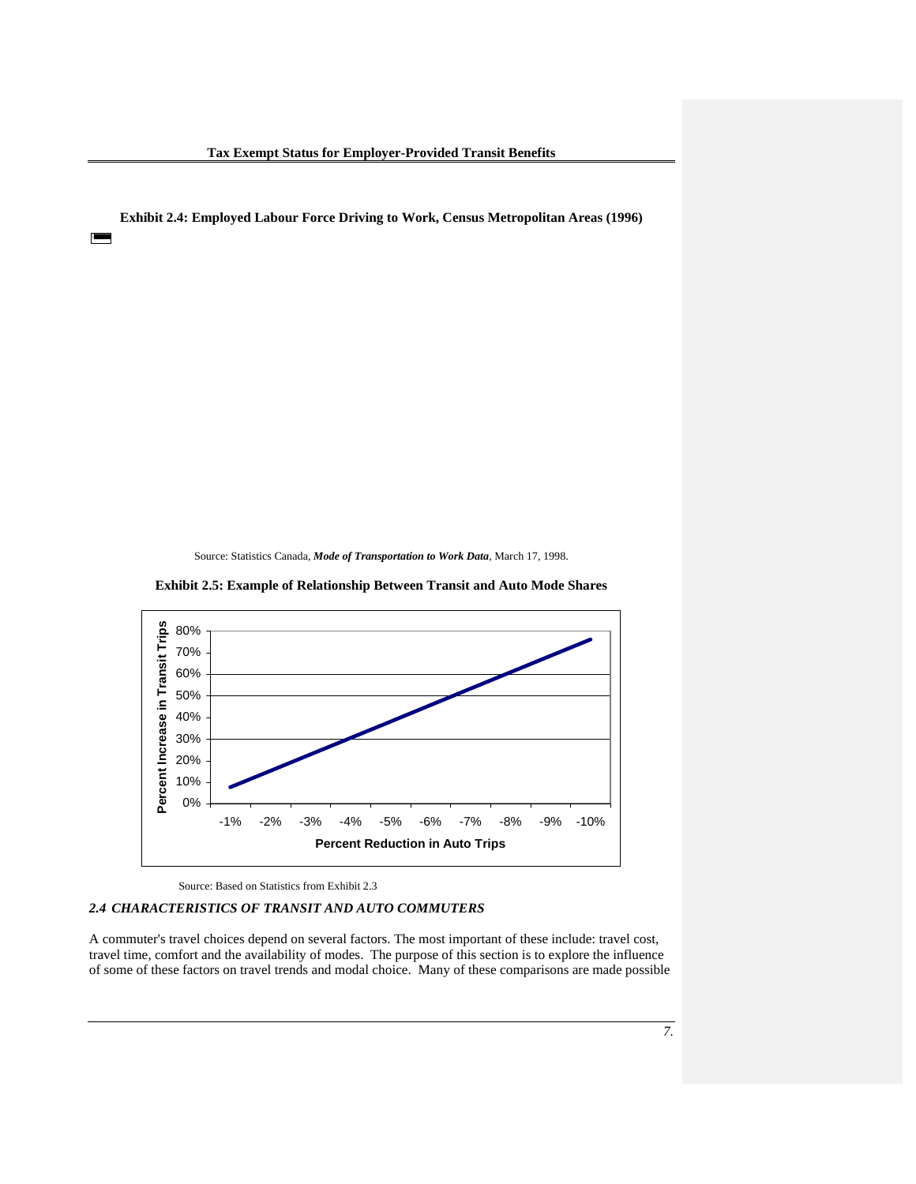**Exhibit 2.4: Employed Labour Force Driving to Work, Census Metropolitan Areas (1996)**

Source: Statistics Canada, ***Mode of Transportation to Work Data***, March 17, 1998.

**Exhibit 2.5: Example of Relationship Between Transit and Auto Mode Shares**

Source: Based on Statistics from Exhibit 2.3

### *2.4 CHARACTERISTICS OF TRANSIT AND AUTO COMMUTERS*

A commuter's travel choices depend on several factors. The most important of these include: travel cost, travel time, comfort and the availability of modes. The purpose of this section is to explore the influence of some of these factors on travel trends and modal choice. Many of these comparisons are made possible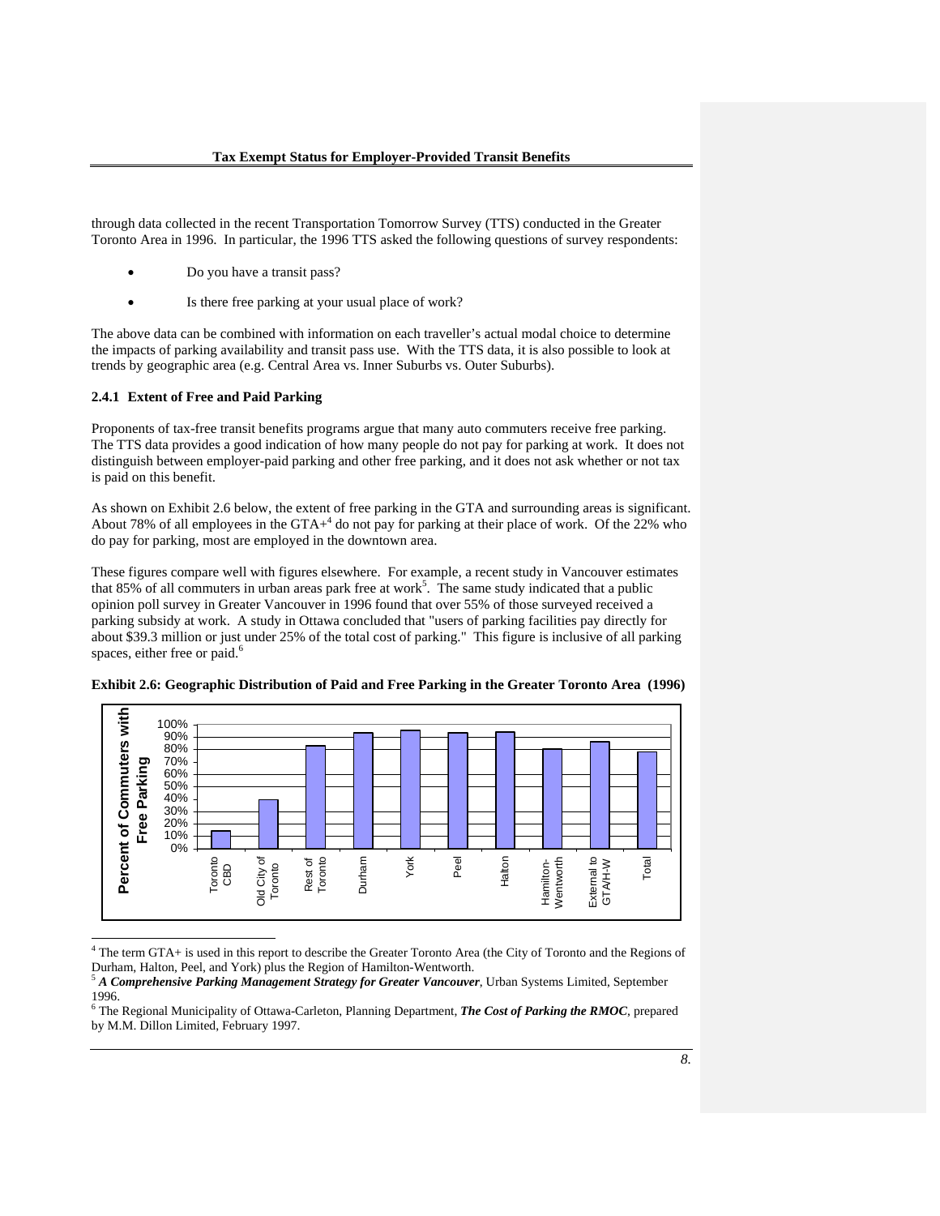through data collected in the recent Transportation Tomorrow Survey (TTS) conducted in the Greater Toronto Area in 1996. In particular, the 1996 TTS asked the following questions of survey respondents:

- Do you have a transit pass?
- Is there free parking at your usual place of work?

The above data can be combined with information on each traveller's actual modal choice to determine the impacts of parking availability and transit pass use. With the TTS data, it is also possible to look at trends by geographic area (e.g. Central Area vs. Inner Suburbs vs. Outer Suburbs).

### 2.4.1 Extent of Free and Paid Parking

Proponents of tax-free transit benefits programs argue that many auto commuters receive free parking. The TTS data provides a good indication of how many people do not pay for parking at work. It does not distinguish between employer-paid parking and other free parking, and it does not ask whether or not tax is paid on this benefit.

As shown on Exhibit 2.6 below, the extent of free parking in the GTA and surrounding areas is significant. About 78% of all employees in the GTA+[4] do not pay for parking at their place of work. Of the 22% who do pay for parking, most are employed in the downtown area.

These figures compare well with figures elsewhere. For example, a recent study in Vancouver estimates that 85% of all commuters in urban areas park free at work[5]. The same study indicated that a public opinion poll survey in Greater Vancouver in 1996 found that over 55% of those surveyed received a parking subsidy at work. A study in Ottawa concluded that "users of parking facilities pay directly for about $39.3 million or just under 25% of the total cost of parking." This figure is inclusive of all parking spaces, either free or paid.[6]

**Exhibit 2.6: Geographic Distribution of Paid and Free Parking in the Greater Toronto Area (1996)**

[Bar chart — y-axis: Percent of Commuters with Free Parking (0%–100%); x-axis categories: Toronto CBD, Old City of Toronto, Rest of Toronto, Durham, York, Peel, Halton, Hamilton-Wentworth, External to GTA/H-W, Total]

---

[4] The term GTA+ is used in this report to describe the Greater Toronto Area (the City of Toronto and the Regions of Durham, Halton, Peel, and York) plus the Region of Hamilton-Wentworth.

[5] ***A Comprehensive Parking Management Strategy for Greater Vancouver***, Urban Systems Limited, September 1996.

[6] The Regional Municipality of Ottawa-Carleton, Planning Department, ***The Cost of Parking the RMOC***, prepared by M.M. Dillon Limited, February 1997.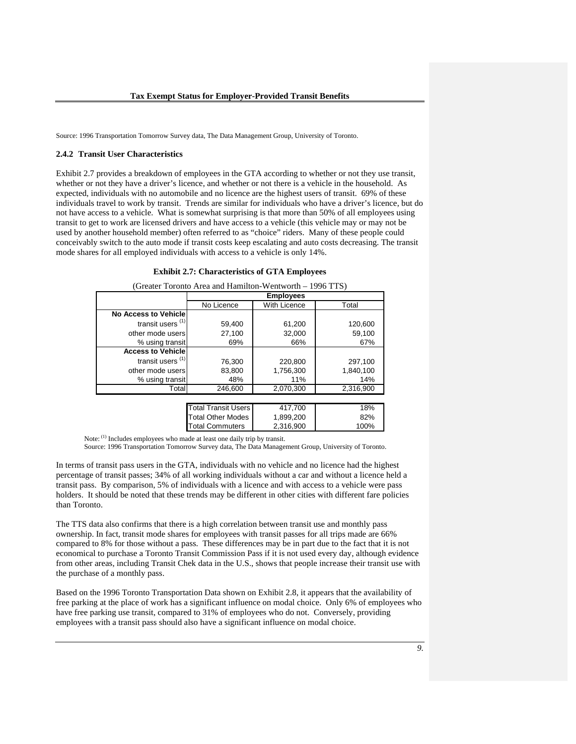Source: 1996 Transportation Tomorrow Survey data, The Data Management Group, University of Toronto.

### 2.4.2 Transit User Characteristics

Exhibit 2.7 provides a breakdown of employees in the GTA according to whether or not they use transit, whether or not they have a driver's licence, and whether or not there is a vehicle in the household. As expected, individuals with no automobile and no licence are the highest users of transit. 69% of these individuals travel to work by transit. Trends are similar for individuals who have a driver's licence, but do not have access to a vehicle. What is somewhat surprising is that more than 50% of all employees using transit to get to work are licensed drivers and have access to a vehicle (this vehicle may or may not be used by another household member) often referred to as "choice" riders. Many of these people could conceivably switch to the auto mode if transit costs keep escalating and auto costs decreasing. The transit mode shares for all employed individuals with access to a vehicle is only 14%.

**Exhibit 2.7: Characteristics of GTA Employees**

(Greater Toronto Area and Hamilton-Wentworth – 1996 TTS)

| | Employees | | |
|---|---|---|---|
| | No Licence | With Licence | Total |
| **No Access to Vehicle** | | | |
| transit users [(1)] | 59,400 | 61,200 | 120,600 |
| other mode users | 27,100 | 32,000 | 59,100 |
| % using transit | 69% | 66% | 67% |
| **Access to Vehicle** | | | |
| transit users [(1)] | 76,300 | 220,800 | 297,100 |
| other mode users | 83,800 | 1,756,300 | 1,840,100 |
| % using transit | 48% | 11% | 14% |
| Total | 246,600 | 2,070,300 | 2,316,900 |

| | | |
|---|---|---|
| Total Transit Users | 417,700 | 18% |
| Total Other Modes | 1,899,200 | 82% |
| Total Commuters | 2,316,900 | 100% |

Note: [(1)] Includes employees who made at least one daily trip by transit.
Source: 1996 Transportation Tomorrow Survey data, The Data Management Group, University of Toronto.

In terms of transit pass users in the GTA, individuals with no vehicle and no licence had the highest percentage of transit passes; 34% of all working individuals without a car and without a licence held a transit pass. By comparison, 5% of individuals with a licence and with access to a vehicle were pass holders. It should be noted that these trends may be different in other cities with different fare policies than Toronto.

The TTS data also confirms that there is a high correlation between transit use and monthly pass ownership. In fact, transit mode shares for employees with transit passes for all trips made are 66% compared to 8% for those without a pass. These differences may be in part due to the fact that it is not economical to purchase a Toronto Transit Commission Pass if it is not used every day, although evidence from other areas, including Transit Chek data in the U.S., shows that people increase their transit use with the purchase of a monthly pass.

Based on the 1996 Toronto Transportation Data shown on Exhibit 2.8, it appears that the availability of free parking at the place of work has a significant influence on modal choice. Only 6% of employees who have free parking use transit, compared to 31% of employees who do not. Conversely, providing employees with a transit pass should also have a significant influence on modal choice.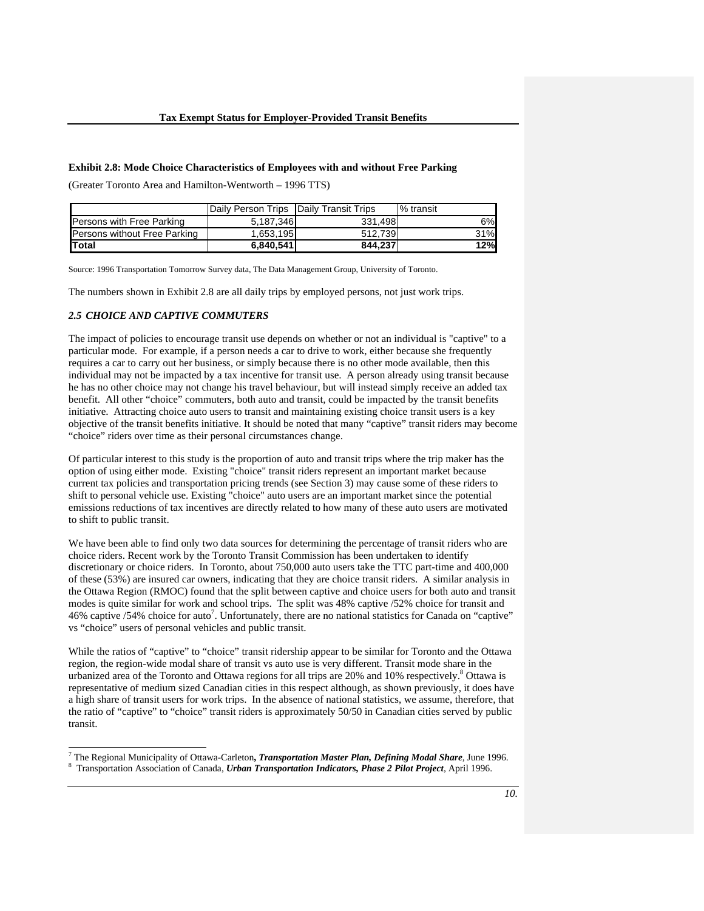**Exhibit 2.8: Mode Choice Characteristics of Employees with and without Free Parking**

(Greater Toronto Area and Hamilton-Wentworth – 1996 TTS)

| | Daily Person Trips | Daily Transit Trips | % transit |
|---|---|---|---|
| Persons with Free Parking | 5,187,346 | 331,498 | 6% |
| Persons without Free Parking | 1,653,195 | 512,739 | 31% |
| **Total** | **6,840,541** | **844,237** | **12%** |

Source: 1996 Transportation Tomorrow Survey data, The Data Management Group, University of Toronto.

The numbers shown in Exhibit 2.8 are all daily trips by employed persons, not just work trips.

### *2.5 CHOICE AND CAPTIVE COMMUTERS*

The impact of policies to encourage transit use depends on whether or not an individual is "captive" to a particular mode. For example, if a person needs a car to drive to work, either because she frequently requires a car to carry out her business, or simply because there is no other mode available, then this individual may not be impacted by a tax incentive for transit use. A person already using transit because he has no other choice may not change his travel behaviour, but will instead simply receive an added tax benefit. All other "choice" commuters, both auto and transit, could be impacted by the transit benefits initiative. Attracting choice auto users to transit and maintaining existing choice transit users is a key objective of the transit benefits initiative. It should be noted that many "captive" transit riders may become "choice" riders over time as their personal circumstances change.

Of particular interest to this study is the proportion of auto and transit trips where the trip maker has the option of using either mode. Existing "choice" transit riders represent an important market because current tax policies and transportation pricing trends (see Section 3) may cause some of these riders to shift to personal vehicle use. Existing "choice" auto users are an important market since the potential emissions reductions of tax incentives are directly related to how many of these auto users are motivated to shift to public transit.

We have been able to find only two data sources for determining the percentage of transit riders who are choice riders. Recent work by the Toronto Transit Commission has been undertaken to identify discretionary or choice riders. In Toronto, about 750,000 auto users take the TTC part-time and 400,000 of these (53%) are insured car owners, indicating that they are choice transit riders. A similar analysis in the Ottawa Region (RMOC) found that the split between captive and choice users for both auto and transit modes is quite similar for work and school trips. The split was 48% captive /52% choice for transit and 46% captive /54% choice for auto[7]. Unfortunately, there are no national statistics for Canada on "captive" vs "choice" users of personal vehicles and public transit.

While the ratios of "captive" to "choice" transit ridership appear to be similar for Toronto and the Ottawa region, the region-wide modal share of transit vs auto use is very different. Transit mode share in the urbanized area of the Toronto and Ottawa regions for all trips are 20% and 10% respectively.[8] Ottawa is representative of medium sized Canadian cities in this respect although, as shown previously, it does have a high share of transit users for work trips. In the absence of national statistics, we assume, therefore, that the ratio of "captive" to "choice" transit riders is approximately 50/50 in Canadian cities served by public transit.

---

[7] The Regional Municipality of Ottawa-Carleton***, Transportation Master Plan, Defining Modal Share***, June 1996.

[8] Transportation Association of Canada, ***Urban Transportation Indicators, Phase 2 Pilot Project***, April 1996.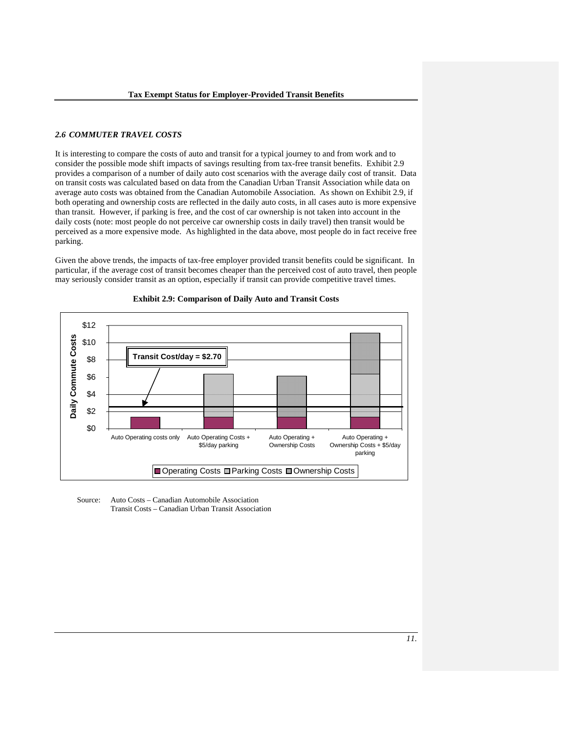### 2.6 COMMUTER TRAVEL COSTS

It is interesting to compare the costs of auto and transit for a typical journey to and from work and to consider the possible mode shift impacts of savings resulting from tax-free transit benefits. Exhibit 2.9 provides a comparison of a number of daily auto cost scenarios with the average daily cost of transit. Data on transit costs was calculated based on data from the Canadian Urban Transit Association while data on average auto costs was obtained from the Canadian Automobile Association. As shown on Exhibit 2.9, if both operating and ownership costs are reflected in the daily auto costs, in all cases auto is more expensive than transit. However, if parking is free, and the cost of car ownership is not taken into account in the daily costs (note: most people do not perceive car ownership costs in daily travel) then transit would be perceived as a more expensive mode. As highlighted in the data above, most people do in fact receive free parking.

Given the above trends, the impacts of tax-free employer provided transit benefits could be significant. In particular, if the average cost of transit becomes cheaper than the perceived cost of auto travel, then people may seriously consider transit as an option, especially if transit can provide competitive travel times.

**Exhibit 2.9: Comparison of Daily Auto and Transit Costs**

Source: Auto Costs – Canadian Automobile Association
Transit Costs – Canadian Urban Transit Association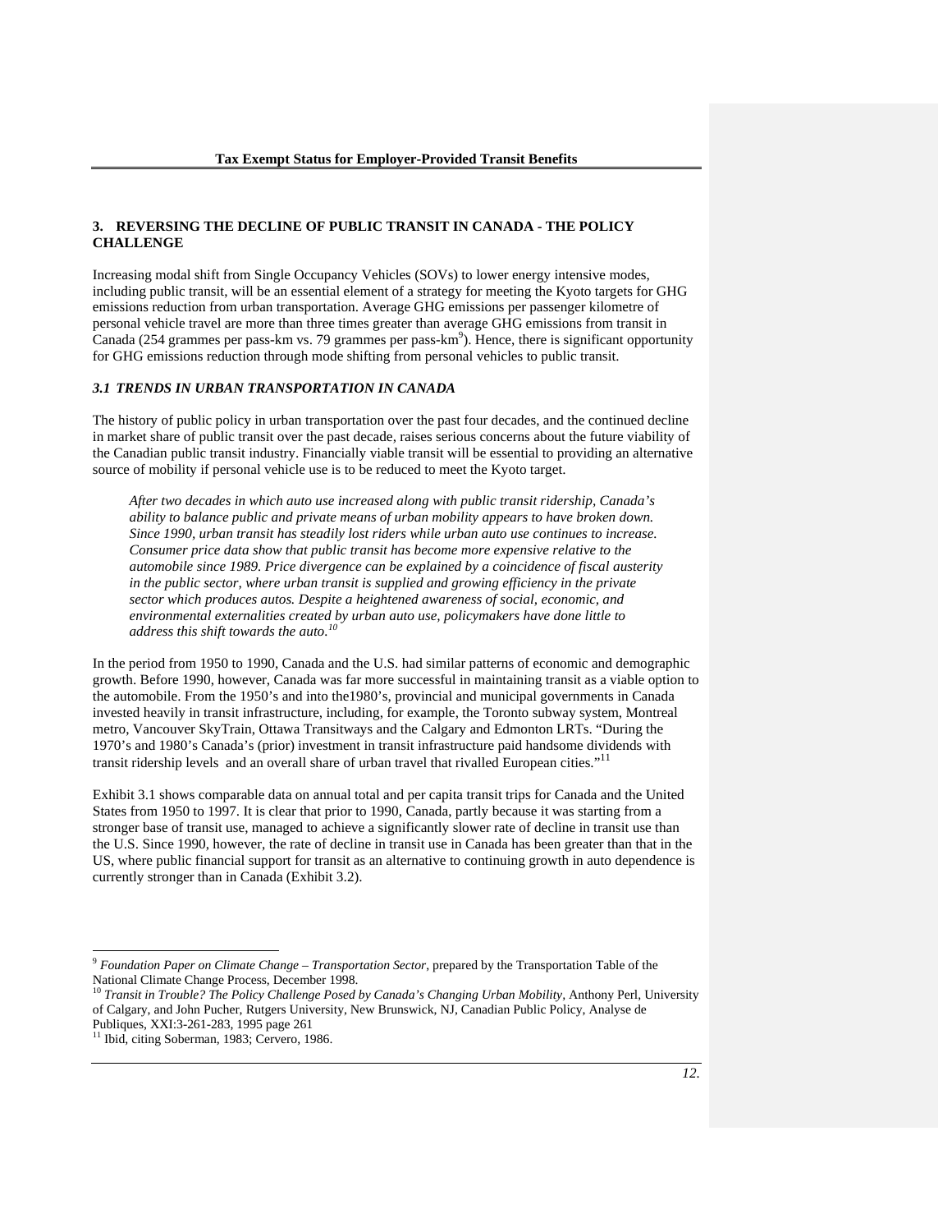## 3. REVERSING THE DECLINE OF PUBLIC TRANSIT IN CANADA - THE POLICY CHALLENGE

Increasing modal shift from Single Occupancy Vehicles (SOVs) to lower energy intensive modes, including public transit, will be an essential element of a strategy for meeting the Kyoto targets for GHG emissions reduction from urban transportation. Average GHG emissions per passenger kilometre of personal vehicle travel are more than three times greater than average GHG emissions from transit in Canada (254 grammes per pass-km vs. 79 grammes per pass-km[9]). Hence, there is significant opportunity for GHG emissions reduction through mode shifting from personal vehicles to public transit.

### *3.1 TRENDS IN URBAN TRANSPORTATION IN CANADA*

The history of public policy in urban transportation over the past four decades, and the continued decline in market share of public transit over the past decade, raises serious concerns about the future viability of the Canadian public transit industry. Financially viable transit will be essential to providing an alternative source of mobility if personal vehicle use is to be reduced to meet the Kyoto target.

> *After two decades in which auto use increased along with public transit ridership, Canada's ability to balance public and private means of urban mobility appears to have broken down. Since 1990, urban transit has steadily lost riders while urban auto use continues to increase. Consumer price data show that public transit has become more expensive relative to the automobile since 1989. Price divergence can be explained by a coincidence of fiscal austerity in the public sector, where urban transit is supplied and growing efficiency in the private sector which produces autos. Despite a heightened awareness of social, economic, and environmental externalities created by urban auto use, policymakers have done little to address this shift towards the auto.*[10]

In the period from 1950 to 1990, Canada and the U.S. had similar patterns of economic and demographic growth. Before 1990, however, Canada was far more successful in maintaining transit as a viable option to the automobile. From the 1950's and into the1980's, provincial and municipal governments in Canada invested heavily in transit infrastructure, including, for example, the Toronto subway system, Montreal metro, Vancouver SkyTrain, Ottawa Transitways and the Calgary and Edmonton LRTs. "During the 1970's and 1980's Canada's (prior) investment in transit infrastructure paid handsome dividends with transit ridership levels and an overall share of urban travel that rivalled European cities."[11]

Exhibit 3.1 shows comparable data on annual total and per capita transit trips for Canada and the United States from 1950 to 1997. It is clear that prior to 1990, Canada, partly because it was starting from a stronger base of transit use, managed to achieve a significantly slower rate of decline in transit use than the U.S. Since 1990, however, the rate of decline in transit use in Canada has been greater than that in the US, where public financial support for transit as an alternative to continuing growth in auto dependence is currently stronger than in Canada (Exhibit 3.2).

---

[9] *Foundation Paper on Climate Change – Transportation Sector*, prepared by the Transportation Table of the National Climate Change Process, December 1998.

[10] *Transit in Trouble? The Policy Challenge Posed by Canada's Changing Urban Mobility*, Anthony Perl, University of Calgary, and John Pucher, Rutgers University, New Brunswick, NJ, Canadian Public Policy, Analyse de Publiques, XXI:3-261-283, 1995 page 261

[11] Ibid, citing Soberman, 1983; Cervero, 1986.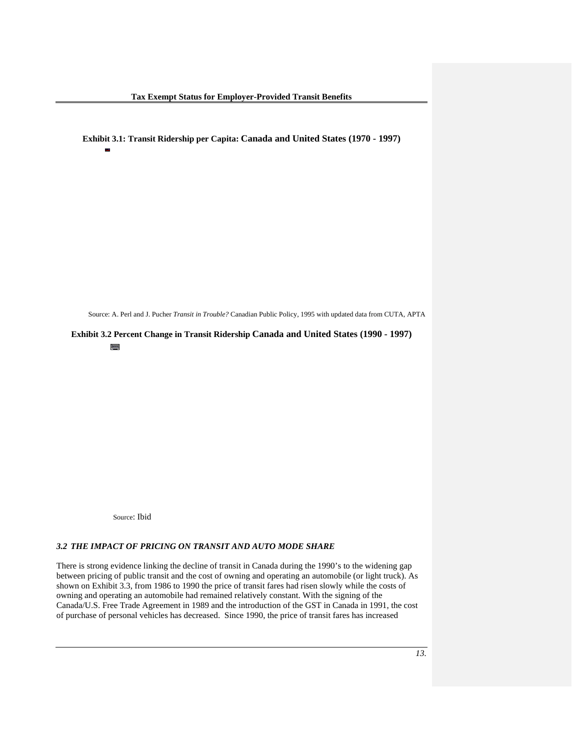**Exhibit 3.1: Transit Ridership per Capita: Canada and United States (1970 - 1997)**

Source: A. Perl and J. Pucher *Transit in Trouble?* Canadian Public Policy, 1995 with updated data from CUTA, APTA

**Exhibit 3.2 Percent Change in Transit Ridership Canada and United States (1990 - 1997)**

Source: Ibid

### *3.2 THE IMPACT OF PRICING ON TRANSIT AND AUTO MODE SHARE*

There is strong evidence linking the decline of transit in Canada during the 1990's to the widening gap between pricing of public transit and the cost of owning and operating an automobile (or light truck). As shown on Exhibit 3.3, from 1986 to 1990 the price of transit fares had risen slowly while the costs of owning and operating an automobile had remained relatively constant. With the signing of the Canada/U.S. Free Trade Agreement in 1989 and the introduction of the GST in Canada in 1991, the cost of purchase of personal vehicles has decreased. Since 1990, the price of transit fares has increased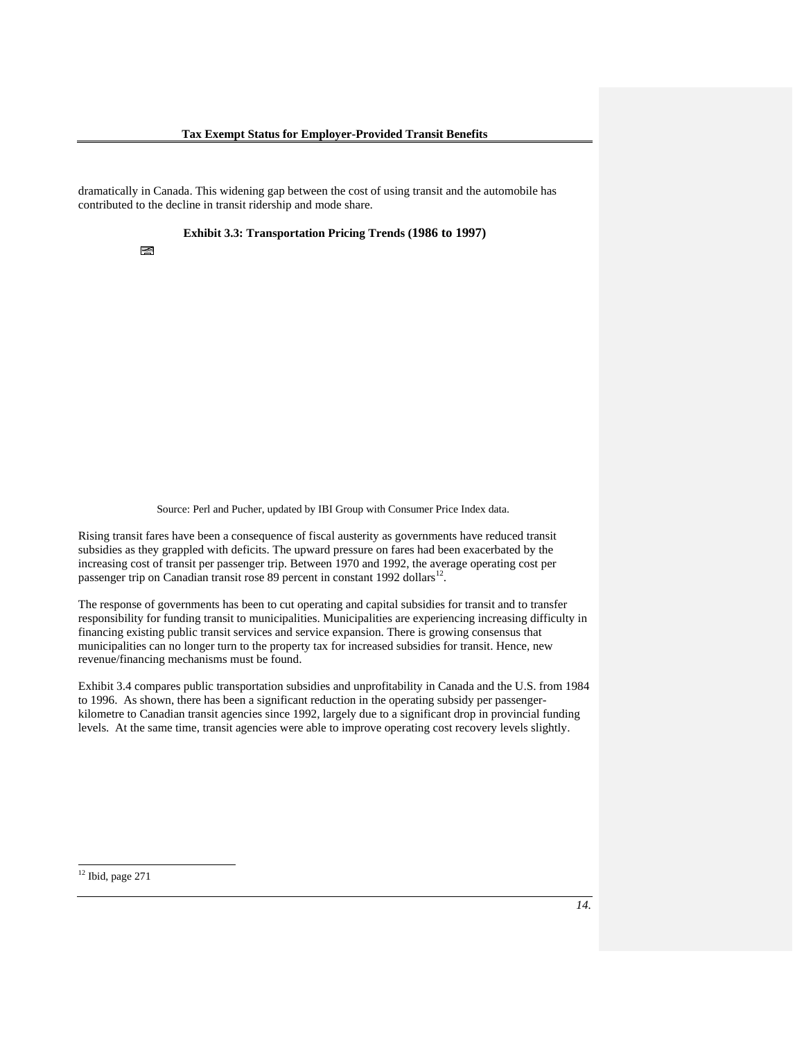dramatically in Canada. This widening gap between the cost of using transit and the automobile has contributed to the decline in transit ridership and mode share.

**Exhibit 3.3: Transportation Pricing Trends (1986 to 1997)**

Source: Perl and Pucher, updated by IBI Group with Consumer Price Index data.

Rising transit fares have been a consequence of fiscal austerity as governments have reduced transit subsidies as they grappled with deficits. The upward pressure on fares had been exacerbated by the increasing cost of transit per passenger trip. Between 1970 and 1992, the average operating cost per passenger trip on Canadian transit rose 89 percent in constant 1992 dollars[12].

The response of governments has been to cut operating and capital subsidies for transit and to transfer responsibility for funding transit to municipalities. Municipalities are experiencing increasing difficulty in financing existing public transit services and service expansion. There is growing consensus that municipalities can no longer turn to the property tax for increased subsidies for transit. Hence, new revenue/financing mechanisms must be found.

Exhibit 3.4 compares public transportation subsidies and unprofitability in Canada and the U.S. from 1984 to 1996. As shown, there has been a significant reduction in the operating subsidy per passenger-kilometre to Canadian transit agencies since 1992, largely due to a significant drop in provincial funding levels. At the same time, transit agencies were able to improve operating cost recovery levels slightly.

[12] Ibid, page 271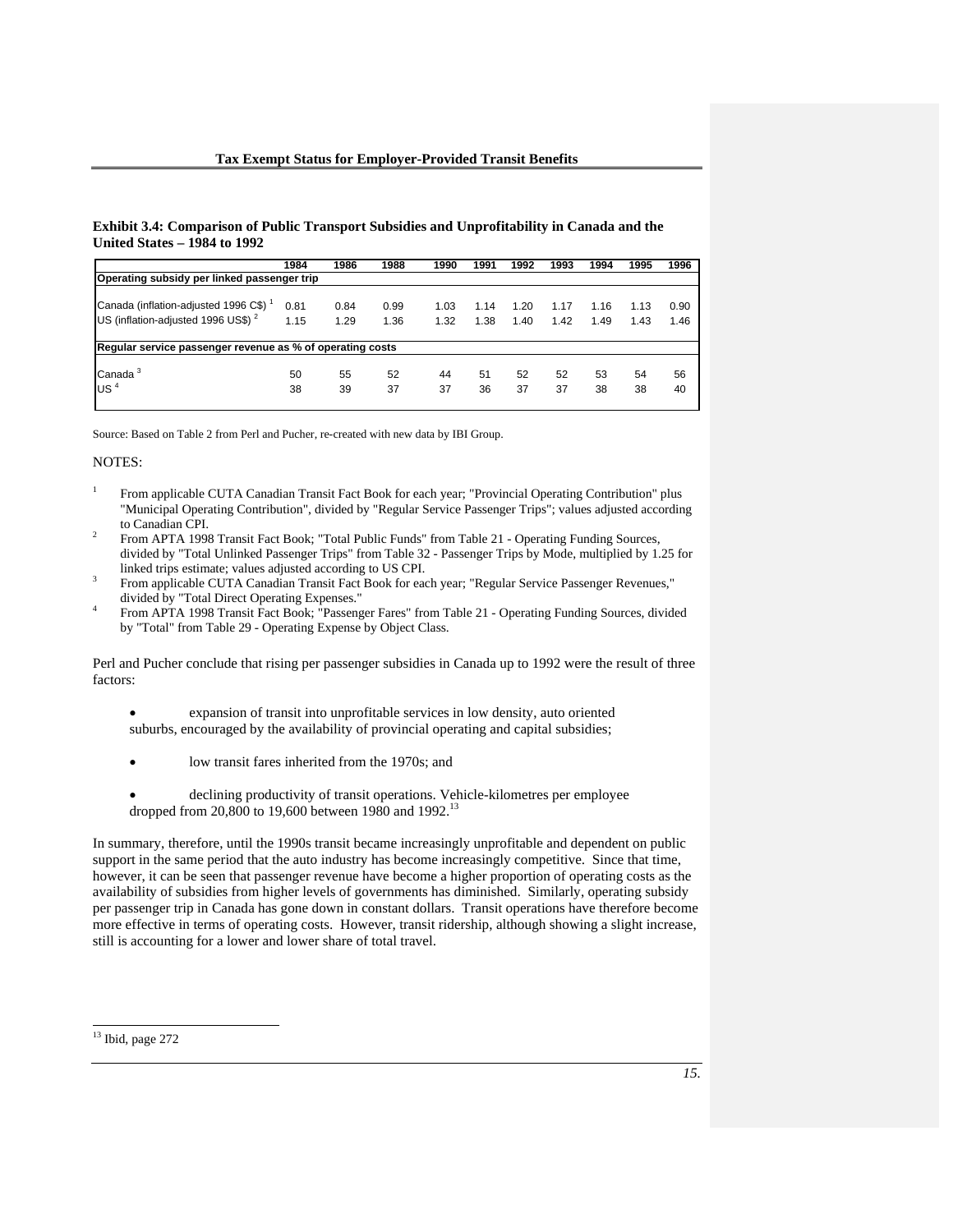**Exhibit 3.4: Comparison of Public Transport Subsidies and Unprofitability in Canada and the United States – 1984 to 1992**

| | 1984 | 1986 | 1988 | 1990 | 1991 | 1992 | 1993 | 1994 | 1995 | 1996 |
|---|---|---|---|---|---|---|---|---|---|---|
| **Operating subsidy per linked passenger trip** | | | | | | | | | | |
| Canada (inflation-adjusted 1996 C$) [1] | 0.81 | 0.84 | 0.99 | 1.03 | 1.14 | 1.20 | 1.17 | 1.16 | 1.13 | 0.90 |
| US (inflation-adjusted 1996 US$) [2] | 1.15 | 1.29 | 1.36 | 1.32 | 1.38 | 1.40 | 1.42 | 1.49 | 1.43 | 1.46 |
| **Regular service passenger revenue as % of operating costs** | | | | | | | | | | |
| Canada [3] | 50 | 55 | 52 | 44 | 51 | 52 | 52 | 53 | 54 | 56 |
| US [4] | 38 | 39 | 37 | 37 | 36 | 37 | 37 | 38 | 38 | 40 |

Source: Based on Table 2 from Perl and Pucher, re-created with new data by IBI Group.

NOTES:

1. From applicable CUTA Canadian Transit Fact Book for each year; "Provincial Operating Contribution" plus "Municipal Operating Contribution", divided by "Regular Service Passenger Trips"; values adjusted according to Canadian CPI.
2. From APTA 1998 Transit Fact Book; "Total Public Funds" from Table 21 - Operating Funding Sources, divided by "Total Unlinked Passenger Trips" from Table 32 - Passenger Trips by Mode, multiplied by 1.25 for linked trips estimate; values adjusted according to US CPI.
3. From applicable CUTA Canadian Transit Fact Book for each year; "Regular Service Passenger Revenues," divided by "Total Direct Operating Expenses."
4. From APTA 1998 Transit Fact Book; "Passenger Fares" from Table 21 - Operating Funding Sources, divided by "Total" from Table 29 - Operating Expense by Object Class.

Perl and Pucher conclude that rising per passenger subsidies in Canada up to 1992 were the result of three factors:

- expansion of transit into unprofitable services in low density, auto oriented suburbs, encouraged by the availability of provincial operating and capital subsidies;
- low transit fares inherited from the 1970s; and
- declining productivity of transit operations. Vehicle-kilometres per employee dropped from 20,800 to 19,600 between 1980 and 1992.[13]

In summary, therefore, until the 1990s transit became increasingly unprofitable and dependent on public support in the same period that the auto industry has become increasingly competitive. Since that time, however, it can be seen that passenger revenue have become a higher proportion of operating costs as the availability of subsidies from higher levels of governments has diminished. Similarly, operating subsidy per passenger trip in Canada has gone down in constant dollars. Transit operations have therefore become more effective in terms of operating costs. However, transit ridership, although showing a slight increase, still is accounting for a lower and lower share of total travel.

[13] Ibid, page 272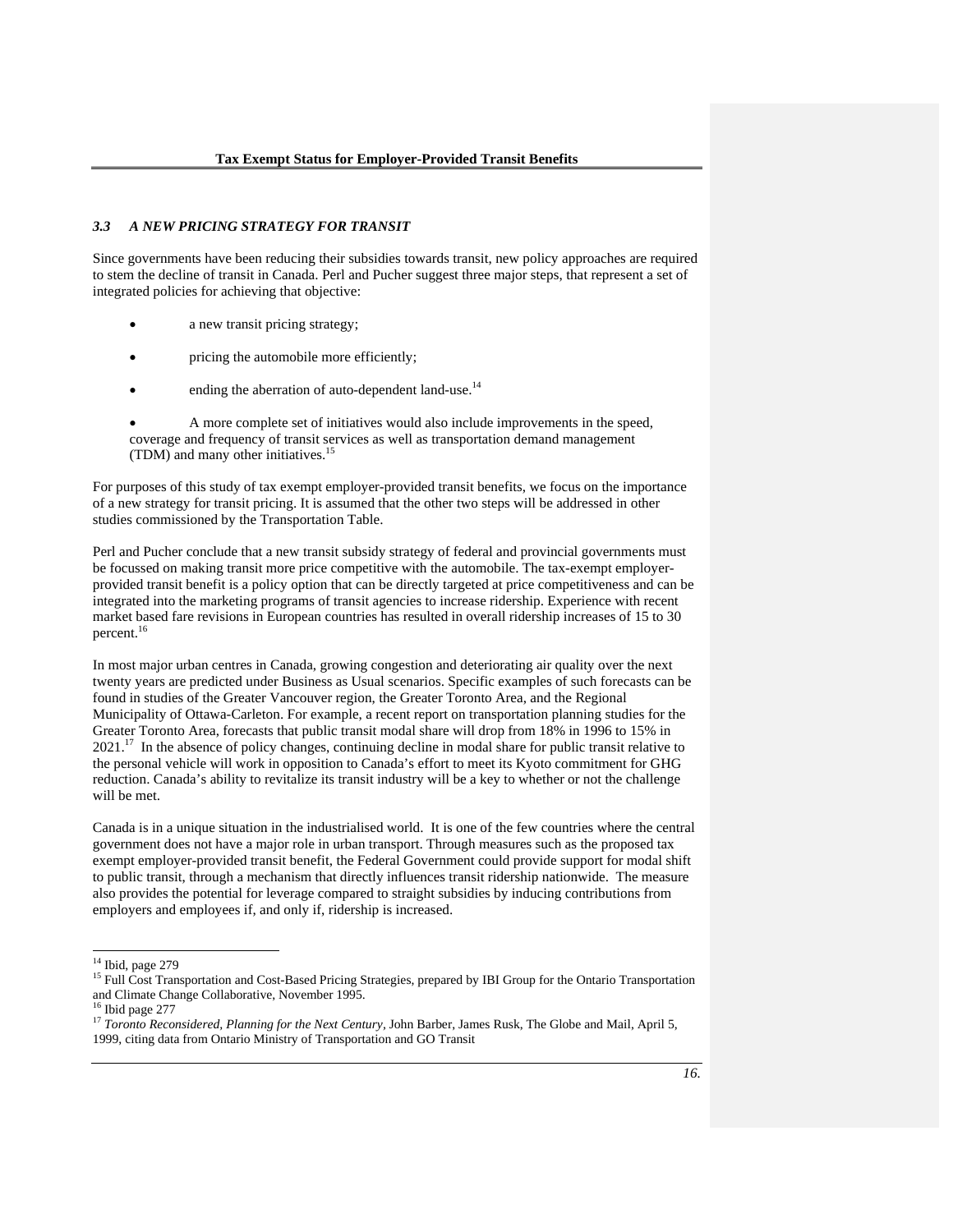### *3.3 A NEW PRICING STRATEGY FOR TRANSIT*

Since governments have been reducing their subsidies towards transit, new policy approaches are required to stem the decline of transit in Canada. Perl and Pucher suggest three major steps, that represent a set of integrated policies for achieving that objective:

- a new transit pricing strategy;
- pricing the automobile more efficiently;
- ending the aberration of auto-dependent land-use.[14]
- A more complete set of initiatives would also include improvements in the speed, coverage and frequency of transit services as well as transportation demand management (TDM) and many other initiatives.[15]

For purposes of this study of tax exempt employer-provided transit benefits, we focus on the importance of a new strategy for transit pricing. It is assumed that the other two steps will be addressed in other studies commissioned by the Transportation Table.

Perl and Pucher conclude that a new transit subsidy strategy of federal and provincial governments must be focussed on making transit more price competitive with the automobile. The tax-exempt employer-provided transit benefit is a policy option that can be directly targeted at price competitiveness and can be integrated into the marketing programs of transit agencies to increase ridership. Experience with recent market based fare revisions in European countries has resulted in overall ridership increases of 15 to 30 percent.[16]

In most major urban centres in Canada, growing congestion and deteriorating air quality over the next twenty years are predicted under Business as Usual scenarios. Specific examples of such forecasts can be found in studies of the Greater Vancouver region, the Greater Toronto Area, and the Regional Municipality of Ottawa-Carleton. For example, a recent report on transportation planning studies for the Greater Toronto Area, forecasts that public transit modal share will drop from 18% in 1996 to 15% in 2021.[17] In the absence of policy changes, continuing decline in modal share for public transit relative to the personal vehicle will work in opposition to Canada's effort to meet its Kyoto commitment for GHG reduction. Canada's ability to revitalize its transit industry will be a key to whether or not the challenge will be met.

Canada is in a unique situation in the industrialised world. It is one of the few countries where the central government does not have a major role in urban transport. Through measures such as the proposed tax exempt employer-provided transit benefit, the Federal Government could provide support for modal shift to public transit, through a mechanism that directly influences transit ridership nationwide. The measure also provides the potential for leverage compared to straight subsidies by inducing contributions from employers and employees if, and only if, ridership is increased.

---

[14] Ibid, page 279

[15] Full Cost Transportation and Cost-Based Pricing Strategies, prepared by IBI Group for the Ontario Transportation and Climate Change Collaborative, November 1995.

[16] Ibid page 277

[17] *Toronto Reconsidered, Planning for the Next Century*, John Barber, James Rusk, The Globe and Mail, April 5, 1999, citing data from Ontario Ministry of Transportation and GO Transit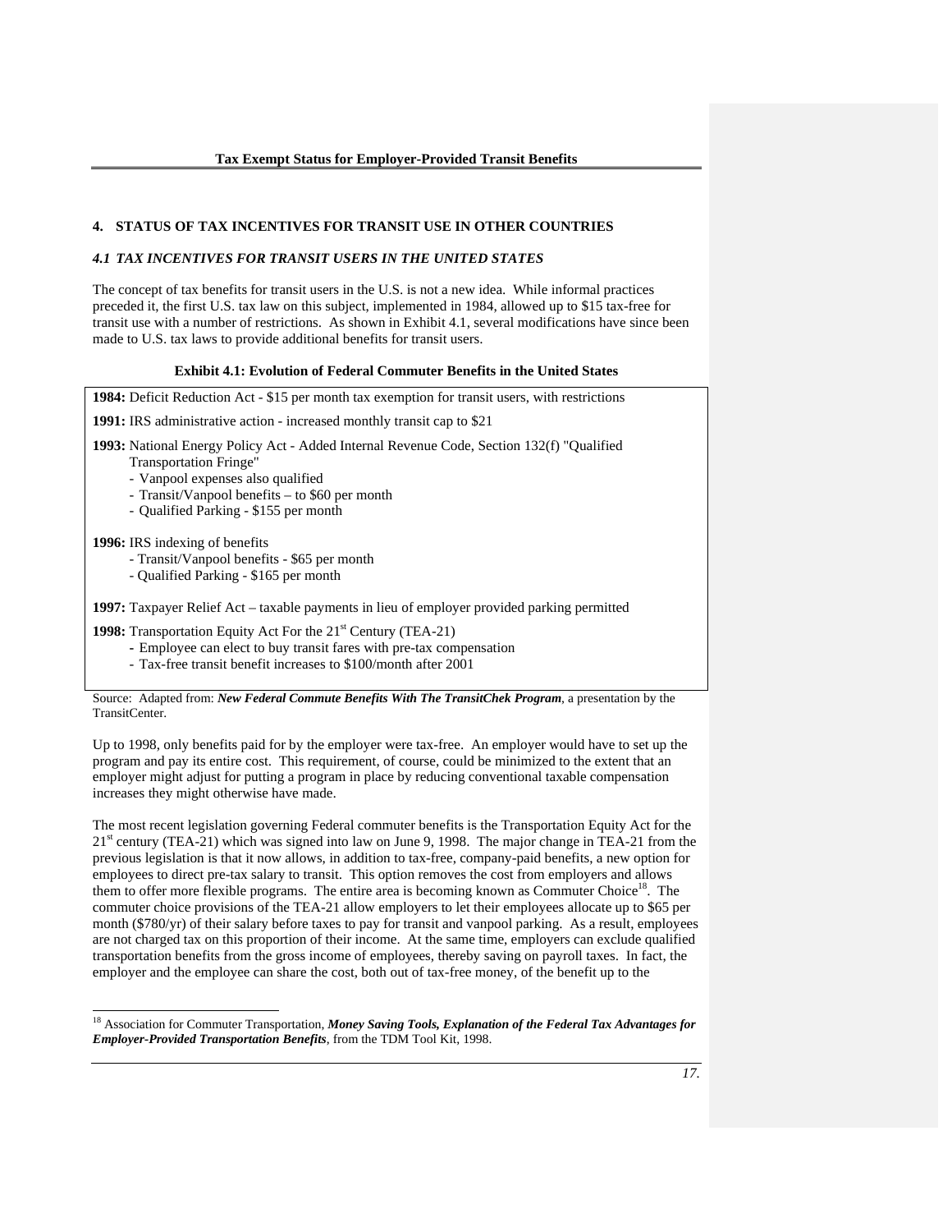## 4. STATUS OF TAX INCENTIVES FOR TRANSIT USE IN OTHER COUNTRIES

### *4.1 TAX INCENTIVES FOR TRANSIT USERS IN THE UNITED STATES*

The concept of tax benefits for transit users in the U.S. is not a new idea. While informal practices preceded it, the first U.S. tax law on this subject, implemented in 1984, allowed up to $15 tax-free for transit use with a number of restrictions. As shown in Exhibit 4.1, several modifications have since been made to U.S. tax laws to provide additional benefits for transit users.

**Exhibit 4.1: Evolution of Federal Commuter Benefits in the United States**

**1984:** Deficit Reduction Act - $15 per month tax exemption for transit users, with restrictions

**1991:** IRS administrative action - increased monthly transit cap to $21

**1993:** National Energy Policy Act - Added Internal Revenue Code, Section 132(f) "Qualified Transportation Fringe"
- Vanpool expenses also qualified
- Transit/Vanpool benefits – to $60 per month
- Qualified Parking - $155 per month

**1996:** IRS indexing of benefits
- Transit/Vanpool benefits - $65 per month
- Qualified Parking - $165 per month

**1997:** Taxpayer Relief Act – taxable payments in lieu of employer provided parking permitted

**1998:** Transportation Equity Act For the 21st Century (TEA-21)
- Employee can elect to buy transit fares with pre-tax compensation
- Tax-free transit benefit increases to $100/month after 2001

Source: Adapted from: ***New Federal Commute Benefits With The TransitChek Program***, a presentation by the TransitCenter.

Up to 1998, only benefits paid for by the employer were tax-free. An employer would have to set up the program and pay its entire cost. This requirement, of course, could be minimized to the extent that an employer might adjust for putting a program in place by reducing conventional taxable compensation increases they might otherwise have made.

The most recent legislation governing Federal commuter benefits is the Transportation Equity Act for the 21st century (TEA-21) which was signed into law on June 9, 1998. The major change in TEA-21 from the previous legislation is that it now allows, in addition to tax-free, company-paid benefits, a new option for employees to direct pre-tax salary to transit. This option removes the cost from employers and allows them to offer more flexible programs. The entire area is becoming known as Commuter Choice[18]. The commuter choice provisions of the TEA-21 allow employers to let their employees allocate up to $65 per month ($780/yr) of their salary before taxes to pay for transit and vanpool parking. As a result, employees are not charged tax on this proportion of their income. At the same time, employers can exclude qualified transportation benefits from the gross income of employees, thereby saving on payroll taxes. In fact, the employer and the employee can share the cost, both out of tax-free money, of the benefit up to the

[18] Association for Commuter Transportation, ***Money Saving Tools, Explanation of the Federal Tax Advantages for Employer-Provided Transportation Benefits***, from the TDM Tool Kit, 1998.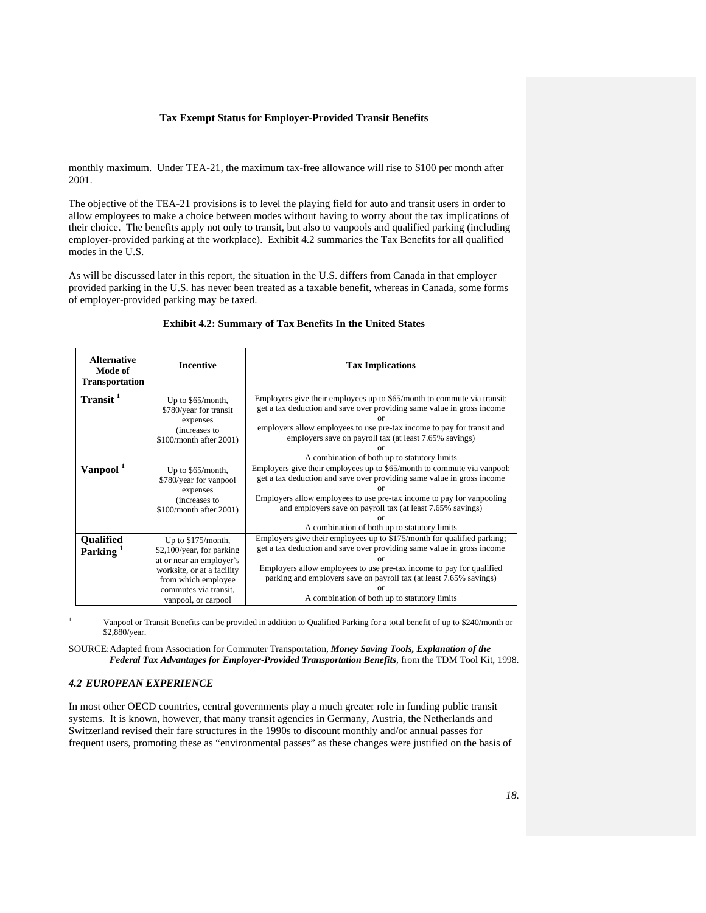monthly maximum. Under TEA-21, the maximum tax-free allowance will rise to $100 per month after 2001.

The objective of the TEA-21 provisions is to level the playing field for auto and transit users in order to allow employees to make a choice between modes without having to worry about the tax implications of their choice. The benefits apply not only to transit, but also to vanpools and qualified parking (including employer-provided parking at the workplace). Exhibit 4.2 summaries the Tax Benefits for all qualified modes in the U.S.

As will be discussed later in this report, the situation in the U.S. differs from Canada in that employer provided parking in the U.S. has never been treated as a taxable benefit, whereas in Canada, some forms of employer-provided parking may be taxed.

**Exhibit 4.2: Summary of Tax Benefits In the United States**

| Alternative Mode of Transportation | Incentive | Tax Implications |
|---|---|---|
| **Transit** [1] | Up to $65/month, $780/year for transit expenses (increases to $100/month after 2001) | Employers give their employees up to $65/month to commute via transit; get a tax deduction and save over providing same value in gross income or employers allow employees to use pre-tax income to pay for transit and employers save on payroll tax (at least 7.65% savings) or A combination of both up to statutory limits |
| **Vanpool** [1] | Up to $65/month, $780/year for vanpool expenses (increases to $100/month after 2001) | Employers give their employees up to $65/month to commute via vanpool; get a tax deduction and save over providing same value in gross income or Employers allow employees to use pre-tax income to pay for vanpooling and employers save on payroll tax (at least 7.65% savings) or A combination of both up to statutory limits |
| **Qualified Parking** [1] | Up to $175/month, $2,100/year, for parking at or near an employer's worksite, or at a facility from which employee commutes via transit, vanpool, or carpool | Employers give their employees up to $175/month for qualified parking; get a tax deduction and save over providing same value in gross income or Employers allow employees to use pre-tax income to pay for qualified parking and employers save on payroll tax (at least 7.65% savings) or A combination of both up to statutory limits |

[1] Vanpool or Transit Benefits can be provided in addition to Qualified Parking for a total benefit of up to $240/month or $2,880/year.

SOURCE: Adapted from Association for Commuter Transportation, ***Money Saving Tools, Explanation of the Federal Tax Advantages for Employer-Provided Transportation Benefits***, from the TDM Tool Kit, 1998.

### *4.2 EUROPEAN EXPERIENCE*

In most other OECD countries, central governments play a much greater role in funding public transit systems. It is known, however, that many transit agencies in Germany, Austria, the Netherlands and Switzerland revised their fare structures in the 1990s to discount monthly and/or annual passes for frequent users, promoting these as "environmental passes" as these changes were justified on the basis of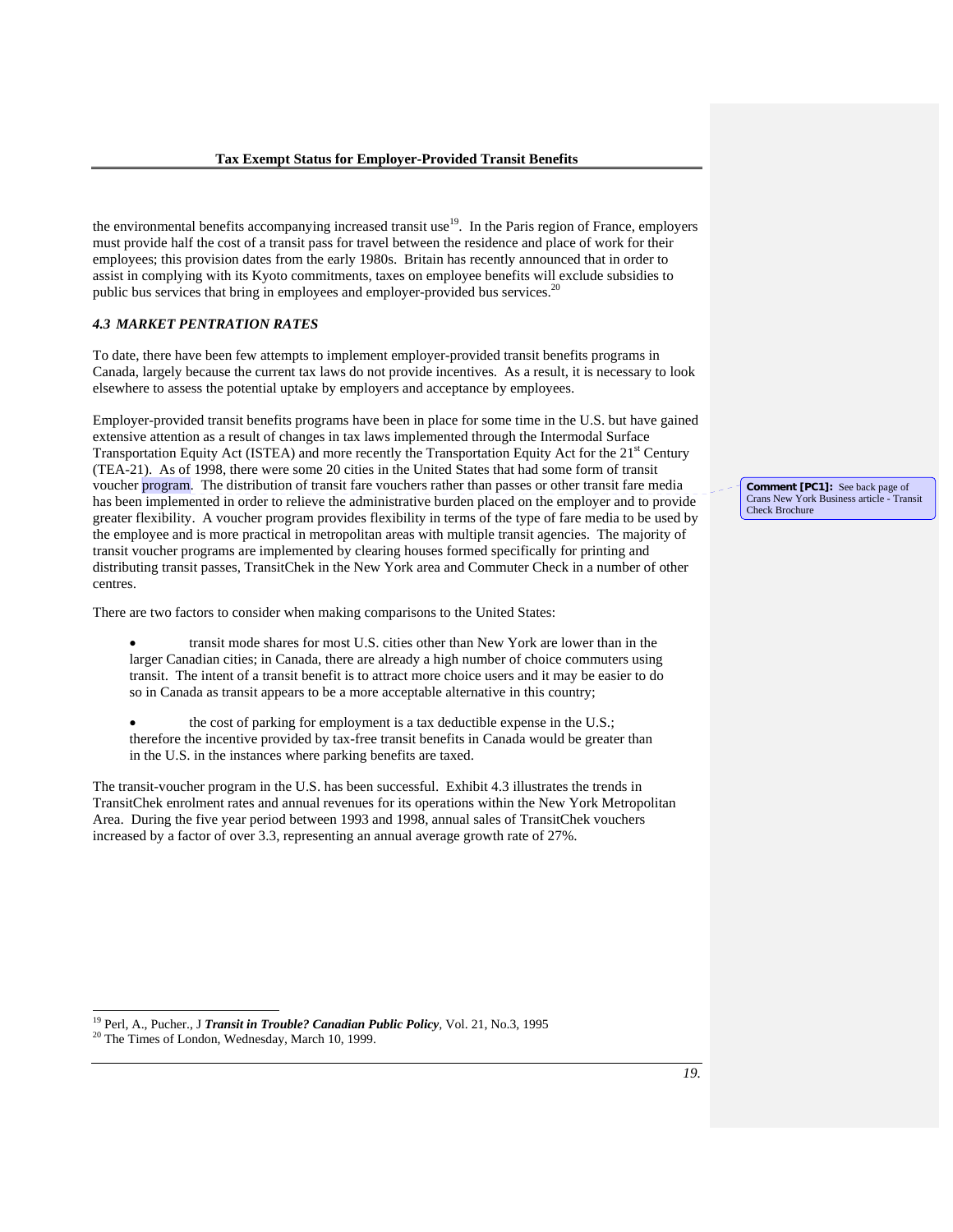the environmental benefits accompanying increased transit use[19]. In the Paris region of France, employers must provide half the cost of a transit pass for travel between the residence and place of work for their employees; this provision dates from the early 1980s. Britain has recently announced that in order to assist in complying with its Kyoto commitments, taxes on employee benefits will exclude subsidies to public bus services that bring in employees and employer-provided bus services.[20]

### *4.3 MARKET PENTRATION RATES*

To date, there have been few attempts to implement employer-provided transit benefits programs in Canada, largely because the current tax laws do not provide incentives. As a result, it is necessary to look elsewhere to assess the potential uptake by employers and acceptance by employees.

Employer-provided transit benefits programs have been in place for some time in the U.S. but have gained extensive attention as a result of changes in tax laws implemented through the Intermodal Surface Transportation Equity Act (ISTEA) and more recently the Transportation Equity Act for the 21st Century (TEA-21). As of 1998, there were some 20 cities in the United States that had some form of transit voucher program. The distribution of transit fare vouchers rather than passes or other transit fare media has been implemented in order to relieve the administrative burden placed on the employer and to provide greater flexibility. A voucher program provides flexibility in terms of the type of fare media to be used by the employee and is more practical in metropolitan areas with multiple transit agencies. The majority of transit voucher programs are implemented by clearing houses formed specifically for printing and distributing transit passes, TransitChek in the New York area and Commuter Check in a number of other centres.

**Comment [PC1]:** See back page of Crans New York Business article - Transit Check Brochure

There are two factors to consider when making comparisons to the United States:

- transit mode shares for most U.S. cities other than New York are lower than in the larger Canadian cities; in Canada, there are already a high number of choice commuters using transit. The intent of a transit benefit is to attract more choice users and it may be easier to do so in Canada as transit appears to be a more acceptable alternative in this country;

- the cost of parking for employment is a tax deductible expense in the U.S.; therefore the incentive provided by tax-free transit benefits in Canada would be greater than in the U.S. in the instances where parking benefits are taxed.

The transit-voucher program in the U.S. has been successful. Exhibit 4.3 illustrates the trends in TransitChek enrolment rates and annual revenues for its operations within the New York Metropolitan Area. During the five year period between 1993 and 1998, annual sales of TransitChek vouchers increased by a factor of over 3.3, representing an annual average growth rate of 27%.

---

[19] Perl, A., Pucher., J ***Transit in Trouble? Canadian Public Policy***, Vol. 21, No.3, 1995

[20] The Times of London, Wednesday, March 10, 1999.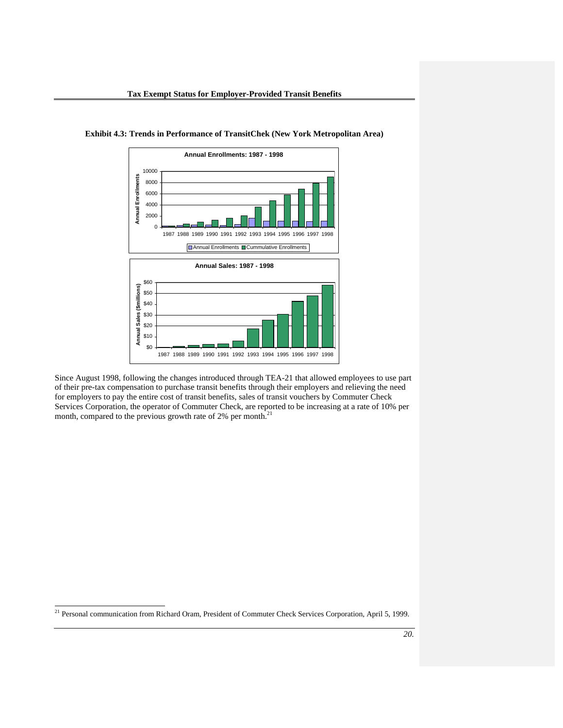**Exhibit 4.3: Trends in Performance of TransitChek (New York Metropolitan Area)**

Since August 1998, following the changes introduced through TEA-21 that allowed employees to use part of their pre-tax compensation to purchase transit benefits through their employers and relieving the need for employers to pay the entire cost of transit benefits, sales of transit vouchers by Commuter Check Services Corporation, the operator of Commuter Check, are reported to be increasing at a rate of 10% per month, compared to the previous growth rate of 2% per month.[21]

[21] Personal communication from Richard Oram, President of Commuter Check Services Corporation, April 5, 1999.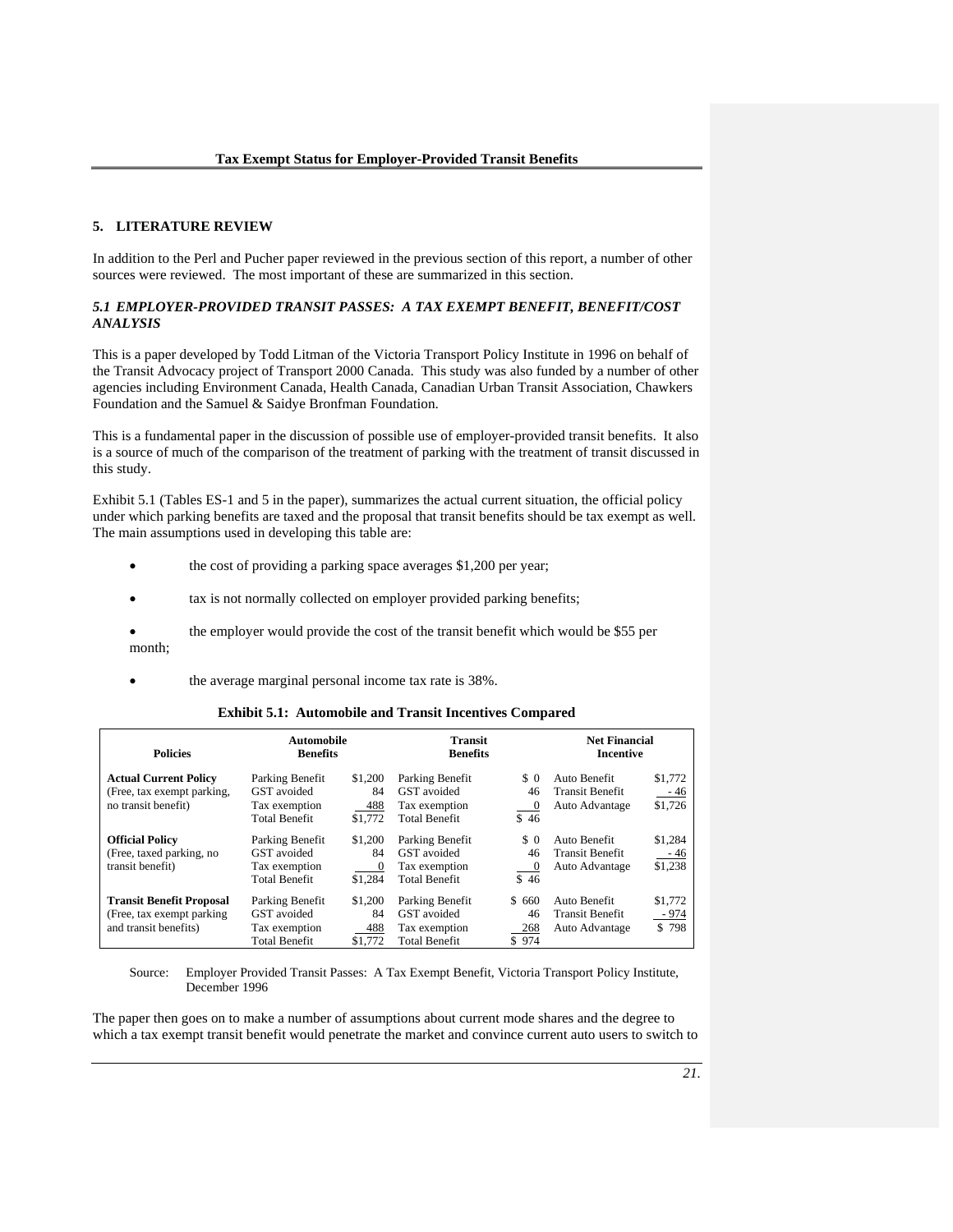## 5. LITERATURE REVIEW

In addition to the Perl and Pucher paper reviewed in the previous section of this report, a number of other sources were reviewed. The most important of these are summarized in this section.

### *5.1 EMPLOYER-PROVIDED TRANSIT PASSES: A TAX EXEMPT BENEFIT, BENEFIT/COST ANALYSIS*

This is a paper developed by Todd Litman of the Victoria Transport Policy Institute in 1996 on behalf of the Transit Advocacy project of Transport 2000 Canada. This study was also funded by a number of other agencies including Environment Canada, Health Canada, Canadian Urban Transit Association, Chawkers Foundation and the Samuel & Saidye Bronfman Foundation.

This is a fundamental paper in the discussion of possible use of employer-provided transit benefits. It also is a source of much of the comparison of the treatment of parking with the treatment of transit discussed in this study.

Exhibit 5.1 (Tables ES-1 and 5 in the paper), summarizes the actual current situation, the official policy under which parking benefits are taxed and the proposal that transit benefits should be tax exempt as well. The main assumptions used in developing this table are:

- the cost of providing a parking space averages $1,200 per year;
- tax is not normally collected on employer provided parking benefits;
- the employer would provide the cost of the transit benefit which would be $55 per month;
- the average marginal personal income tax rate is 38%.

**Exhibit 5.1: Automobile and Transit Incentives Compared**

| Policies | Automobile Benefits | | Transit Benefits | | Net Financial Incentive | |
|---|---|---|---|---|---|---|
| **Actual Current Policy** | Parking Benefit | $1,200 | Parking Benefit | $ 0 | Auto Benefit | $1,772 |
| (Free, tax exempt parking, | GST avoided | 84 | GST avoided | 46 | Transit Benefit | - 46 |
| no transit benefit) | Tax exemption | 488 | Tax exemption | 0 | Auto Advantage | $1,726 |
| | Total Benefit | $1,772 | Total Benefit | $ 46 | | |
| **Official Policy** | Parking Benefit | $1,200 | Parking Benefit | $ 0 | Auto Benefit | $1,284 |
| (Free, taxed parking, no | GST avoided | 84 | GST avoided | 46 | Transit Benefit | - 46 |
| transit benefit) | Tax exemption | 0 | Tax exemption | 0 | Auto Advantage | $1,238 |
| | Total Benefit | $1,284 | Total Benefit | $ 46 | | |
| **Transit Benefit Proposal** | Parking Benefit | $1,200 | Parking Benefit | $ 660 | Auto Benefit | $1,772 |
| (Free, tax exempt parking | GST avoided | 84 | GST avoided | 46 | Transit Benefit | - 974 |
| and transit benefits) | Tax exemption | 488 | Tax exemption | 268 | Auto Advantage | $ 798 |
| | Total Benefit | $1,772 | Total Benefit | $ 974 | | |

Source: Employer Provided Transit Passes: A Tax Exempt Benefit, Victoria Transport Policy Institute, December 1996

The paper then goes on to make a number of assumptions about current mode shares and the degree to which a tax exempt transit benefit would penetrate the market and convince current auto users to switch to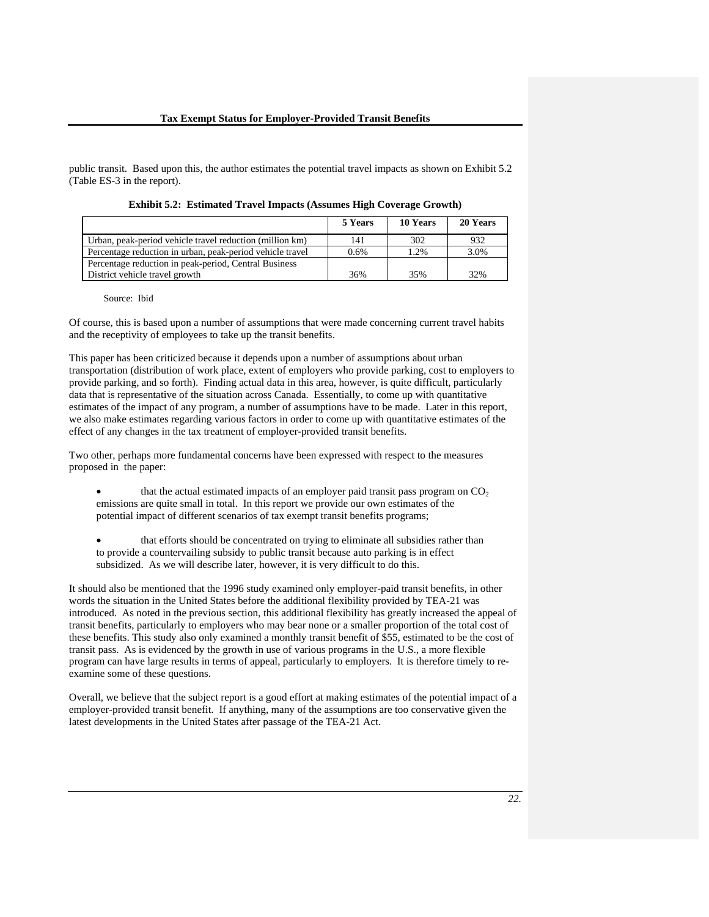public transit. Based upon this, the author estimates the potential travel impacts as shown on Exhibit 5.2 (Table ES-3 in the report).

**Exhibit 5.2: Estimated Travel Impacts (Assumes High Coverage Growth)**

| | 5 Years | 10 Years | 20 Years |
|---|---|---|---|
| Urban, peak-period vehicle travel reduction (million km) | 141 | 302 | 932 |
| Percentage reduction in urban, peak-period vehicle travel | 0.6% | 1.2% | 3.0% |
| Percentage reduction in peak-period, Central Business District vehicle travel growth | 36% | 35% | 32% |

Source: Ibid

Of course, this is based upon a number of assumptions that were made concerning current travel habits and the receptivity of employees to take up the transit benefits.

This paper has been criticized because it depends upon a number of assumptions about urban transportation (distribution of work place, extent of employers who provide parking, cost to employers to provide parking, and so forth). Finding actual data in this area, however, is quite difficult, particularly data that is representative of the situation across Canada. Essentially, to come up with quantitative estimates of the impact of any program, a number of assumptions have to be made. Later in this report, we also make estimates regarding various factors in order to come up with quantitative estimates of the effect of any changes in the tax treatment of employer-provided transit benefits.

Two other, perhaps more fundamental concerns have been expressed with respect to the measures proposed in the paper:

- that the actual estimated impacts of an employer paid transit pass program on $CO_2$ emissions are quite small in total. In this report we provide our own estimates of the potential impact of different scenarios of tax exempt transit benefits programs;

- that efforts should be concentrated on trying to eliminate all subsidies rather than to provide a countervailing subsidy to public transit because auto parking is in effect subsidized. As we will describe later, however, it is very difficult to do this.

It should also be mentioned that the 1996 study examined only employer-paid transit benefits, in other words the situation in the United States before the additional flexibility provided by TEA-21 was introduced. As noted in the previous section, this additional flexibility has greatly increased the appeal of transit benefits, particularly to employers who may bear none or a smaller proportion of the total cost of these benefits. This study also only examined a monthly transit benefit of $55, estimated to be the cost of transit pass. As is evidenced by the growth in use of various programs in the U.S., a more flexible program can have large results in terms of appeal, particularly to employers. It is therefore timely to re-examine some of these questions.

Overall, we believe that the subject report is a good effort at making estimates of the potential impact of a employer-provided transit benefit. If anything, many of the assumptions are too conservative given the latest developments in the United States after passage of the TEA-21 Act.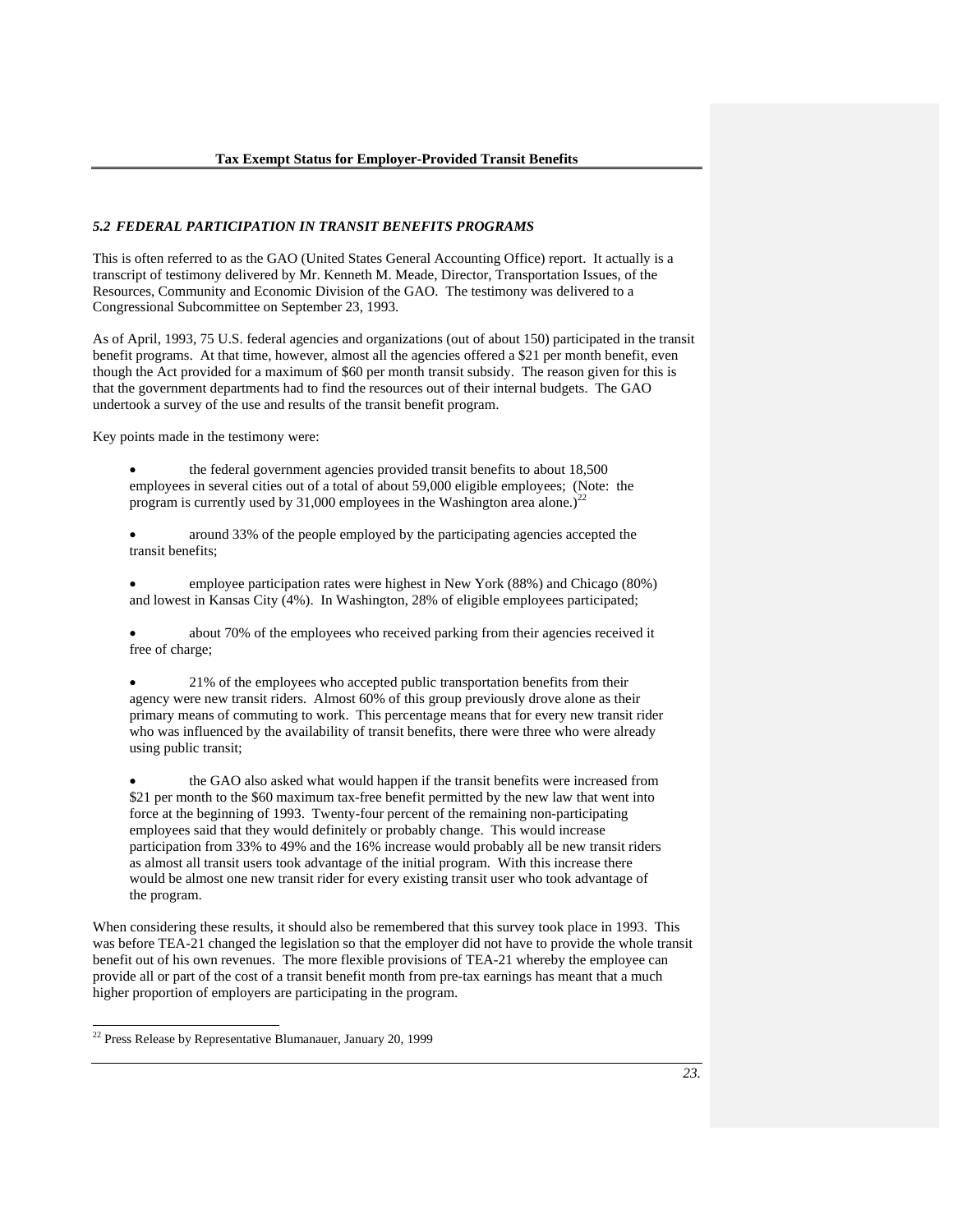### *5.2 FEDERAL PARTICIPATION IN TRANSIT BENEFITS PROGRAMS*

This is often referred to as the GAO (United States General Accounting Office) report. It actually is a transcript of testimony delivered by Mr. Kenneth M. Meade, Director, Transportation Issues, of the Resources, Community and Economic Division of the GAO. The testimony was delivered to a Congressional Subcommittee on September 23, 1993.

As of April, 1993, 75 U.S. federal agencies and organizations (out of about 150) participated in the transit benefit programs. At that time, however, almost all the agencies offered a $21 per month benefit, even though the Act provided for a maximum of $60 per month transit subsidy. The reason given for this is that the government departments had to find the resources out of their internal budgets. The GAO undertook a survey of the use and results of the transit benefit program.

Key points made in the testimony were:

- the federal government agencies provided transit benefits to about 18,500 employees in several cities out of a total of about 59,000 eligible employees; (Note: the program is currently used by 31,000 employees in the Washington area alone.)[22]

- around 33% of the people employed by the participating agencies accepted the transit benefits;

- employee participation rates were highest in New York (88%) and Chicago (80%) and lowest in Kansas City (4%). In Washington, 28% of eligible employees participated;

- about 70% of the employees who received parking from their agencies received it free of charge;

- 21% of the employees who accepted public transportation benefits from their agency were new transit riders. Almost 60% of this group previously drove alone as their primary means of commuting to work. This percentage means that for every new transit rider who was influenced by the availability of transit benefits, there were three who were already using public transit;

- the GAO also asked what would happen if the transit benefits were increased from $21 per month to the $60 maximum tax-free benefit permitted by the new law that went into force at the beginning of 1993. Twenty-four percent of the remaining non-participating employees said that they would definitely or probably change. This would increase participation from 33% to 49% and the 16% increase would probably all be new transit riders as almost all transit users took advantage of the initial program. With this increase there would be almost one new transit rider for every existing transit user who took advantage of the program.

When considering these results, it should also be remembered that this survey took place in 1993. This was before TEA-21 changed the legislation so that the employer did not have to provide the whole transit benefit out of his own revenues. The more flexible provisions of TEA-21 whereby the employee can provide all or part of the cost of a transit benefit month from pre-tax earnings has meant that a much higher proportion of employers are participating in the program.

[22] Press Release by Representative Blumanauer, January 20, 1999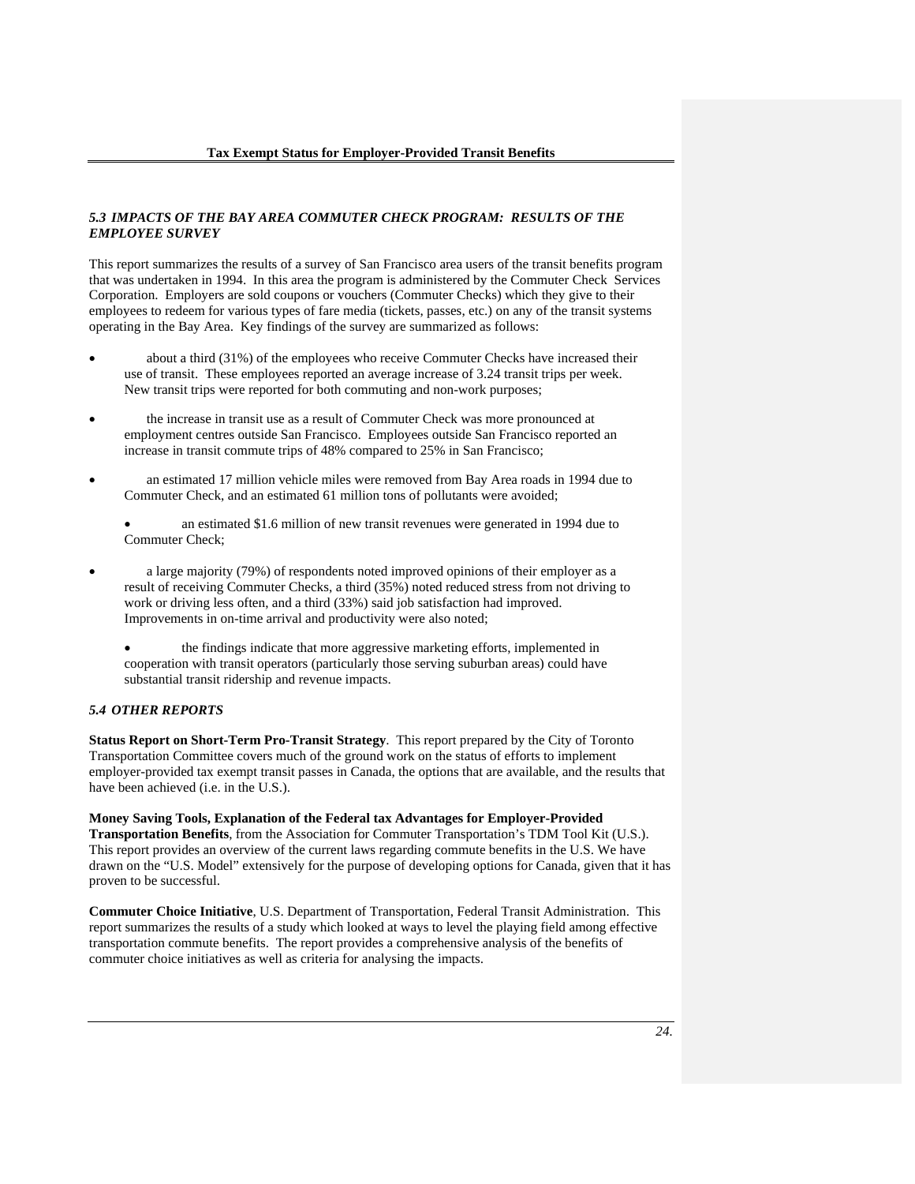### *5.3 IMPACTS OF THE BAY AREA COMMUTER CHECK PROGRAM: RESULTS OF THE EMPLOYEE SURVEY*

This report summarizes the results of a survey of San Francisco area users of the transit benefits program that was undertaken in 1994. In this area the program is administered by the Commuter Check Services Corporation. Employers are sold coupons or vouchers (Commuter Checks) which they give to their employees to redeem for various types of fare media (tickets, passes, etc.) on any of the transit systems operating in the Bay Area. Key findings of the survey are summarized as follows:

- about a third (31%) of the employees who receive Commuter Checks have increased their use of transit. These employees reported an average increase of 3.24 transit trips per week. New transit trips were reported for both commuting and non-work purposes;
- the increase in transit use as a result of Commuter Check was more pronounced at employment centres outside San Francisco. Employees outside San Francisco reported an increase in transit commute trips of 48% compared to 25% in San Francisco;
- an estimated 17 million vehicle miles were removed from Bay Area roads in 1994 due to Commuter Check, and an estimated 61 million tons of pollutants were avoided;
- an estimated $1.6 million of new transit revenues were generated in 1994 due to Commuter Check;
- a large majority (79%) of respondents noted improved opinions of their employer as a result of receiving Commuter Checks, a third (35%) noted reduced stress from not driving to work or driving less often, and a third (33%) said job satisfaction had improved. Improvements in on-time arrival and productivity were also noted;
- the findings indicate that more aggressive marketing efforts, implemented in cooperation with transit operators (particularly those serving suburban areas) could have substantial transit ridership and revenue impacts.

### *5.4 OTHER REPORTS*

**Status Report on Short-Term Pro-Transit Strategy**. This report prepared by the City of Toronto Transportation Committee covers much of the ground work on the status of efforts to implement employer-provided tax exempt transit passes in Canada, the options that are available, and the results that have been achieved (i.e. in the U.S.).

**Money Saving Tools, Explanation of the Federal tax Advantages for Employer-Provided Transportation Benefits**, from the Association for Commuter Transportation's TDM Tool Kit (U.S.). This report provides an overview of the current laws regarding commute benefits in the U.S. We have drawn on the "U.S. Model" extensively for the purpose of developing options for Canada, given that it has proven to be successful.

**Commuter Choice Initiative**, U.S. Department of Transportation, Federal Transit Administration. This report summarizes the results of a study which looked at ways to level the playing field among effective transportation commute benefits. The report provides a comprehensive analysis of the benefits of commuter choice initiatives as well as criteria for analysing the impacts.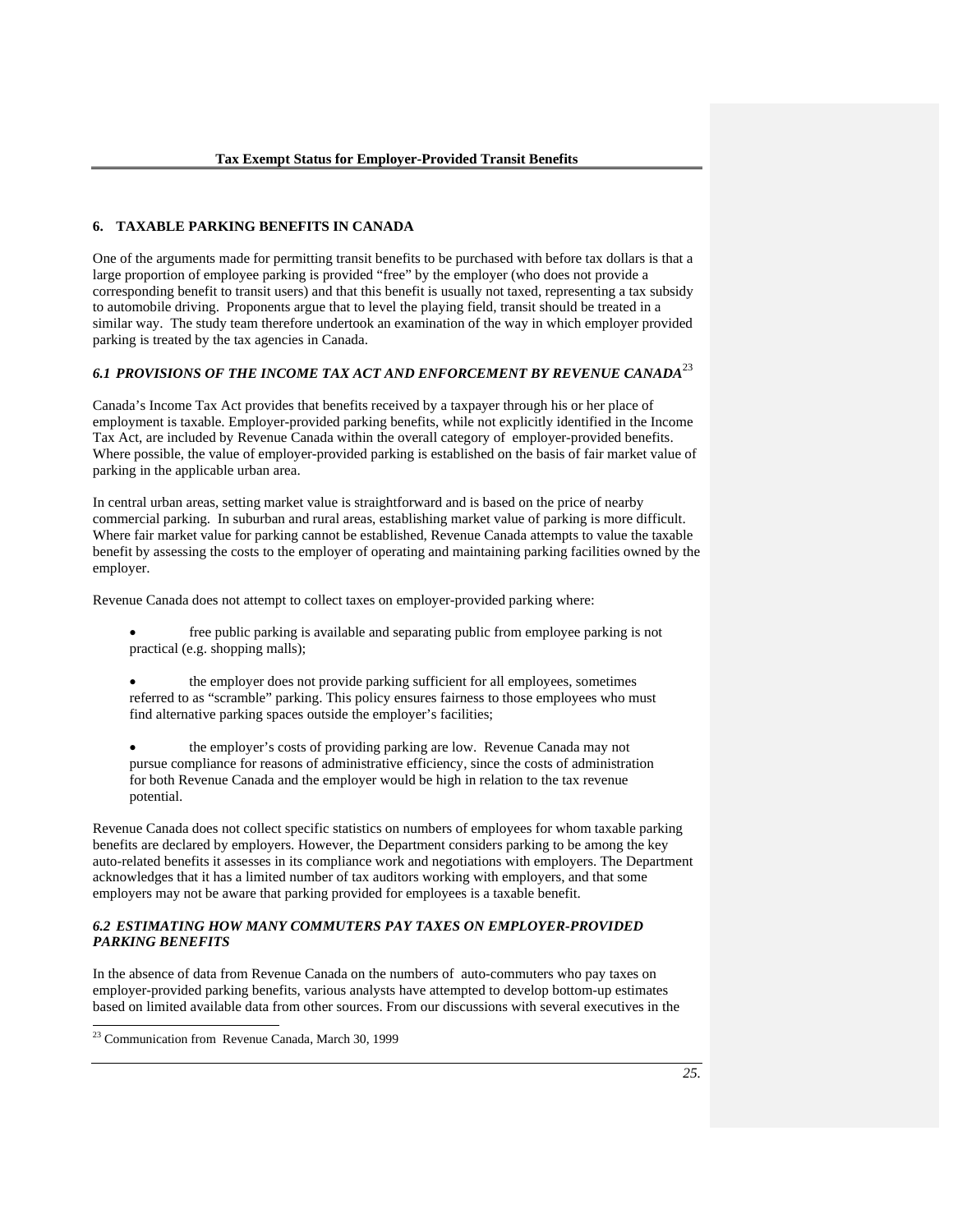## 6. TAXABLE PARKING BENEFITS IN CANADA

One of the arguments made for permitting transit benefits to be purchased with before tax dollars is that a large proportion of employee parking is provided "free" by the employer (who does not provide a corresponding benefit to transit users) and that this benefit is usually not taxed, representing a tax subsidy to automobile driving. Proponents argue that to level the playing field, transit should be treated in a similar way. The study team therefore undertook an examination of the way in which employer provided parking is treated by the tax agencies in Canada.

### *6.1 PROVISIONS OF THE INCOME TAX ACT AND ENFORCEMENT BY REVENUE CANADA*[23]

Canada's Income Tax Act provides that benefits received by a taxpayer through his or her place of employment is taxable. Employer-provided parking benefits, while not explicitly identified in the Income Tax Act, are included by Revenue Canada within the overall category of employer-provided benefits. Where possible, the value of employer-provided parking is established on the basis of fair market value of parking in the applicable urban area.

In central urban areas, setting market value is straightforward and is based on the price of nearby commercial parking. In suburban and rural areas, establishing market value of parking is more difficult. Where fair market value for parking cannot be established, Revenue Canada attempts to value the taxable benefit by assessing the costs to the employer of operating and maintaining parking facilities owned by the employer.

Revenue Canada does not attempt to collect taxes on employer-provided parking where:

- free public parking is available and separating public from employee parking is not practical (e.g. shopping malls);
- the employer does not provide parking sufficient for all employees, sometimes referred to as "scramble" parking. This policy ensures fairness to those employees who must find alternative parking spaces outside the employer's facilities;
- the employer's costs of providing parking are low. Revenue Canada may not pursue compliance for reasons of administrative efficiency, since the costs of administration for both Revenue Canada and the employer would be high in relation to the tax revenue potential.

Revenue Canada does not collect specific statistics on numbers of employees for whom taxable parking benefits are declared by employers. However, the Department considers parking to be among the key auto-related benefits it assesses in its compliance work and negotiations with employers. The Department acknowledges that it has a limited number of tax auditors working with employers, and that some employers may not be aware that parking provided for employees is a taxable benefit.

### *6.2 ESTIMATING HOW MANY COMMUTERS PAY TAXES ON EMPLOYER-PROVIDED PARKING BENEFITS*

In the absence of data from Revenue Canada on the numbers of auto-commuters who pay taxes on employer-provided parking benefits, various analysts have attempted to develop bottom-up estimates based on limited available data from other sources. From our discussions with several executives in the

[23] Communication from Revenue Canada, March 30, 1999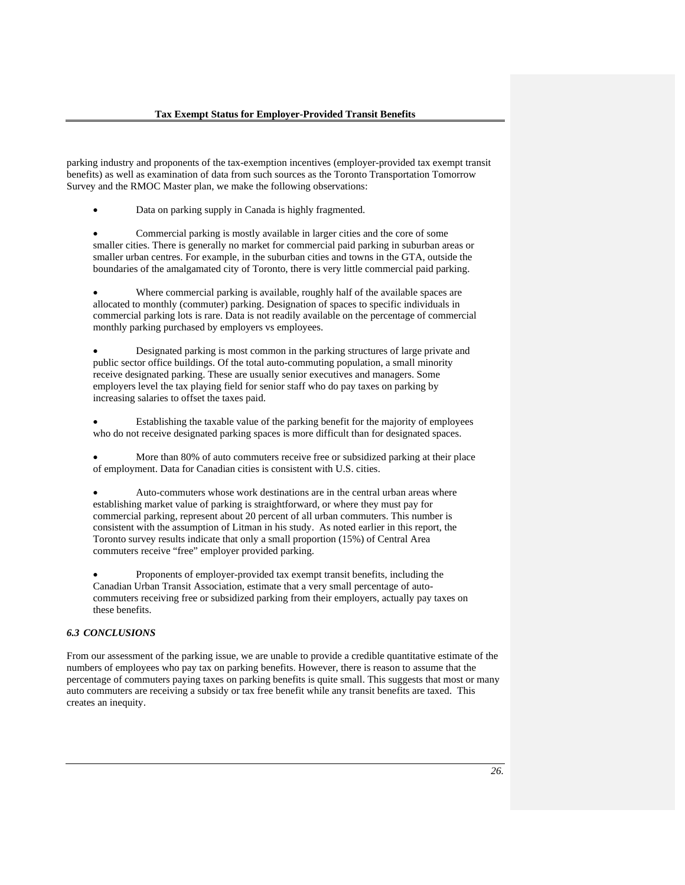parking industry and proponents of the tax-exemption incentives (employer-provided tax exempt transit benefits) as well as examination of data from such sources as the Toronto Transportation Tomorrow Survey and the RMOC Master plan, we make the following observations:

- Data on parking supply in Canada is highly fragmented.

- Commercial parking is mostly available in larger cities and the core of some smaller cities. There is generally no market for commercial paid parking in suburban areas or smaller urban centres. For example, in the suburban cities and towns in the GTA, outside the boundaries of the amalgamated city of Toronto, there is very little commercial paid parking.

- Where commercial parking is available, roughly half of the available spaces are allocated to monthly (commuter) parking. Designation of spaces to specific individuals in commercial parking lots is rare. Data is not readily available on the percentage of commercial monthly parking purchased by employers vs employees.

- Designated parking is most common in the parking structures of large private and public sector office buildings. Of the total auto-commuting population, a small minority receive designated parking. These are usually senior executives and managers. Some employers level the tax playing field for senior staff who do pay taxes on parking by increasing salaries to offset the taxes paid.

- Establishing the taxable value of the parking benefit for the majority of employees who do not receive designated parking spaces is more difficult than for designated spaces.

- More than 80% of auto commuters receive free or subsidized parking at their place of employment. Data for Canadian cities is consistent with U.S. cities.

- Auto-commuters whose work destinations are in the central urban areas where establishing market value of parking is straightforward, or where they must pay for commercial parking, represent about 20 percent of all urban commuters. This number is consistent with the assumption of Litman in his study. As noted earlier in this report, the Toronto survey results indicate that only a small proportion (15%) of Central Area commuters receive "free" employer provided parking.

- Proponents of employer-provided tax exempt transit benefits, including the Canadian Urban Transit Association, estimate that a very small percentage of auto-commuters receiving free or subsidized parking from their employers, actually pay taxes on these benefits.

### *6.3 CONCLUSIONS*

From our assessment of the parking issue, we are unable to provide a credible quantitative estimate of the numbers of employees who pay tax on parking benefits. However, there is reason to assume that the percentage of commuters paying taxes on parking benefits is quite small. This suggests that most or many auto commuters are receiving a subsidy or tax free benefit while any transit benefits are taxed. This creates an inequity.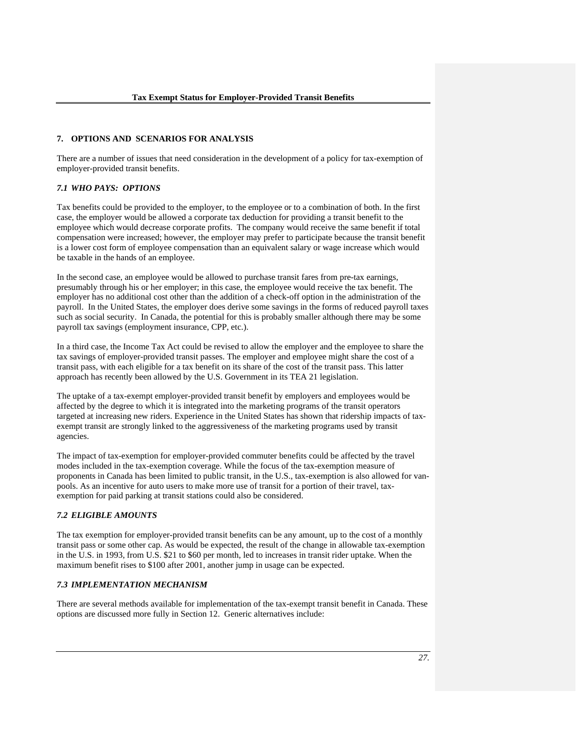## 7. OPTIONS AND SCENARIOS FOR ANALYSIS

There are a number of issues that need consideration in the development of a policy for tax-exemption of employer-provided transit benefits.

### *7.1 WHO PAYS: OPTIONS*

Tax benefits could be provided to the employer, to the employee or to a combination of both. In the first case, the employer would be allowed a corporate tax deduction for providing a transit benefit to the employee which would decrease corporate profits. The company would receive the same benefit if total compensation were increased; however, the employer may prefer to participate because the transit benefit is a lower cost form of employee compensation than an equivalent salary or wage increase which would be taxable in the hands of an employee.

In the second case, an employee would be allowed to purchase transit fares from pre-tax earnings, presumably through his or her employer; in this case, the employee would receive the tax benefit. The employer has no additional cost other than the addition of a check-off option in the administration of the payroll. In the United States, the employer does derive some savings in the forms of reduced payroll taxes such as social security. In Canada, the potential for this is probably smaller although there may be some payroll tax savings (employment insurance, CPP, etc.).

In a third case, the Income Tax Act could be revised to allow the employer and the employee to share the tax savings of employer-provided transit passes. The employer and employee might share the cost of a transit pass, with each eligible for a tax benefit on its share of the cost of the transit pass. This latter approach has recently been allowed by the U.S. Government in its TEA 21 legislation.

The uptake of a tax-exempt employer-provided transit benefit by employers and employees would be affected by the degree to which it is integrated into the marketing programs of the transit operators targeted at increasing new riders. Experience in the United States has shown that ridership impacts of tax-exempt transit are strongly linked to the aggressiveness of the marketing programs used by transit agencies.

The impact of tax-exemption for employer-provided commuter benefits could be affected by the travel modes included in the tax-exemption coverage. While the focus of the tax-exemption measure of proponents in Canada has been limited to public transit, in the U.S., tax-exemption is also allowed for van-pools. As an incentive for auto users to make more use of transit for a portion of their travel, tax-exemption for paid parking at transit stations could also be considered.

### *7.2 ELIGIBLE AMOUNTS*

The tax exemption for employer-provided transit benefits can be any amount, up to the cost of a monthly transit pass or some other cap. As would be expected, the result of the change in allowable tax-exemption in the U.S. in 1993, from U.S. $21 to $60 per month, led to increases in transit rider uptake. When the maximum benefit rises to $100 after 2001, another jump in usage can be expected.

### *7.3 IMPLEMENTATION MECHANISM*

There are several methods available for implementation of the tax-exempt transit benefit in Canada. These options are discussed more fully in Section 12. Generic alternatives include: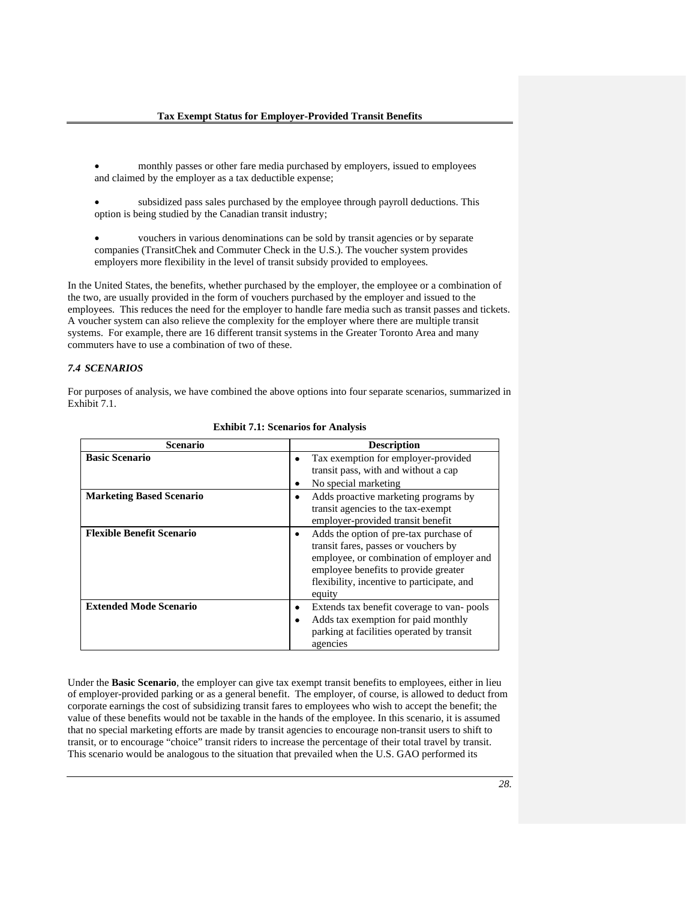- monthly passes or other fare media purchased by employers, issued to employees and claimed by the employer as a tax deductible expense;

- subsidized pass sales purchased by the employee through payroll deductions. This option is being studied by the Canadian transit industry;

- vouchers in various denominations can be sold by transit agencies or by separate companies (TransitChek and Commuter Check in the U.S.). The voucher system provides employers more flexibility in the level of transit subsidy provided to employees.

In the United States, the benefits, whether purchased by the employer, the employee or a combination of the two, are usually provided in the form of vouchers purchased by the employer and issued to the employees. This reduces the need for the employer to handle fare media such as transit passes and tickets. A voucher system can also relieve the complexity for the employer where there are multiple transit systems. For example, there are 16 different transit systems in the Greater Toronto Area and many commuters have to use a combination of two of these.

### *7.4 SCENARIOS*

For purposes of analysis, we have combined the above options into four separate scenarios, summarized in Exhibit 7.1.

**Exhibit 7.1: Scenarios for Analysis**

| Scenario | Description |
|---|---|
| **Basic Scenario** | • Tax exemption for employer-provided transit pass, with and without a cap<br>• No special marketing |
| **Marketing Based Scenario** | • Adds proactive marketing programs by transit agencies to the tax-exempt employer-provided transit benefit |
| **Flexible Benefit Scenario** | • Adds the option of pre-tax purchase of transit fares, passes or vouchers by employee, or combination of employer and employee benefits to provide greater flexibility, incentive to participate, and equity |
| **Extended Mode Scenario** | • Extends tax benefit coverage to van- pools<br>• Adds tax exemption for paid monthly parking at facilities operated by transit agencies |

Under the **Basic Scenario**, the employer can give tax exempt transit benefits to employees, either in lieu of employer-provided parking or as a general benefit. The employer, of course, is allowed to deduct from corporate earnings the cost of subsidizing transit fares to employees who wish to accept the benefit; the value of these benefits would not be taxable in the hands of the employee. In this scenario, it is assumed that no special marketing efforts are made by transit agencies to encourage non-transit users to shift to transit, or to encourage "choice" transit riders to increase the percentage of their total travel by transit. This scenario would be analogous to the situation that prevailed when the U.S. GAO performed its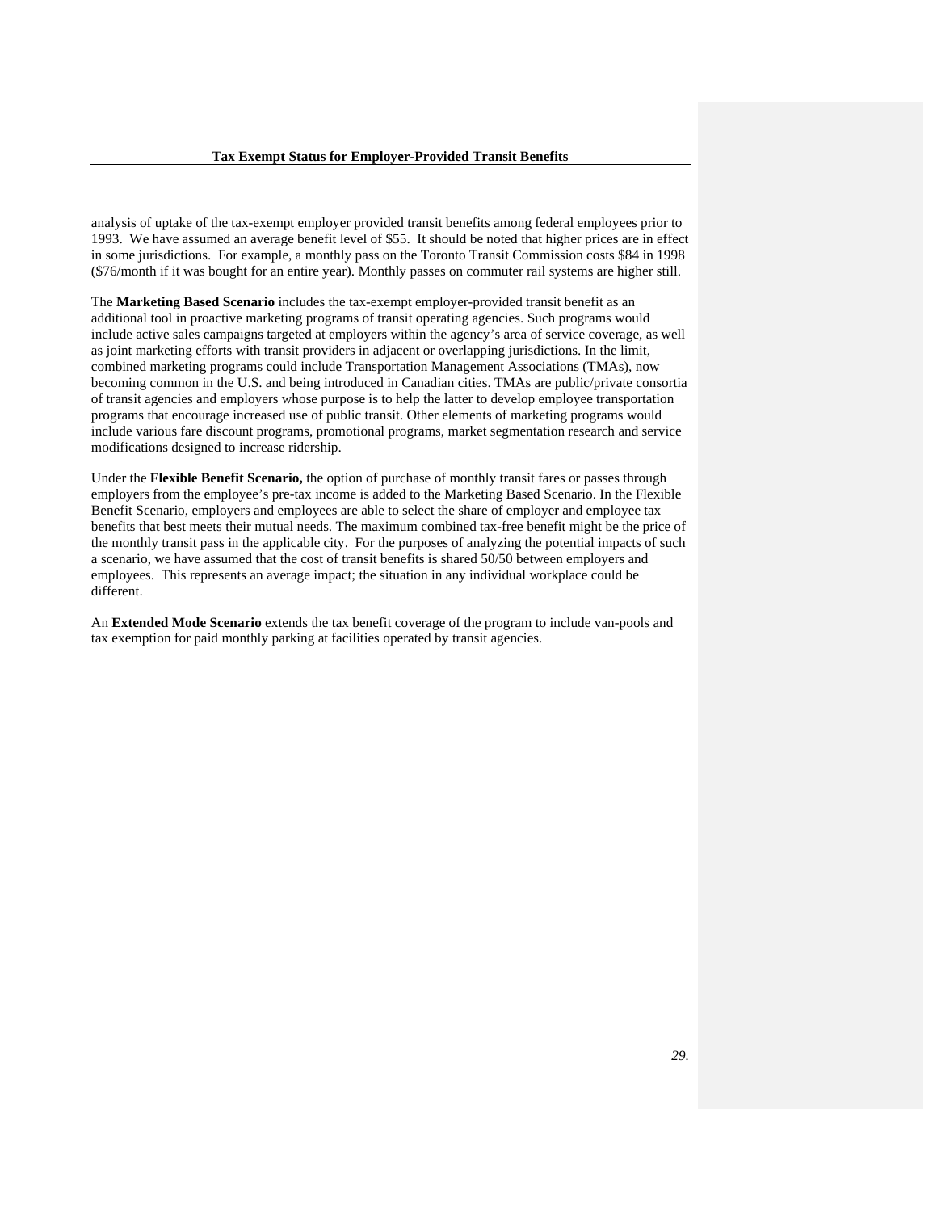analysis of uptake of the tax-exempt employer provided transit benefits among federal employees prior to 1993. We have assumed an average benefit level of $55. It should be noted that higher prices are in effect in some jurisdictions. For example, a monthly pass on the Toronto Transit Commission costs $84 in 1998 ($76/month if it was bought for an entire year). Monthly passes on commuter rail systems are higher still.

The **Marketing Based Scenario** includes the tax-exempt employer-provided transit benefit as an additional tool in proactive marketing programs of transit operating agencies. Such programs would include active sales campaigns targeted at employers within the agency's area of service coverage, as well as joint marketing efforts with transit providers in adjacent or overlapping jurisdictions. In the limit, combined marketing programs could include Transportation Management Associations (TMAs), now becoming common in the U.S. and being introduced in Canadian cities. TMAs are public/private consortia of transit agencies and employers whose purpose is to help the latter to develop employee transportation programs that encourage increased use of public transit. Other elements of marketing programs would include various fare discount programs, promotional programs, market segmentation research and service modifications designed to increase ridership.

Under the **Flexible Benefit Scenario,** the option of purchase of monthly transit fares or passes through employers from the employee's pre-tax income is added to the Marketing Based Scenario. In the Flexible Benefit Scenario, employers and employees are able to select the share of employer and employee tax benefits that best meets their mutual needs. The maximum combined tax-free benefit might be the price of the monthly transit pass in the applicable city. For the purposes of analyzing the potential impacts of such a scenario, we have assumed that the cost of transit benefits is shared 50/50 between employers and employees. This represents an average impact; the situation in any individual workplace could be different.

An **Extended Mode Scenario** extends the tax benefit coverage of the program to include van-pools and tax exemption for paid monthly parking at facilities operated by transit agencies.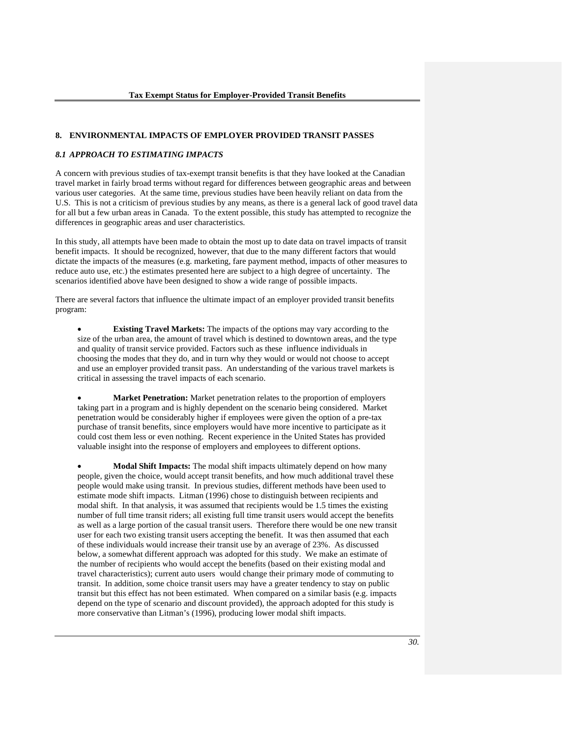## 8. ENVIRONMENTAL IMPACTS OF EMPLOYER PROVIDED TRANSIT PASSES

### *8.1 APPROACH TO ESTIMATING IMPACTS*

A concern with previous studies of tax-exempt transit benefits is that they have looked at the Canadian travel market in fairly broad terms without regard for differences between geographic areas and between various user categories. At the same time, previous studies have been heavily reliant on data from the U.S. This is not a criticism of previous studies by any means, as there is a general lack of good travel data for all but a few urban areas in Canada. To the extent possible, this study has attempted to recognize the differences in geographic areas and user characteristics.

In this study, all attempts have been made to obtain the most up to date data on travel impacts of transit benefit impacts. It should be recognized, however, that due to the many different factors that would dictate the impacts of the measures (e.g. marketing, fare payment method, impacts of other measures to reduce auto use, etc.) the estimates presented here are subject to a high degree of uncertainty. The scenarios identified above have been designed to show a wide range of possible impacts.

There are several factors that influence the ultimate impact of an employer provided transit benefits program:

- **Existing Travel Markets:** The impacts of the options may vary according to the size of the urban area, the amount of travel which is destined to downtown areas, and the type and quality of transit service provided. Factors such as these influence individuals in choosing the modes that they do, and in turn why they would or would not choose to accept and use an employer provided transit pass. An understanding of the various travel markets is critical in assessing the travel impacts of each scenario.

- **Market Penetration:** Market penetration relates to the proportion of employers taking part in a program and is highly dependent on the scenario being considered. Market penetration would be considerably higher if employees were given the option of a pre-tax purchase of transit benefits, since employers would have more incentive to participate as it could cost them less or even nothing. Recent experience in the United States has provided valuable insight into the response of employers and employees to different options.

- **Modal Shift Impacts:** The modal shift impacts ultimately depend on how many people, given the choice, would accept transit benefits, and how much additional travel these people would make using transit. In previous studies, different methods have been used to estimate mode shift impacts. Litman (1996) chose to distinguish between recipients and modal shift. In that analysis, it was assumed that recipients would be 1.5 times the existing number of full time transit riders; all existing full time transit users would accept the benefits as well as a large portion of the casual transit users. Therefore there would be one new transit user for each two existing transit users accepting the benefit. It was then assumed that each of these individuals would increase their transit use by an average of 23%. As discussed below, a somewhat different approach was adopted for this study. We make an estimate of the number of recipients who would accept the benefits (based on their existing modal and travel characteristics); current auto users would change their primary mode of commuting to transit. In addition, some choice transit users may have a greater tendency to stay on public transit but this effect has not been estimated. When compared on a similar basis (e.g. impacts depend on the type of scenario and discount provided), the approach adopted for this study is more conservative than Litman's (1996), producing lower modal shift impacts.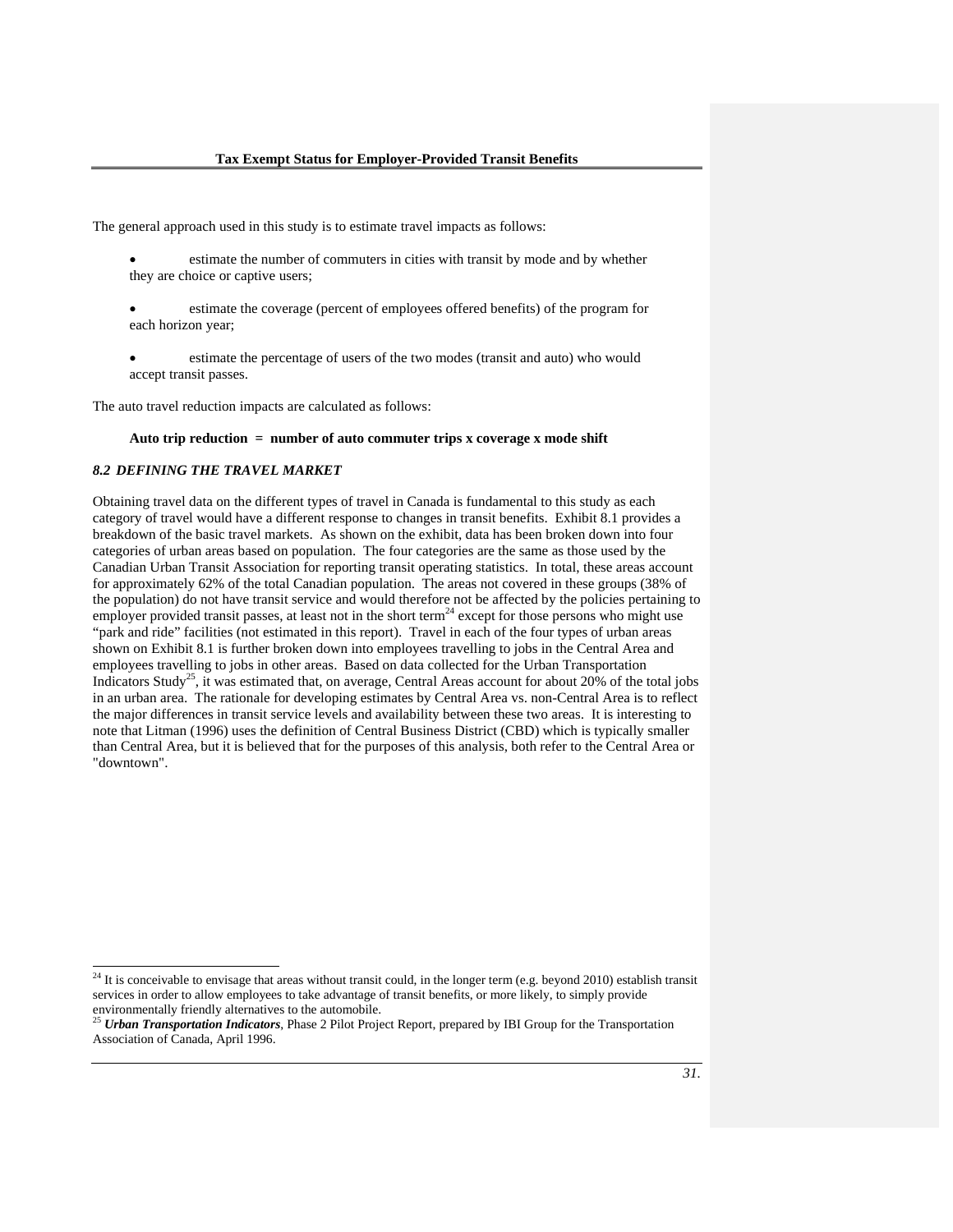The general approach used in this study is to estimate travel impacts as follows:

- estimate the number of commuters in cities with transit by mode and by whether they are choice or captive users;
- estimate the coverage (percent of employees offered benefits) of the program for each horizon year;
- estimate the percentage of users of the two modes (transit and auto) who would accept transit passes.

The auto travel reduction impacts are calculated as follows:

**Auto trip reduction = number of auto commuter trips x coverage x mode shift**

### *8.2 DEFINING THE TRAVEL MARKET*

Obtaining travel data on the different types of travel in Canada is fundamental to this study as each category of travel would have a different response to changes in transit benefits. Exhibit 8.1 provides a breakdown of the basic travel markets. As shown on the exhibit, data has been broken down into four categories of urban areas based on population. The four categories are the same as those used by the Canadian Urban Transit Association for reporting transit operating statistics. In total, these areas account for approximately 62% of the total Canadian population. The areas not covered in these groups (38% of the population) do not have transit service and would therefore not be affected by the policies pertaining to employer provided transit passes, at least not in the short term[24] except for those persons who might use "park and ride" facilities (not estimated in this report). Travel in each of the four types of urban areas shown on Exhibit 8.1 is further broken down into employees travelling to jobs in the Central Area and employees travelling to jobs in other areas. Based on data collected for the Urban Transportation Indicators Study[25], it was estimated that, on average, Central Areas account for about 20% of the total jobs in an urban area. The rationale for developing estimates by Central Area vs. non-Central Area is to reflect the major differences in transit service levels and availability between these two areas. It is interesting to note that Litman (1996) uses the definition of Central Business District (CBD) which is typically smaller than Central Area, but it is believed that for the purposes of this analysis, both refer to the Central Area or "downtown".

---

[24] It is conceivable to envisage that areas without transit could, in the longer term (e.g. beyond 2010) establish transit services in order to allow employees to take advantage of transit benefits, or more likely, to simply provide environmentally friendly alternatives to the automobile.

[25] ***Urban Transportation Indicators***, Phase 2 Pilot Project Report, prepared by IBI Group for the Transportation Association of Canada, April 1996.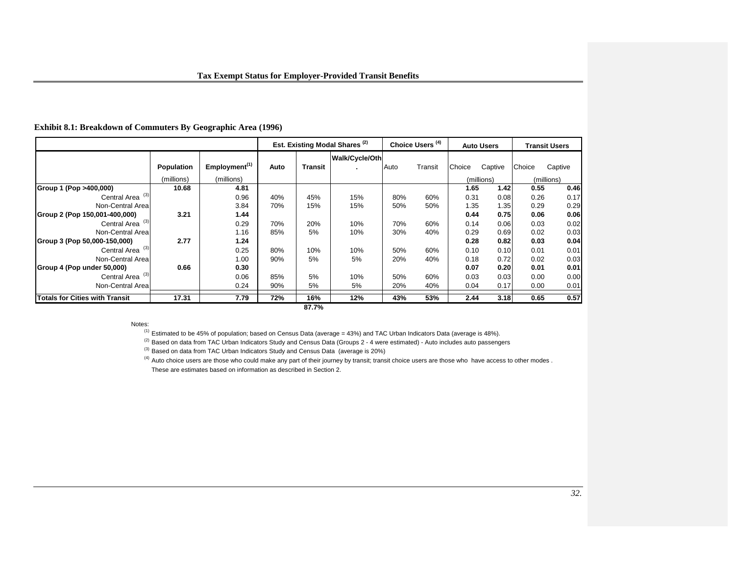**Exhibit 8.1: Breakdown of Commuters By Geographic Area (1996)**

| | Population | Employment[1] | Est. Existing Modal Shares [2] | | | Choice Users [4] | | Auto Users | | Transit Users | |
|---|---|---|---|---|---|---|---|---|---|---|---|
| | Population (millions) | Employment[1] (millions) | Auto | Transit | Walk/Cycle/Oth. | Auto | Transit | Choice (millions) | Captive | Choice (millions) | Captive |
| **Group 1 (Pop >400,000)** | **10.68** | **4.81** | | | | | | **1.65** | **1.42** | **0.55** | **0.46** |
| Central Area [3] | | 0.96 | 40% | 45% | 15% | 80% | 60% | 0.31 | 0.08 | 0.26 | 0.17 |
| Non-Central Area | | 3.84 | 70% | 15% | 15% | 50% | 50% | 1.35 | 1.35 | 0.29 | 0.29 |
| **Group 2 (Pop 150,001-400,000)** | **3.21** | **1.44** | | | | | | **0.44** | **0.75** | **0.06** | **0.06** |
| Central Area [3] | | 0.29 | 70% | 20% | 10% | 70% | 60% | 0.14 | 0.06 | 0.03 | 0.02 |
| Non-Central Area | | 1.16 | 85% | 5% | 10% | 30% | 40% | 0.29 | 0.69 | 0.02 | 0.03 |
| **Group 3 (Pop 50,000-150,000)** | **2.77** | **1.24** | | | | | | **0.28** | **0.82** | **0.03** | **0.04** |
| Central Area [3] | | 0.25 | 80% | 10% | 10% | 50% | 60% | 0.10 | 0.10 | 0.01 | 0.01 |
| Non-Central Area | | 1.00 | 90% | 5% | 5% | 20% | 40% | 0.18 | 0.72 | 0.02 | 0.03 |
| **Group 4 (Pop under 50,000)** | **0.66** | **0.30** | | | | | | **0.07** | **0.20** | **0.01** | **0.01** |
| Central Area [3] | | 0.06 | 85% | 5% | 10% | 50% | 60% | 0.03 | 0.03 | 0.00 | 0.00 |
| Non-Central Area | | 0.24 | 90% | 5% | 5% | 20% | 40% | 0.04 | 0.17 | 0.00 | 0.01 |
| **Totals for Cities with Transit** | **17.31** | **7.79** | **72%** | **16%** | **12%** | **43%** | **53%** | **2.44** | **3.18** | **0.65** | **0.57** |
| | | | | **87.7%** | | | | | | | |

Notes:

[1] Estimated to be 45% of population; based on Census Data (average = 43%) and TAC Urban Indicators Data (average is 48%).

[2] Based on data from TAC Urban Indicators Study and Census Data (Groups 2 - 4 were estimated) - Auto includes auto passengers

[3] Based on data from TAC Urban Indicators Study and Census Data (average is 20%)

[4] Auto choice users are those who could make any part of their journey by transit; transit choice users are those who have access to other modes .
These are estimates based on information as described in Section 2.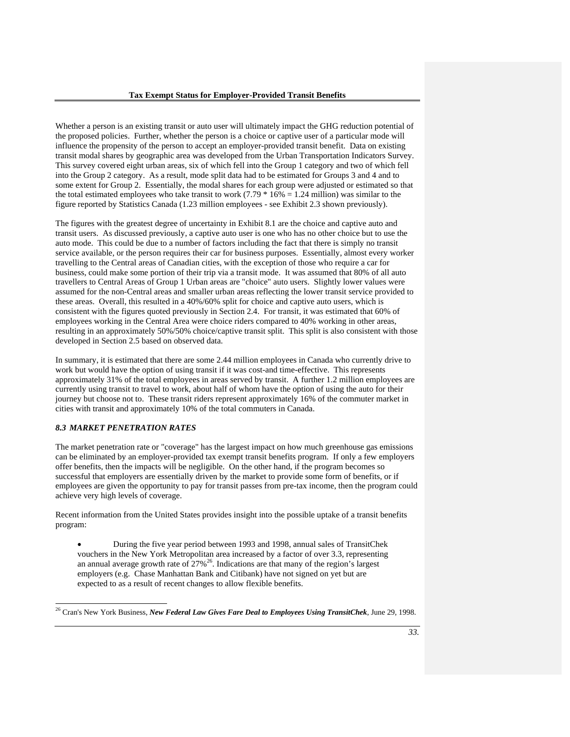Whether a person is an existing transit or auto user will ultimately impact the GHG reduction potential of the proposed policies. Further, whether the person is a choice or captive user of a particular mode will influence the propensity of the person to accept an employer-provided transit benefit. Data on existing transit modal shares by geographic area was developed from the Urban Transportation Indicators Survey. This survey covered eight urban areas, six of which fell into the Group 1 category and two of which fell into the Group 2 category. As a result, mode split data had to be estimated for Groups 3 and 4 and to some extent for Group 2. Essentially, the modal shares for each group were adjusted or estimated so that the total estimated employees who take transit to work ($7.79 * 16\% = 1.24$ million) was similar to the figure reported by Statistics Canada (1.23 million employees - see Exhibit 2.3 shown previously).

The figures with the greatest degree of uncertainty in Exhibit 8.1 are the choice and captive auto and transit users. As discussed previously, a captive auto user is one who has no other choice but to use the auto mode. This could be due to a number of factors including the fact that there is simply no transit service available, or the person requires their car for business purposes. Essentially, almost every worker travelling to the Central areas of Canadian cities, with the exception of those who require a car for business, could make some portion of their trip via a transit mode. It was assumed that 80% of all auto travellers to Central Areas of Group 1 Urban areas are "choice" auto users. Slightly lower values were assumed for the non-Central areas and smaller urban areas reflecting the lower transit service provided to these areas. Overall, this resulted in a 40%/60% split for choice and captive auto users, which is consistent with the figures quoted previously in Section 2.4. For transit, it was estimated that 60% of employees working in the Central Area were choice riders compared to 40% working in other areas, resulting in an approximately 50%/50% choice/captive transit split. This split is also consistent with those developed in Section 2.5 based on observed data.

In summary, it is estimated that there are some 2.44 million employees in Canada who currently drive to work but would have the option of using transit if it was cost-and time-effective. This represents approximately 31% of the total employees in areas served by transit. A further 1.2 million employees are currently using transit to travel to work, about half of whom have the option of using the auto for their journey but choose not to. These transit riders represent approximately 16% of the commuter market in cities with transit and approximately 10% of the total commuters in Canada.

### *8.3 MARKET PENETRATION RATES*

The market penetration rate or "coverage" has the largest impact on how much greenhouse gas emissions can be eliminated by an employer-provided tax exempt transit benefits program. If only a few employers offer benefits, then the impacts will be negligible. On the other hand, if the program becomes so successful that employers are essentially driven by the market to provide some form of benefits, or if employees are given the opportunity to pay for transit passes from pre-tax income, then the program could achieve very high levels of coverage.

Recent information from the United States provides insight into the possible uptake of a transit benefits program:

- During the five year period between 1993 and 1998, annual sales of TransitChek vouchers in the New York Metropolitan area increased by a factor of over 3.3, representing an annual average growth rate of 27%[26]. Indications are that many of the region's largest employers (e.g. Chase Manhattan Bank and Citibank) have not signed on yet but are expected to as a result of recent changes to allow flexible benefits.

[26] Cran's New York Business, ***New Federal Law Gives Fare Deal to Employees Using TransitChek***, June 29, 1998.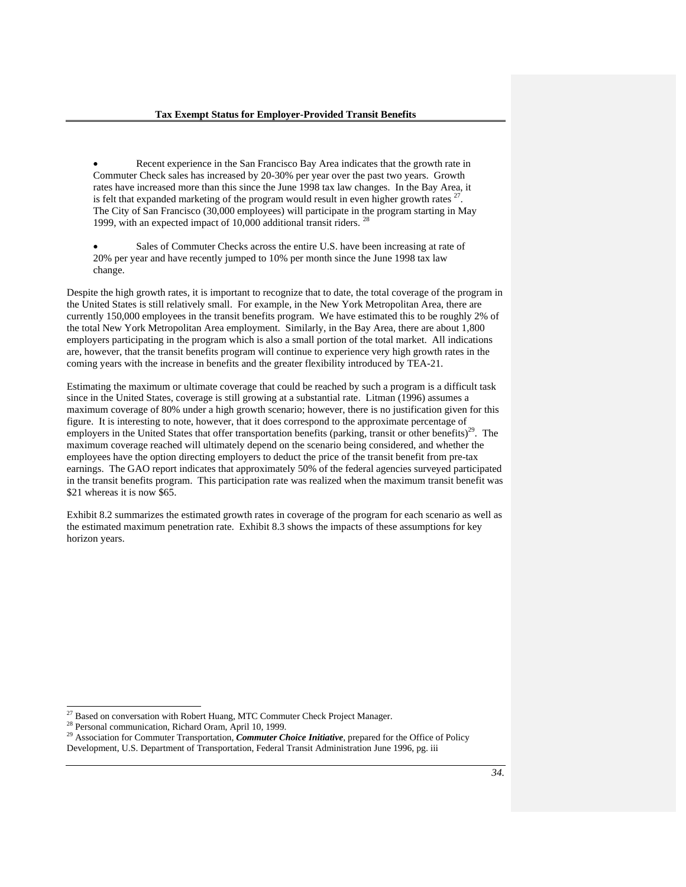- Recent experience in the San Francisco Bay Area indicates that the growth rate in Commuter Check sales has increased by 20-30% per year over the past two years. Growth rates have increased more than this since the June 1998 tax law changes. In the Bay Area, it is felt that expanded marketing of the program would result in even higher growth rates [27]. The City of San Francisco (30,000 employees) will participate in the program starting in May 1999, with an expected impact of 10,000 additional transit riders. [28]

- Sales of Commuter Checks across the entire U.S. have been increasing at rate of 20% per year and have recently jumped to 10% per month since the June 1998 tax law change.

Despite the high growth rates, it is important to recognize that to date, the total coverage of the program in the United States is still relatively small. For example, in the New York Metropolitan Area, there are currently 150,000 employees in the transit benefits program. We have estimated this to be roughly 2% of the total New York Metropolitan Area employment. Similarly, in the Bay Area, there are about 1,800 employers participating in the program which is also a small portion of the total market. All indications are, however, that the transit benefits program will continue to experience very high growth rates in the coming years with the increase in benefits and the greater flexibility introduced by TEA-21.

Estimating the maximum or ultimate coverage that could be reached by such a program is a difficult task since in the United States, coverage is still growing at a substantial rate. Litman (1996) assumes a maximum coverage of 80% under a high growth scenario; however, there is no justification given for this figure. It is interesting to note, however, that it does correspond to the approximate percentage of employers in the United States that offer transportation benefits (parking, transit or other benefits)[29]. The maximum coverage reached will ultimately depend on the scenario being considered, and whether the employees have the option directing employers to deduct the price of the transit benefit from pre-tax earnings. The GAO report indicates that approximately 50% of the federal agencies surveyed participated in the transit benefits program. This participation rate was realized when the maximum transit benefit was $21 whereas it is now $65.

Exhibit 8.2 summarizes the estimated growth rates in coverage of the program for each scenario as well as the estimated maximum penetration rate. Exhibit 8.3 shows the impacts of these assumptions for key horizon years.

---

[27] Based on conversation with Robert Huang, MTC Commuter Check Project Manager.

[28] Personal communication, Richard Oram, April 10, 1999.

[29] Association for Commuter Transportation, ***Commuter Choice Initiative***, prepared for the Office of Policy Development, U.S. Department of Transportation, Federal Transit Administration June 1996, pg. iii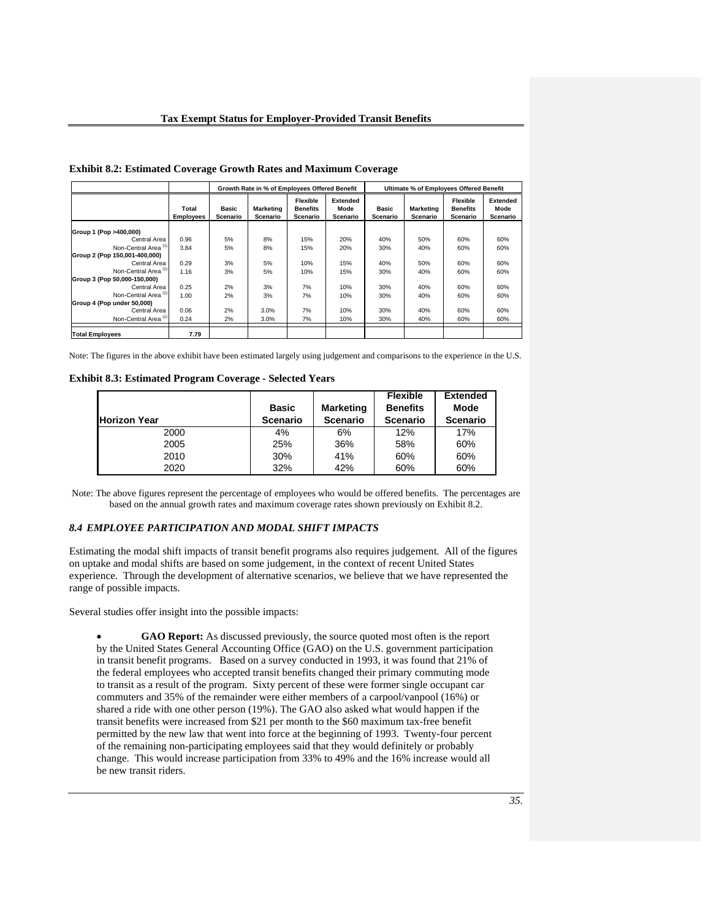**Exhibit 8.2: Estimated Coverage Growth Rates and Maximum Coverage**

| | | Growth Rate in % of Employees Offered Benefit | | | | Ultimate % of Employees Offered Benefit | | | |
|---|---|---|---|---|---|---|---|---|---|
| | Total Employees | Basic Scenario | Marketing Scenario | Flexible Benefits Scenario | Extended Mode Scenario | Basic Scenario | Marketing Scenario | Flexible Benefits Scenario | Extended Mode Scenario |
| **Group 1 (Pop >400,000)** | | | | | | | | | |
| Central Area | 0.96 | 5% | 8% | 15% | 20% | 40% | 50% | 60% | 60% |
| Non-Central Area [(1)] | 3.84 | 5% | 8% | 15% | 20% | 30% | 40% | 60% | 60% |
| **Group 2 (Pop 150,001-400,000)** | | | | | | | | | |
| Central Area | 0.29 | 3% | 5% | 10% | 15% | 40% | 50% | 60% | 60% |
| Non-Central Area [(1)] | 1.16 | 3% | 5% | 10% | 15% | 30% | 40% | 60% | 60% |
| **Group 3 (Pop 50,000-150,000)** | | | | | | | | | |
| Central Area | 0.25 | 2% | 3% | 7% | 10% | 30% | 40% | 60% | 60% |
| Non-Central Area [(1)] | 1.00 | 2% | 3% | 7% | 10% | 30% | 40% | 60% | 60% |
| **Group 4 (Pop under 50,000)** | | | | | | | | | |
| Central Area | 0.06 | 2% | 3.0% | 7% | 10% | 30% | 40% | 60% | 60% |
| Non-Central Area [(1)] | 0.24 | 2% | 3.0% | 7% | 10% | 30% | 40% | 60% | 60% |
| **Total Employees** | **7.79** | | | | | | | | |

Note: The figures in the above exhibit have been estimated largely using judgement and comparisons to the experience in the U.S.

**Exhibit 8.3: Estimated Program Coverage - Selected Years**

| Horizon Year | Basic Scenario | Marketing Scenario | Flexible Benefits Scenario | Extended Mode Scenario |
|---|---|---|---|---|
| 2000 | 4% | 6% | 12% | 17% |
| 2005 | 25% | 36% | 58% | 60% |
| 2010 | 30% | 41% | 60% | 60% |
| 2020 | 32% | 42% | 60% | 60% |

Note: The above figures represent the percentage of employees who would be offered benefits. The percentages are based on the annual growth rates and maximum coverage rates shown previously on Exhibit 8.2.

### *8.4 EMPLOYEE PARTICIPATION AND MODAL SHIFT IMPACTS*

Estimating the modal shift impacts of transit benefit programs also requires judgement. All of the figures on uptake and modal shifts are based on some judgement, in the context of recent United States experience. Through the development of alternative scenarios, we believe that we have represented the range of possible impacts.

Several studies offer insight into the possible impacts:

- **GAO Report:** As discussed previously, the source quoted most often is the report by the United States General Accounting Office (GAO) on the U.S. government participation in transit benefit programs. Based on a survey conducted in 1993, it was found that 21% of the federal employees who accepted transit benefits changed their primary commuting mode to transit as a result of the program. Sixty percent of these were former single occupant car commuters and 35% of the remainder were either members of a carpool/vanpool (16%) or shared a ride with one other person (19%). The GAO also asked what would happen if the transit benefits were increased from $21 per month to the $60 maximum tax-free benefit permitted by the new law that went into force at the beginning of 1993. Twenty-four percent of the remaining non-participating employees said that they would definitely or probably change. This would increase participation from 33% to 49% and the 16% increase would all be new transit riders.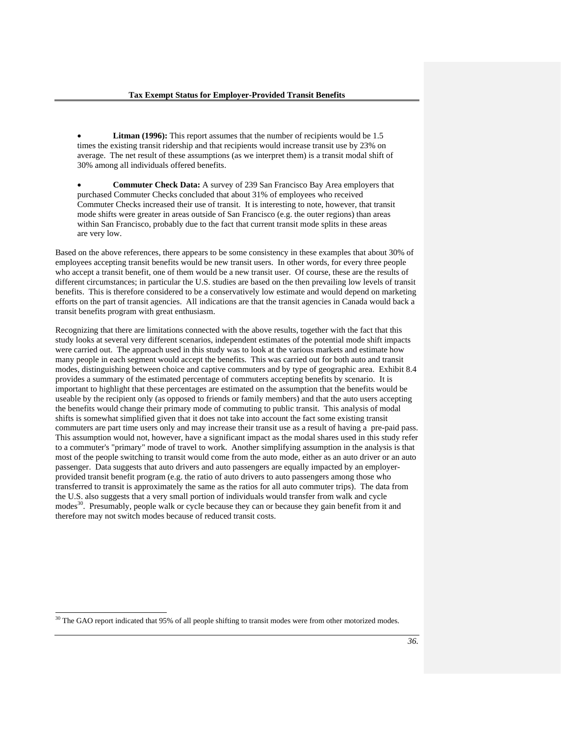- **Litman (1996):** This report assumes that the number of recipients would be 1.5 times the existing transit ridership and that recipients would increase transit use by 23% on average. The net result of these assumptions (as we interpret them) is a transit modal shift of 30% among all individuals offered benefits.

- **Commuter Check Data:** A survey of 239 San Francisco Bay Area employers that purchased Commuter Checks concluded that about 31% of employees who received Commuter Checks increased their use of transit. It is interesting to note, however, that transit mode shifts were greater in areas outside of San Francisco (e.g. the outer regions) than areas within San Francisco, probably due to the fact that current transit mode splits in these areas are very low.

Based on the above references, there appears to be some consistency in these examples that about 30% of employees accepting transit benefits would be new transit users. In other words, for every three people who accept a transit benefit, one of them would be a new transit user. Of course, these are the results of different circumstances; in particular the U.S. studies are based on the then prevailing low levels of transit benefits. This is therefore considered to be a conservatively low estimate and would depend on marketing efforts on the part of transit agencies. All indications are that the transit agencies in Canada would back a transit benefits program with great enthusiasm.

Recognizing that there are limitations connected with the above results, together with the fact that this study looks at several very different scenarios, independent estimates of the potential mode shift impacts were carried out. The approach used in this study was to look at the various markets and estimate how many people in each segment would accept the benefits. This was carried out for both auto and transit modes, distinguishing between choice and captive commuters and by type of geographic area. Exhibit 8.4 provides a summary of the estimated percentage of commuters accepting benefits by scenario. It is important to highlight that these percentages are estimated on the assumption that the benefits would be useable by the recipient only (as opposed to friends or family members) and that the auto users accepting the benefits would change their primary mode of commuting to public transit. This analysis of modal shifts is somewhat simplified given that it does not take into account the fact some existing transit commuters are part time users only and may increase their transit use as a result of having a pre-paid pass. This assumption would not, however, have a significant impact as the modal shares used in this study refer to a commuter's "primary" mode of travel to work. Another simplifying assumption in the analysis is that most of the people switching to transit would come from the auto mode, either as an auto driver or an auto passenger. Data suggests that auto drivers and auto passengers are equally impacted by an employer-provided transit benefit program (e.g. the ratio of auto drivers to auto passengers among those who transferred to transit is approximately the same as the ratios for all auto commuter trips). The data from the U.S. also suggests that a very small portion of individuals would transfer from walk and cycle modes[30]. Presumably, people walk or cycle because they can or because they gain benefit from it and therefore may not switch modes because of reduced transit costs.

[30] The GAO report indicated that 95% of all people shifting to transit modes were from other motorized modes.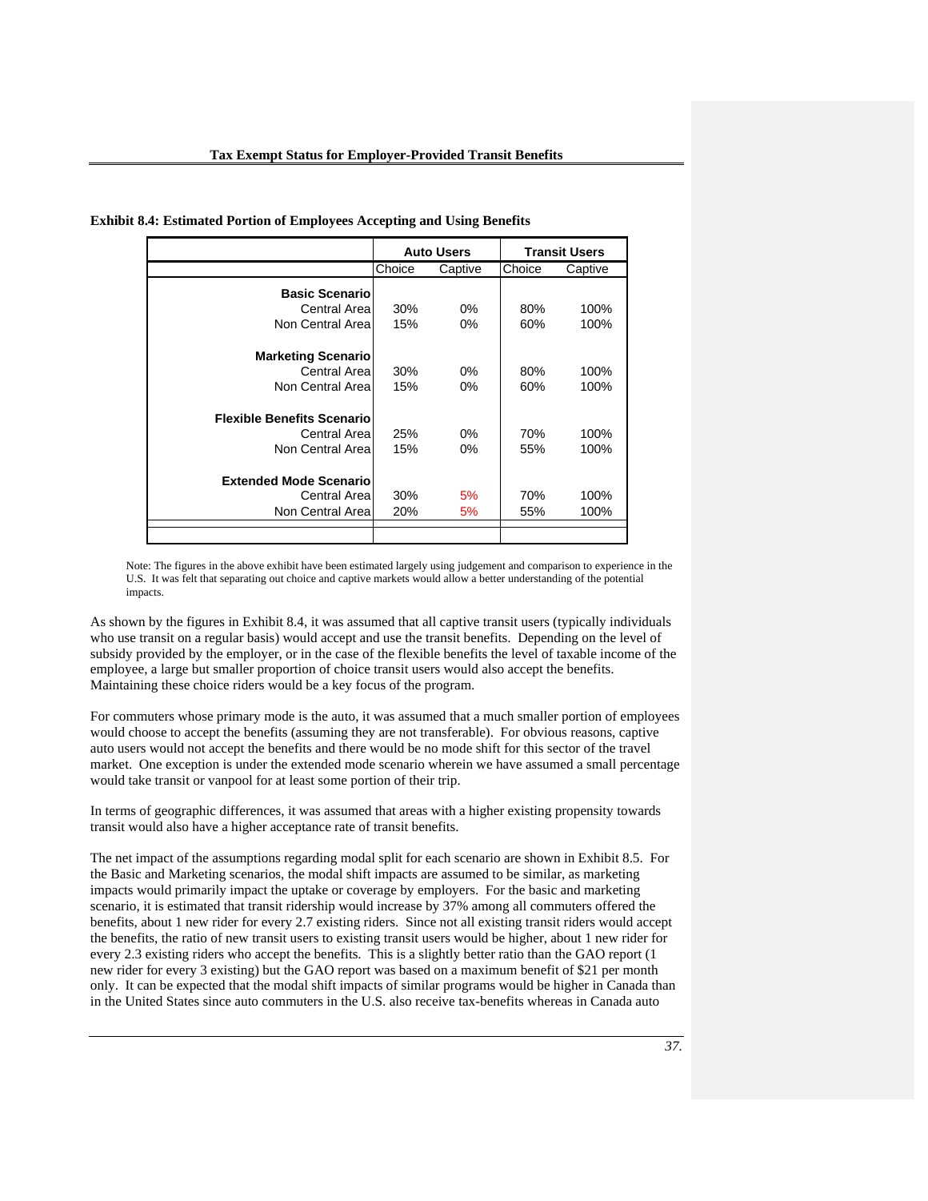**Exhibit 8.4: Estimated Portion of Employees Accepting and Using Benefits**

| | Auto Users | | Transit Users | |
|---|---|---|---|---|
| | Choice | Captive | Choice | Captive |
| **Basic Scenario** | | | | |
| Central Area | 30% | 0% | 80% | 100% |
| Non Central Area | 15% | 0% | 60% | 100% |
| **Marketing Scenario** | | | | |
| Central Area | 30% | 0% | 80% | 100% |
| Non Central Area | 15% | 0% | 60% | 100% |
| **Flexible Benefits Scenario** | | | | |
| Central Area | 25% | 0% | 70% | 100% |
| Non Central Area | 15% | 0% | 55% | 100% |
| **Extended Mode Scenario** | | | | |
| Central Area | 30% | 5% | 70% | 100% |
| Non Central Area | 20% | 5% | 55% | 100% |

Note: The figures in the above exhibit have been estimated largely using judgement and comparison to experience in the U.S. It was felt that separating out choice and captive markets would allow a better understanding of the potential impacts.

As shown by the figures in Exhibit 8.4, it was assumed that all captive transit users (typically individuals who use transit on a regular basis) would accept and use the transit benefits. Depending on the level of subsidy provided by the employer, or in the case of the flexible benefits the level of taxable income of the employee, a large but smaller proportion of choice transit users would also accept the benefits. Maintaining these choice riders would be a key focus of the program.

For commuters whose primary mode is the auto, it was assumed that a much smaller portion of employees would choose to accept the benefits (assuming they are not transferable). For obvious reasons, captive auto users would not accept the benefits and there would be no mode shift for this sector of the travel market. One exception is under the extended mode scenario wherein we have assumed a small percentage would take transit or vanpool for at least some portion of their trip.

In terms of geographic differences, it was assumed that areas with a higher existing propensity towards transit would also have a higher acceptance rate of transit benefits.

The net impact of the assumptions regarding modal split for each scenario are shown in Exhibit 8.5. For the Basic and Marketing scenarios, the modal shift impacts are assumed to be similar, as marketing impacts would primarily impact the uptake or coverage by employers. For the basic and marketing scenario, it is estimated that transit ridership would increase by 37% among all commuters offered the benefits, about 1 new rider for every 2.7 existing riders. Since not all existing transit riders would accept the benefits, the ratio of new transit users to existing transit users would be higher, about 1 new rider for every 2.3 existing riders who accept the benefits. This is a slightly better ratio than the GAO report (1 new rider for every 3 existing) but the GAO report was based on a maximum benefit of $21 per month only. It can be expected that the modal shift impacts of similar programs would be higher in Canada than in the United States since auto commuters in the U.S. also receive tax-benefits whereas in Canada auto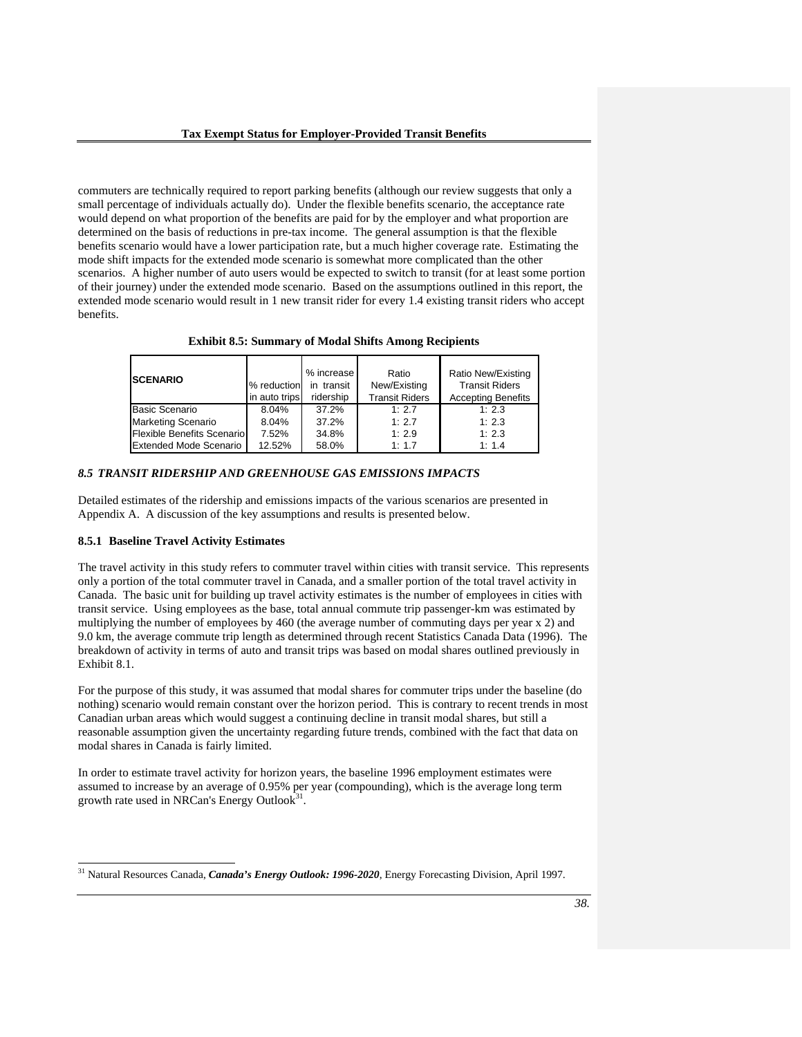commuters are technically required to report parking benefits (although our review suggests that only a small percentage of individuals actually do). Under the flexible benefits scenario, the acceptance rate would depend on what proportion of the benefits are paid for by the employer and what proportion are determined on the basis of reductions in pre-tax income. The general assumption is that the flexible benefits scenario would have a lower participation rate, but a much higher coverage rate. Estimating the mode shift impacts for the extended mode scenario is somewhat more complicated than the other scenarios. A higher number of auto users would be expected to switch to transit (for at least some portion of their journey) under the extended mode scenario. Based on the assumptions outlined in this report, the extended mode scenario would result in 1 new transit rider for every 1.4 existing transit riders who accept benefits.

**Exhibit 8.5: Summary of Modal Shifts Among Recipients**

| SCENARIO | % reduction in auto trips | % increase in transit ridership | Ratio New/Existing Transit Riders | Ratio New/Existing Transit Riders Accepting Benefits |
|---|---|---|---|---|
| Basic Scenario | 8.04% | 37.2% | 1: 2.7 | 1: 2.3 |
| Marketing Scenario | 8.04% | 37.2% | 1: 2.7 | 1: 2.3 |
| Flexible Benefits Scenario | 7.52% | 34.8% | 1: 2.9 | 1: 2.3 |
| Extended Mode Scenario | 12.52% | 58.0% | 1: 1.7 | 1: 1.4 |

### *8.5 TRANSIT RIDERSHIP AND GREENHOUSE GAS EMISSIONS IMPACTS*

Detailed estimates of the ridership and emissions impacts of the various scenarios are presented in Appendix A. A discussion of the key assumptions and results is presented below.

#### 8.5.1 Baseline Travel Activity Estimates

The travel activity in this study refers to commuter travel within cities with transit service. This represents only a portion of the total commuter travel in Canada, and a smaller portion of the total travel activity in Canada. The basic unit for building up travel activity estimates is the number of employees in cities with transit service. Using employees as the base, total annual commute trip passenger-km was estimated by multiplying the number of employees by 460 (the average number of commuting days per year x 2) and 9.0 km, the average commute trip length as determined through recent Statistics Canada Data (1996). The breakdown of activity in terms of auto and transit trips was based on modal shares outlined previously in Exhibit 8.1.

For the purpose of this study, it was assumed that modal shares for commuter trips under the baseline (do nothing) scenario would remain constant over the horizon period. This is contrary to recent trends in most Canadian urban areas which would suggest a continuing decline in transit modal shares, but still a reasonable assumption given the uncertainty regarding future trends, combined with the fact that data on modal shares in Canada is fairly limited.

In order to estimate travel activity for horizon years, the baseline 1996 employment estimates were assumed to increase by an average of 0.95% per year (compounding), which is the average long term growth rate used in NRCan's Energy Outlook[31].

[31] Natural Resources Canada, ***Canada's Energy Outlook: 1996-2020***, Energy Forecasting Division, April 1997.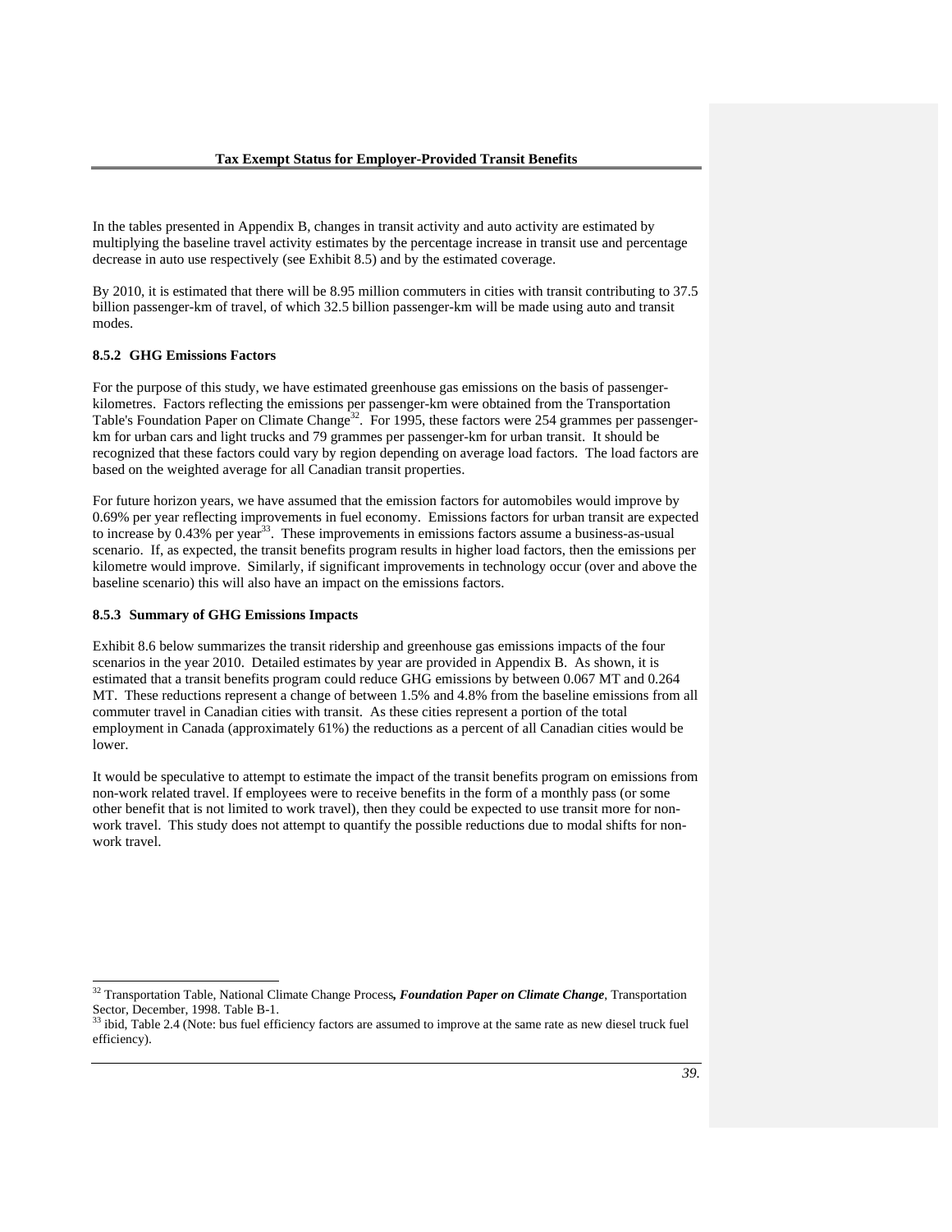In the tables presented in Appendix B, changes in transit activity and auto activity are estimated by multiplying the baseline travel activity estimates by the percentage increase in transit use and percentage decrease in auto use respectively (see Exhibit 8.5) and by the estimated coverage.

By 2010, it is estimated that there will be 8.95 million commuters in cities with transit contributing to 37.5 billion passenger-km of travel, of which 32.5 billion passenger-km will be made using auto and transit modes.

### 8.5.2 GHG Emissions Factors

For the purpose of this study, we have estimated greenhouse gas emissions on the basis of passenger-kilometres. Factors reflecting the emissions per passenger-km were obtained from the Transportation Table's Foundation Paper on Climate Change[32]. For 1995, these factors were 254 grammes per passenger-km for urban cars and light trucks and 79 grammes per passenger-km for urban transit. It should be recognized that these factors could vary by region depending on average load factors. The load factors are based on the weighted average for all Canadian transit properties.

For future horizon years, we have assumed that the emission factors for automobiles would improve by 0.69% per year reflecting improvements in fuel economy. Emissions factors for urban transit are expected to increase by 0.43% per year[33]. These improvements in emissions factors assume a business-as-usual scenario. If, as expected, the transit benefits program results in higher load factors, then the emissions per kilometre would improve. Similarly, if significant improvements in technology occur (over and above the baseline scenario) this will also have an impact on the emissions factors.

### 8.5.3 Summary of GHG Emissions Impacts

Exhibit 8.6 below summarizes the transit ridership and greenhouse gas emissions impacts of the four scenarios in the year 2010. Detailed estimates by year are provided in Appendix B. As shown, it is estimated that a transit benefits program could reduce GHG emissions by between 0.067 MT and 0.264 MT. These reductions represent a change of between 1.5% and 4.8% from the baseline emissions from all commuter travel in Canadian cities with transit. As these cities represent a portion of the total employment in Canada (approximately 61%) the reductions as a percent of all Canadian cities would be lower.

It would be speculative to attempt to estimate the impact of the transit benefits program on emissions from non-work related travel. If employees were to receive benefits in the form of a monthly pass (or some other benefit that is not limited to work travel), then they could be expected to use transit more for non-work travel. This study does not attempt to quantify the possible reductions due to modal shifts for non-work travel.

---

[32] Transportation Table, National Climate Change Process, ***Foundation Paper on Climate Change***, Transportation Sector, December, 1998. Table B-1.

[33] ibid, Table 2.4 (Note: bus fuel efficiency factors are assumed to improve at the same rate as new diesel truck fuel efficiency).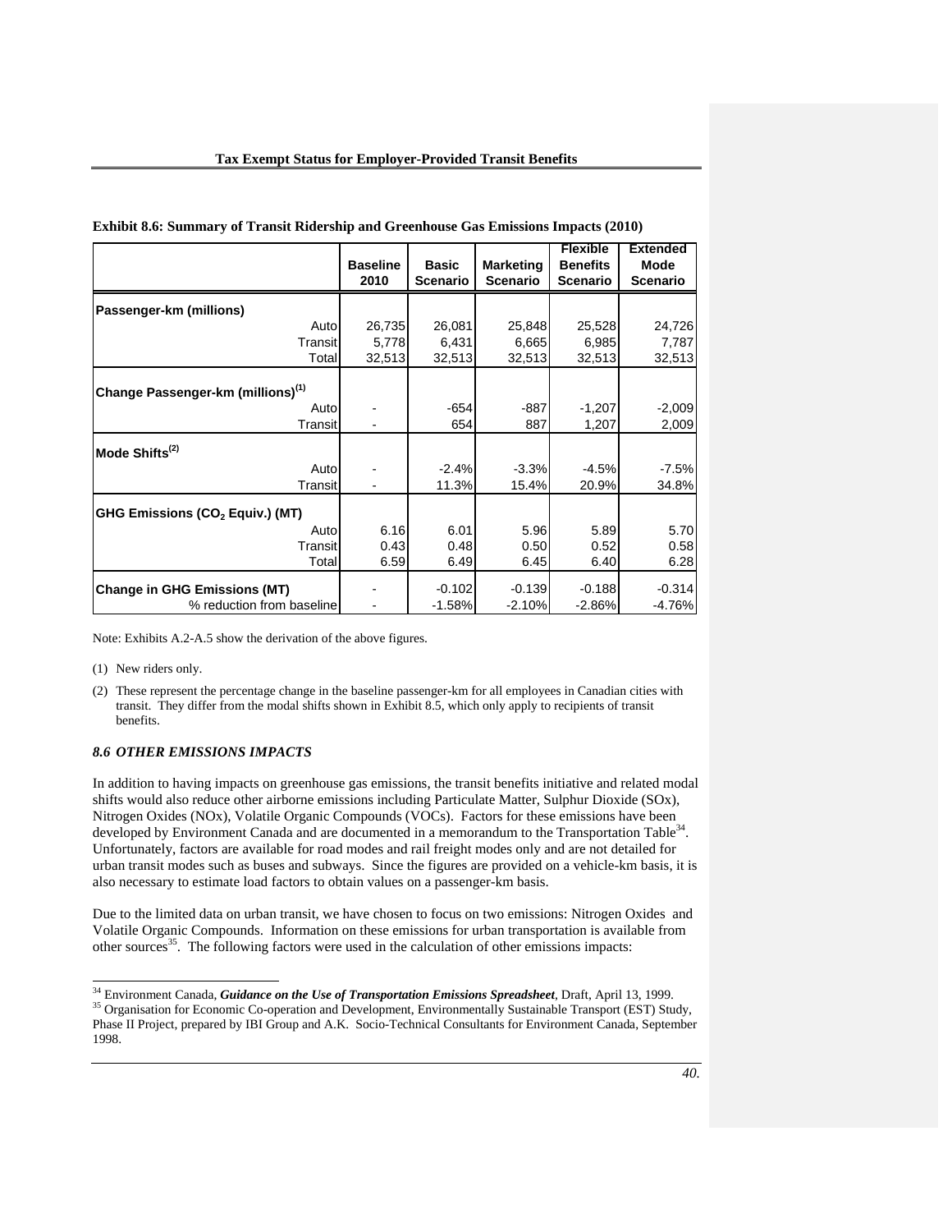**Exhibit 8.6: Summary of Transit Ridership and Greenhouse Gas Emissions Impacts (2010)**

| | Baseline 2010 | Basic Scenario | Marketing Scenario | Flexible Benefits Scenario | Extended Mode Scenario |
|---|---|---|---|---|---|
| **Passenger-km (millions)** | | | | | |
| Auto | 26,735 | 26,081 | 25,848 | 25,528 | 24,726 |
| Transit | 5,778 | 6,431 | 6,665 | 6,985 | 7,787 |
| Total | 32,513 | 32,513 | 32,513 | 32,513 | 32,513 |
| **Change Passenger-km (millions)[(1)]** | | | | | |
| Auto | - | -654 | -887 | -1,207 | -2,009 |
| Transit | - | 654 | 887 | 1,207 | 2,009 |
| **Mode Shifts[(2)]** | | | | | |
| Auto | - | -2.4% | -3.3% | -4.5% | -7.5% |
| Transit | - | 11.3% | 15.4% | 20.9% | 34.8% |
| **GHG Emissions ($CO_2$ Equiv.) (MT)** | | | | | |
| Auto | 6.16 | 6.01 | 5.96 | 5.89 | 5.70 |
| Transit | 0.43 | 0.48 | 0.50 | 0.52 | 0.58 |
| Total | 6.59 | 6.49 | 6.45 | 6.40 | 6.28 |
| **Change in GHG Emissions (MT)** | - | -0.102 | -0.139 | -0.188 | -0.314 |
| % reduction from baseline | - | -1.58% | -2.10% | -2.86% | -4.76% |

Note: Exhibits A.2-A.5 show the derivation of the above figures.

(1) New riders only.

(2) These represent the percentage change in the baseline passenger-km for all employees in Canadian cities with transit. They differ from the modal shifts shown in Exhibit 8.5, which only apply to recipients of transit benefits.

### *8.6 OTHER EMISSIONS IMPACTS*

In addition to having impacts on greenhouse gas emissions, the transit benefits initiative and related modal shifts would also reduce other airborne emissions including Particulate Matter, Sulphur Dioxide (SOx), Nitrogen Oxides (NOx), Volatile Organic Compounds (VOCs). Factors for these emissions have been developed by Environment Canada and are documented in a memorandum to the Transportation Table[34]. Unfortunately, factors are available for road modes and rail freight modes only and are not detailed for urban transit modes such as buses and subways. Since the figures are provided on a vehicle-km basis, it is also necessary to estimate load factors to obtain values on a passenger-km basis.

Due to the limited data on urban transit, we have chosen to focus on two emissions: Nitrogen Oxides and Volatile Organic Compounds. Information on these emissions for urban transportation is available from other sources[35]. The following factors were used in the calculation of other emissions impacts:

[34] Environment Canada, ***Guidance on the Use of Transportation Emissions Spreadsheet***, Draft, April 13, 1999.

[35] Organisation for Economic Co-operation and Development, Environmentally Sustainable Transport (EST) Study, Phase II Project, prepared by IBI Group and A.K. Socio-Technical Consultants for Environment Canada, September 1998.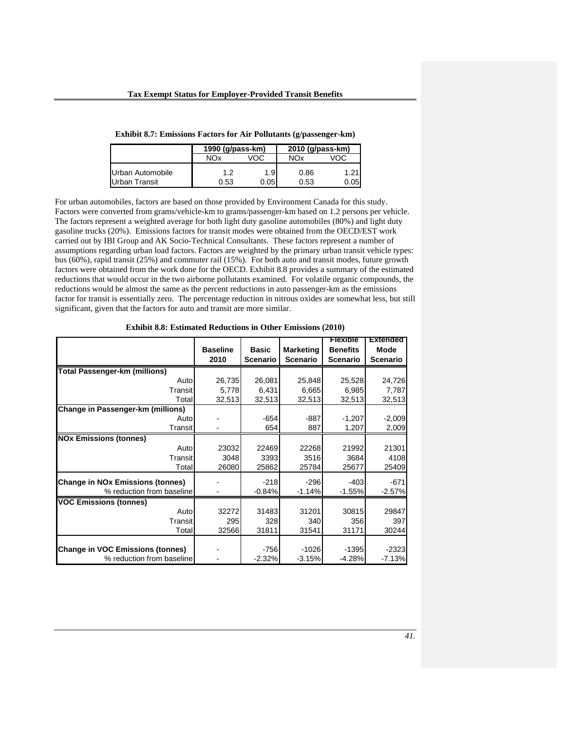**Exhibit 8.7: Emissions Factors for Air Pollutants (g/passenger-km)**

| | 1990 (g/pass-km) | | 2010 (g/pass-km) | |
|---|---|---|---|---|
| | NOx | VOC | NOx | VOC |
| Urban Automobile | 1.2 | 1.9 | 0.86 | 1.21 |
| Urban Transit | 0.53 | 0.05 | 0.53 | 0.05 |

For urban automobiles, factors are based on those provided by Environment Canada for this study. Factors were converted from grams/vehicle-km to grams/passenger-km based on 1.2 persons per vehicle. The factors represent a weighted average for both light duty gasoline automobiles (80%) and light duty gasoline trucks (20%). Emissions factors for transit modes were obtained from the OECD/EST work carried out by IBI Group and AK Socio-Technical Consultants. These factors represent a number of assumptions regarding urban load factors. Factors are weighted by the primary urban transit vehicle types: bus (60%), rapid transit (25%) and commuter rail (15%). For both auto and transit modes, future growth factors were obtained from the work done for the OECD. Exhibit 8.8 provides a summary of the estimated reductions that would occur in the two airborne pollutants examined. For volatile organic compounds, the reductions would be almost the same as the percent reductions in auto passenger-km as the emissions factor for transit is essentially zero. The percentage reduction in nitrous oxides are somewhat less, but still significant, given that the factors for auto and transit are more similar.

**Exhibit 8.8: Estimated Reductions in Other Emissions (2010)**

| | Baseline 2010 | Basic Scenario | Marketing Scenario | Flexible Benefits Scenario | Extended Mode Scenario |
|---|---|---|---|---|---|
| **Total Passenger-km (millions)** | | | | | |
| Auto | 26,735 | 26,081 | 25,848 | 25,528 | 24,726 |
| Transit | 5,778 | 6,431 | 6,665 | 6,985 | 7,787 |
| Total | 32,513 | 32,513 | 32,513 | 32,513 | 32,513 |
| **Change in Passenger-km (millions)** | | | | | |
| Auto | - | -654 | -887 | -1,207 | -2,009 |
| Transit | - | 654 | 887 | 1,207 | 2,009 |
| **NOx Emissions (tonnes)** | | | | | |
| Auto | 23032 | 22469 | 22268 | 21992 | 21301 |
| Transit | 3048 | 3393 | 3516 | 3684 | 4108 |
| Total | 26080 | 25862 | 25784 | 25677 | 25409 |
| **Change in NOx Emissions (tonnes)** | - | -218 | -296 | -403 | -671 |
| % reduction from baseline | - | -0.84% | -1.14% | -1.55% | -2.57% |
| **VOC Emissions (tonnes)** | | | | | |
| Auto | 32272 | 31483 | 31201 | 30815 | 29847 |
| Transit | 295 | 328 | 340 | 356 | 397 |
| Total | 32566 | 31811 | 31541 | 31171 | 30244 |
| **Change in VOC Emissions (tonnes)** | - | -756 | -1026 | -1395 | -2323 |
| % reduction from baseline | - | -2.32% | -3.15% | -4.28% | -7.13% |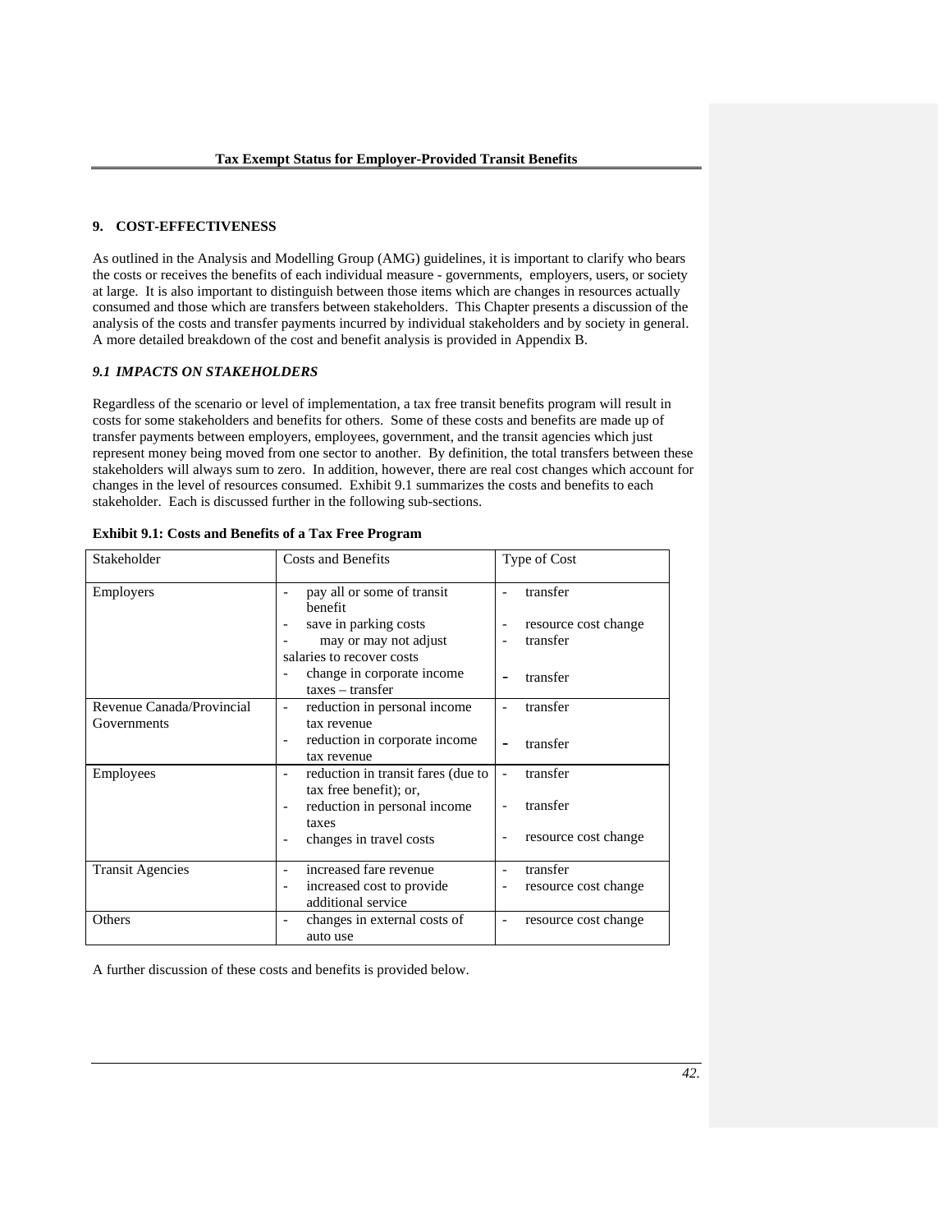## 9. COST-EFFECTIVENESS

As outlined in the Analysis and Modelling Group (AMG) guidelines, it is important to clarify who bears the costs or receives the benefits of each individual measure - governments, employers, users, or society at large. It is also important to distinguish between those items which are changes in resources actually consumed and those which are transfers between stakeholders. This Chapter presents a discussion of the analysis of the costs and transfer payments incurred by individual stakeholders and by society in general. A more detailed breakdown of the cost and benefit analysis is provided in Appendix B.

### *9.1 IMPACTS ON STAKEHOLDERS*

Regardless of the scenario or level of implementation, a tax free transit benefits program will result in costs for some stakeholders and benefits for others. Some of these costs and benefits are made up of transfer payments between employers, employees, government, and the transit agencies which just represent money being moved from one sector to another. By definition, the total transfers between these stakeholders will always sum to zero. In addition, however, there are real cost changes which account for changes in the level of resources consumed. Exhibit 9.1 summarizes the costs and benefits to each stakeholder. Each is discussed further in the following sub-sections.

**Exhibit 9.1: Costs and Benefits of a Tax Free Program**

| Stakeholder | Costs and Benefits | Type of Cost |
|---|---|---|
| Employers | - pay all or some of transit benefit<br>- save in parking costs<br>- may or may not adjust salaries to recover costs<br>- change in corporate income taxes – transfer | - transfer<br>- resource cost change<br>- transfer<br>- transfer |
| Revenue Canada/Provincial Governments | - reduction in personal income tax revenue<br>- reduction in corporate income tax revenue | - transfer<br>- transfer |
| Employees | - reduction in transit fares (due to tax free benefit); or,<br>- reduction in personal income taxes<br>- changes in travel costs | - transfer<br>- transfer<br>- resource cost change |
| Transit Agencies | - increased fare revenue<br>- increased cost to provide additional service | - transfer<br>- resource cost change |
| Others | - changes in external costs of auto use | - resource cost change |

A further discussion of these costs and benefits is provided below.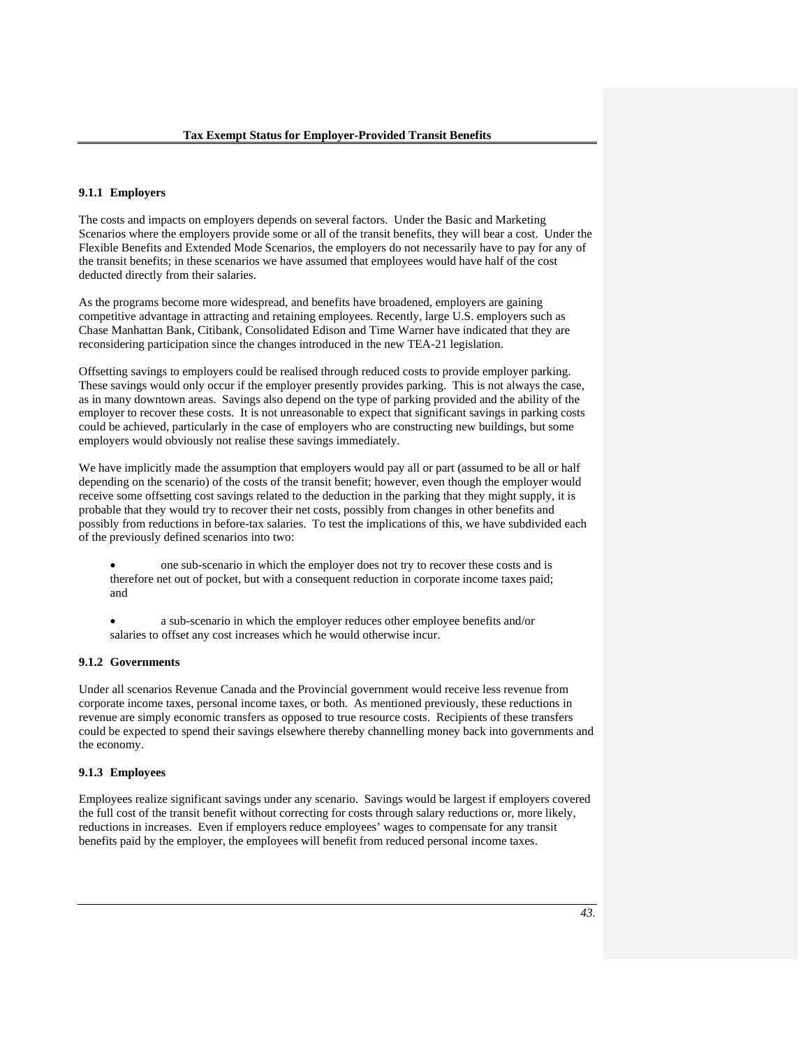### 9.1.1 Employers

The costs and impacts on employers depends on several factors. Under the Basic and Marketing Scenarios where the employers provide some or all of the transit benefits, they will bear a cost. Under the Flexible Benefits and Extended Mode Scenarios, the employers do not necessarily have to pay for any of the transit benefits; in these scenarios we have assumed that employees would have half of the cost deducted directly from their salaries.

As the programs become more widespread, and benefits have broadened, employers are gaining competitive advantage in attracting and retaining employees. Recently, large U.S. employers such as Chase Manhattan Bank, Citibank, Consolidated Edison and Time Warner have indicated that they are reconsidering participation since the changes introduced in the new TEA-21 legislation.

Offsetting savings to employers could be realised through reduced costs to provide employer parking. These savings would only occur if the employer presently provides parking. This is not always the case, as in many downtown areas. Savings also depend on the type of parking provided and the ability of the employer to recover these costs. It is not unreasonable to expect that significant savings in parking costs could be achieved, particularly in the case of employers who are constructing new buildings, but some employers would obviously not realise these savings immediately.

We have implicitly made the assumption that employers would pay all or part (assumed to be all or half depending on the scenario) of the costs of the transit benefit; however, even though the employer would receive some offsetting cost savings related to the deduction in the parking that they might supply, it is probable that they would try to recover their net costs, possibly from changes in other benefits and possibly from reductions in before-tax salaries. To test the implications of this, we have subdivided each of the previously defined scenarios into two:

- one sub-scenario in which the employer does not try to recover these costs and is therefore net out of pocket, but with a consequent reduction in corporate income taxes paid; and
- a sub-scenario in which the employer reduces other employee benefits and/or salaries to offset any cost increases which he would otherwise incur.

### 9.1.2 Governments

Under all scenarios Revenue Canada and the Provincial government would receive less revenue from corporate income taxes, personal income taxes, or both. As mentioned previously, these reductions in revenue are simply economic transfers as opposed to true resource costs. Recipients of these transfers could be expected to spend their savings elsewhere thereby channelling money back into governments and the economy.

### 9.1.3 Employees

Employees realize significant savings under any scenario. Savings would be largest if employers covered the full cost of the transit benefit without correcting for costs through salary reductions or, more likely, reductions in increases. Even if employers reduce employees' wages to compensate for any transit benefits paid by the employer, the employees will benefit from reduced personal income taxes.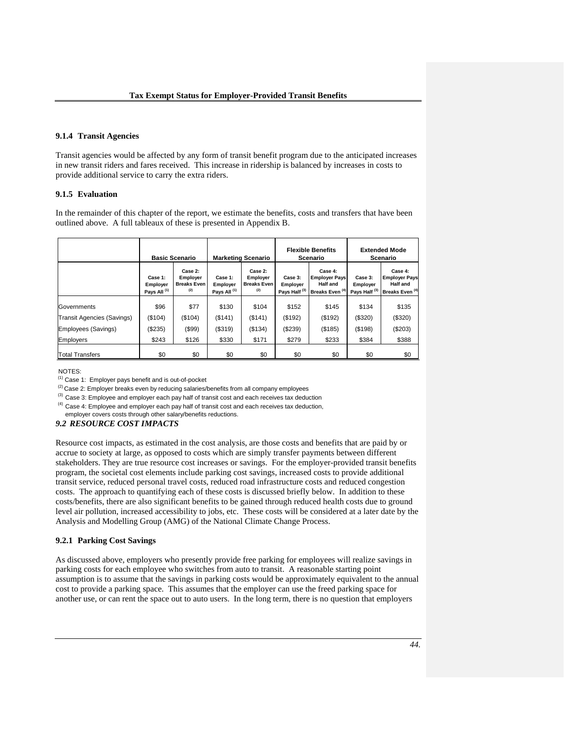### 9.1.4 Transit Agencies

Transit agencies would be affected by any form of transit benefit program due to the anticipated increases in new transit riders and fares received. This increase in ridership is balanced by increases in costs to provide additional service to carry the extra riders.

### 9.1.5 Evaluation

In the remainder of this chapter of the report, we estimate the benefits, costs and transfers that have been outlined above. A full tableaux of these is presented in Appendix B.

| | Basic Scenario | | Marketing Scenario | | Flexible Benefits Scenario | | Extended Mode Scenario | |
|---|---|---|---|---|---|---|---|---|
| | Case 1: Employer Pays All [1] | Case 2: Employer Breaks Even [2] | Case 1: Employer Pays All [1] | Case 2: Employer Breaks Even [2] | Case 3: Employer Pays Half [3] | Case 4: Employer Pays Half and Breaks Even [4] | Case 3: Employer Pays Half [3] | Case 4: Employer Pays Half and Breaks Even [4] |
| Governments | $96 | $77 | $130 | $104 | $152 | $145 | $134 | $135 |
| Transit Agencies (Savings) | ($104) | ($104) | ($141) | ($141) | ($192) | ($192) | ($320) | ($320) |
| Employees (Savings) | ($235) | ($99) | ($319) | ($134) | ($239) | ($185) | ($198) | ($203) |
| Employers | $243 | $126 | $330 | $171 | $279 | $233 | $384 | $388 |
| Total Transfers | $0 | $0 | $0 | $0 | $0 | $0 | $0 | $0 |

NOTES:
[1] Case 1: Employer pays benefit and is out-of-pocket
[2] Case 2: Employer breaks even by reducing salaries/benefits from all company employees
[3] Case 3: Employee and employer each pay half of transit cost and each receives tax deduction
[4] Case 4: Employee and employer each pay half of transit cost and each receives tax deduction, employer covers costs through other salary/benefits reductions.

## *9.2 RESOURCE COST IMPACTS*

Resource cost impacts, as estimated in the cost analysis, are those costs and benefits that are paid by or accrue to society at large, as opposed to costs which are simply transfer payments between different stakeholders. They are true resource cost increases or savings. For the employer-provided transit benefits program, the societal cost elements include parking cost savings, increased costs to provide additional transit service, reduced personal travel costs, reduced road infrastructure costs and reduced congestion costs. The approach to quantifying each of these costs is discussed briefly below. In addition to these costs/benefits, there are also significant benefits to be gained through reduced health costs due to ground level air pollution, increased accessibility to jobs, etc. These costs will be considered at a later date by the Analysis and Modelling Group (AMG) of the National Climate Change Process.

### 9.2.1 Parking Cost Savings

As discussed above, employers who presently provide free parking for employees will realize savings in parking costs for each employee who switches from auto to transit. A reasonable starting point assumption is to assume that the savings in parking costs would be approximately equivalent to the annual cost to provide a parking space. This assumes that the employer can use the freed parking space for another use, or can rent the space out to auto users. In the long term, there is no question that employers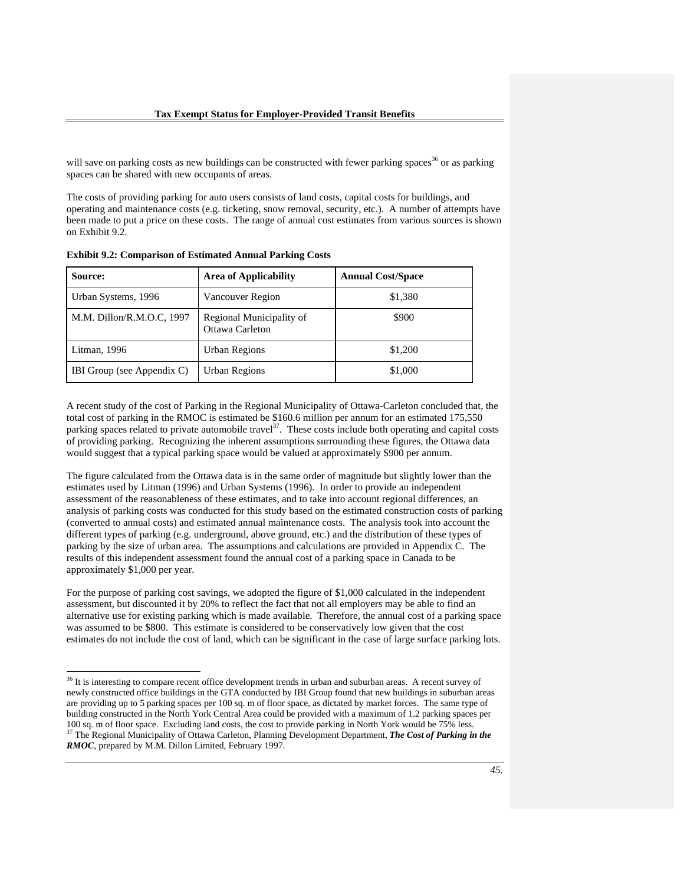will save on parking costs as new buildings can be constructed with fewer parking spaces[36] or as parking spaces can be shared with new occupants of areas.

The costs of providing parking for auto users consists of land costs, capital costs for buildings, and operating and maintenance costs (e.g. ticketing, snow removal, security, etc.). A number of attempts have been made to put a price on these costs. The range of annual cost estimates from various sources is shown on Exhibit 9.2.

**Exhibit 9.2: Comparison of Estimated Annual Parking Costs**

| Source: | Area of Applicability | Annual Cost/Space |
|---|---|---|
| Urban Systems, 1996 | Vancouver Region | \$1,380 |
| M.M. Dillon/R.M.O.C, 1997 | Regional Municipality of Ottawa Carleton | \$900 |
| Litman, 1996 | Urban Regions | \$1,200 |
| IBI Group (see Appendix C) | Urban Regions | \$1,000 |

A recent study of the cost of Parking in the Regional Municipality of Ottawa-Carleton concluded that, the total cost of parking in the RMOC is estimated be \$160.6 million per annum for an estimated 175,550 parking spaces related to private automobile travel[37]. These costs include both operating and capital costs of providing parking. Recognizing the inherent assumptions surrounding these figures, the Ottawa data would suggest that a typical parking space would be valued at approximately \$900 per annum.

The figure calculated from the Ottawa data is in the same order of magnitude but slightly lower than the estimates used by Litman (1996) and Urban Systems (1996). In order to provide an independent assessment of the reasonableness of these estimates, and to take into account regional differences, an analysis of parking costs was conducted for this study based on the estimated construction costs of parking (converted to annual costs) and estimated annual maintenance costs. The analysis took into account the different types of parking (e.g. underground, above ground, etc.) and the distribution of these types of parking by the size of urban area. The assumptions and calculations are provided in Appendix C. The results of this independent assessment found the annual cost of a parking space in Canada to be approximately \$1,000 per year.

For the purpose of parking cost savings, we adopted the figure of \$1,000 calculated in the independent assessment, but discounted it by 20% to reflect the fact that not all employers may be able to find an alternative use for existing parking which is made available. Therefore, the annual cost of a parking space was assumed to be \$800. This estimate is considered to be conservatively low given that the cost estimates do not include the cost of land, which can be significant in the case of large surface parking lots.

---

[36] It is interesting to compare recent office development trends in urban and suburban areas. A recent survey of newly constructed office buildings in the GTA conducted by IBI Group found that new buildings in suburban areas are providing up to 5 parking spaces per 100 sq. m of floor space, as dictated by market forces. The same type of building constructed in the North York Central Area could be provided with a maximum of 1.2 parking spaces per 100 sq. m of floor space. Excluding land costs, the cost to provide parking in North York would be 75% less.

[37] The Regional Municipality of Ottawa Carleton, Planning Development Department, ***The Cost of Parking in the RMOC***, prepared by M.M. Dillon Limited, February 1997.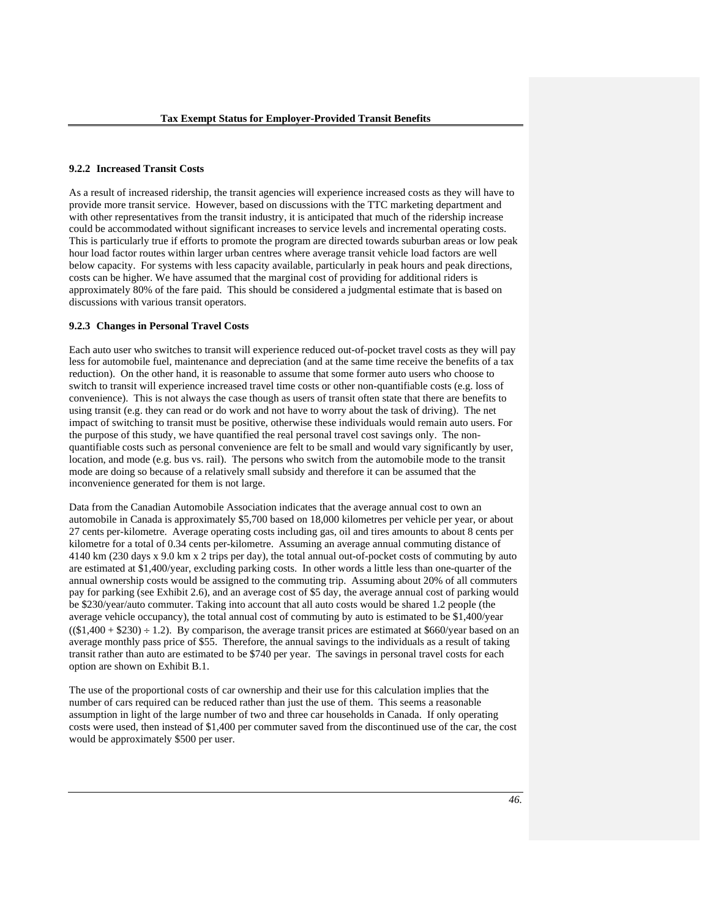### 9.2.2 Increased Transit Costs

As a result of increased ridership, the transit agencies will experience increased costs as they will have to provide more transit service. However, based on discussions with the TTC marketing department and with other representatives from the transit industry, it is anticipated that much of the ridership increase could be accommodated without significant increases to service levels and incremental operating costs. This is particularly true if efforts to promote the program are directed towards suburban areas or low peak hour load factor routes within larger urban centres where average transit vehicle load factors are well below capacity. For systems with less capacity available, particularly in peak hours and peak directions, costs can be higher. We have assumed that the marginal cost of providing for additional riders is approximately 80% of the fare paid. This should be considered a judgmental estimate that is based on discussions with various transit operators.

### 9.2.3 Changes in Personal Travel Costs

Each auto user who switches to transit will experience reduced out-of-pocket travel costs as they will pay less for automobile fuel, maintenance and depreciation (and at the same time receive the benefits of a tax reduction). On the other hand, it is reasonable to assume that some former auto users who choose to switch to transit will experience increased travel time costs or other non-quantifiable costs (e.g. loss of convenience). This is not always the case though as users of transit often state that there are benefits to using transit (e.g. they can read or do work and not have to worry about the task of driving). The net impact of switching to transit must be positive, otherwise these individuals would remain auto users. For the purpose of this study, we have quantified the real personal travel cost savings only. The non-quantifiable costs such as personal convenience are felt to be small and would vary significantly by user, location, and mode (e.g. bus vs. rail). The persons who switch from the automobile mode to the transit mode are doing so because of a relatively small subsidy and therefore it can be assumed that the inconvenience generated for them is not large.

Data from the Canadian Automobile Association indicates that the average annual cost to own an automobile in Canada is approximately $5,700 based on 18,000 kilometres per vehicle per year, or about 27 cents per-kilometre. Average operating costs including gas, oil and tires amounts to about 8 cents per kilometre for a total of 0.34 cents per-kilometre. Assuming an average annual commuting distance of 4140 km (230 days x 9.0 km x 2 trips per day), the total annual out-of-pocket costs of commuting by auto are estimated at $1,400/year, excluding parking costs. In other words a little less than one-quarter of the annual ownership costs would be assigned to the commuting trip. Assuming about 20% of all commuters pay for parking (see Exhibit 2.6), and an average cost of $5 day, the average annual cost of parking would be $230/year/auto commuter. Taking into account that all auto costs would be shared 1.2 people (the average vehicle occupancy), the total annual cost of commuting by auto is estimated to be $1,400/year (($1,400 + $230) ÷ 1.2). By comparison, the average transit prices are estimated at $660/year based on an average monthly pass price of $55. Therefore, the annual savings to the individuals as a result of taking transit rather than auto are estimated to be $740 per year. The savings in personal travel costs for each option are shown on Exhibit B.1.

The use of the proportional costs of car ownership and their use for this calculation implies that the number of cars required can be reduced rather than just the use of them. This seems a reasonable assumption in light of the large number of two and three car households in Canada. If only operating costs were used, then instead of $1,400 per commuter saved from the discontinued use of the car, the cost would be approximately $500 per user.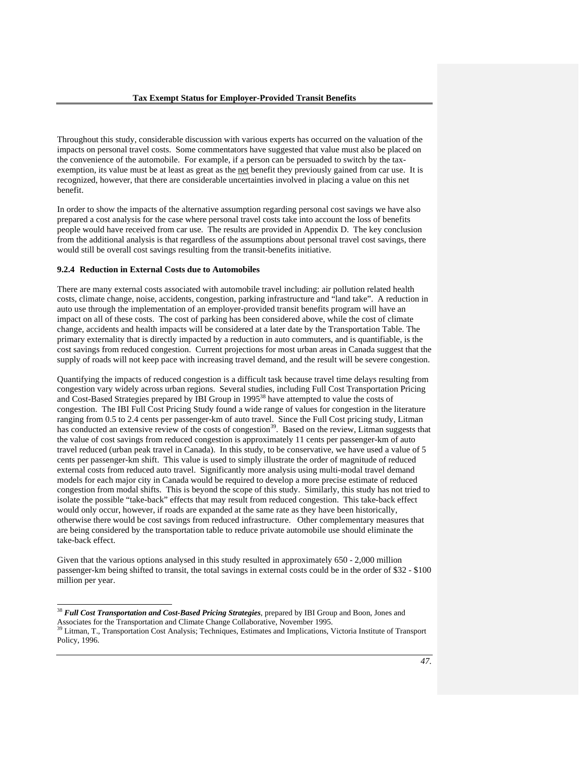Throughout this study, considerable discussion with various experts has occurred on the valuation of the impacts on personal travel costs. Some commentators have suggested that value must also be placed on the convenience of the automobile. For example, if a person can be persuaded to switch by the tax-exemption, its value must be at least as great as the net benefit they previously gained from car use. It is recognized, however, that there are considerable uncertainties involved in placing a value on this net benefit.

In order to show the impacts of the alternative assumption regarding personal cost savings we have also prepared a cost analysis for the case where personal travel costs take into account the loss of benefits people would have received from car use. The results are provided in Appendix D. The key conclusion from the additional analysis is that regardless of the assumptions about personal travel cost savings, there would still be overall cost savings resulting from the transit-benefits initiative.

### 9.2.4 Reduction in External Costs due to Automobiles

There are many external costs associated with automobile travel including: air pollution related health costs, climate change, noise, accidents, congestion, parking infrastructure and "land take". A reduction in auto use through the implementation of an employer-provided transit benefits program will have an impact on all of these costs. The cost of parking has been considered above, while the cost of climate change, accidents and health impacts will be considered at a later date by the Transportation Table. The primary externality that is directly impacted by a reduction in auto commuters, and is quantifiable, is the cost savings from reduced congestion. Current projections for most urban areas in Canada suggest that the supply of roads will not keep pace with increasing travel demand, and the result will be severe congestion.

Quantifying the impacts of reduced congestion is a difficult task because travel time delays resulting from congestion vary widely across urban regions. Several studies, including Full Cost Transportation Pricing and Cost-Based Strategies prepared by IBI Group in 1995[38] have attempted to value the costs of congestion. The IBI Full Cost Pricing Study found a wide range of values for congestion in the literature ranging from 0.5 to 2.4 cents per passenger-km of auto travel. Since the Full Cost pricing study, Litman has conducted an extensive review of the costs of congestion[39]. Based on the review, Litman suggests that the value of cost savings from reduced congestion is approximately 11 cents per passenger-km of auto travel reduced (urban peak travel in Canada). In this study, to be conservative, we have used a value of 5 cents per passenger-km shift. This value is used to simply illustrate the order of magnitude of reduced external costs from reduced auto travel. Significantly more analysis using multi-modal travel demand models for each major city in Canada would be required to develop a more precise estimate of reduced congestion from modal shifts. This is beyond the scope of this study. Similarly, this study has not tried to isolate the possible "take-back" effects that may result from reduced congestion. This take-back effect would only occur, however, if roads are expanded at the same rate as they have been historically, otherwise there would be cost savings from reduced infrastructure. Other complementary measures that are being considered by the transportation table to reduce private automobile use should eliminate the take-back effect.

Given that the various options analysed in this study resulted in approximately 650 - 2,000 million passenger-km being shifted to transit, the total savings in external costs could be in the order of $32 - $100 million per year.

---

[38] ***Full Cost Transportation and Cost-Based Pricing Strategies***, prepared by IBI Group and Boon, Jones and Associates for the Transportation and Climate Change Collaborative, November 1995.

[39] Litman, T., Transportation Cost Analysis; Techniques, Estimates and Implications, Victoria Institute of Transport Policy, 1996.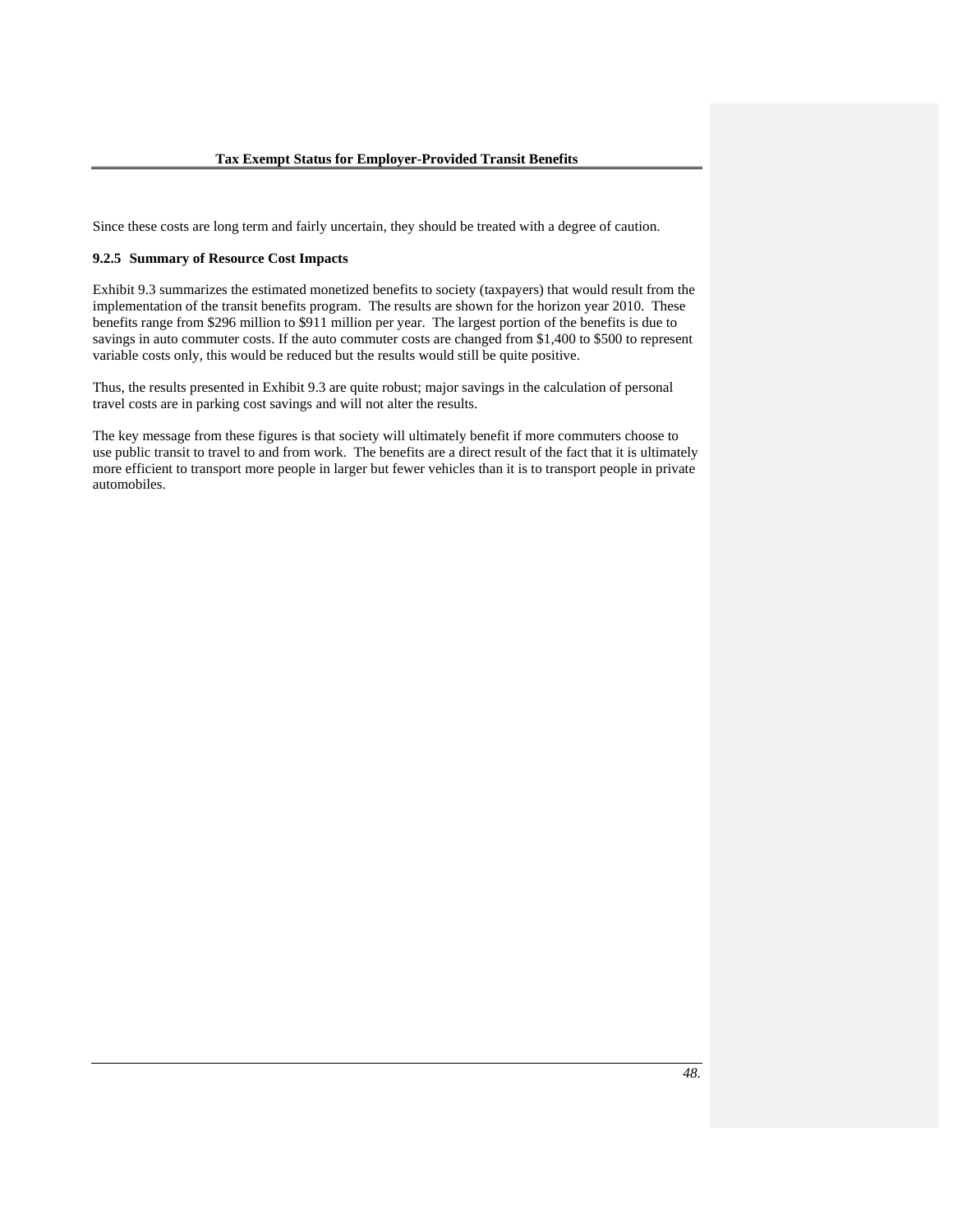Since these costs are long term and fairly uncertain, they should be treated with a degree of caution.

### 9.2.5 Summary of Resource Cost Impacts

Exhibit 9.3 summarizes the estimated monetized benefits to society (taxpayers) that would result from the implementation of the transit benefits program. The results are shown for the horizon year 2010. These benefits range from $296 million to $911 million per year. The largest portion of the benefits is due to savings in auto commuter costs. If the auto commuter costs are changed from $1,400 to $500 to represent variable costs only, this would be reduced but the results would still be quite positive.

Thus, the results presented in Exhibit 9.3 are quite robust; major savings in the calculation of personal travel costs are in parking cost savings and will not alter the results.

The key message from these figures is that society will ultimately benefit if more commuters choose to use public transit to travel to and from work. The benefits are a direct result of the fact that it is ultimately more efficient to transport more people in larger but fewer vehicles than it is to transport people in private automobiles.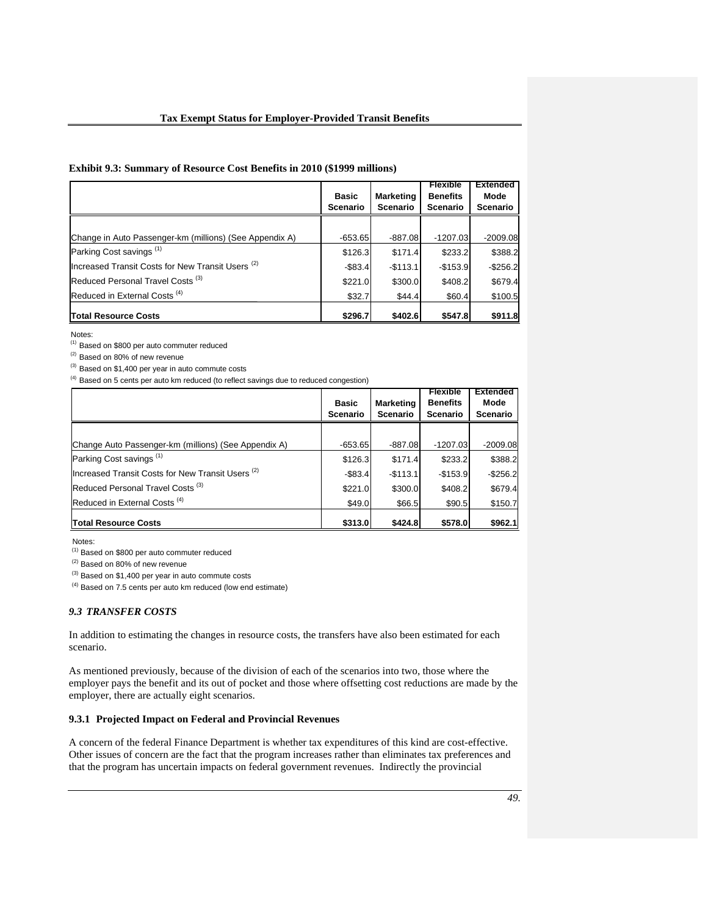**Exhibit 9.3: Summary of Resource Cost Benefits in 2010 ($1999 millions)**

| | Basic Scenario | Marketing Scenario | Flexible Benefits Scenario | Extended Mode Scenario |
|---|---|---|---|---|
| Change in Auto Passenger-km (millions) (See Appendix A) | -653.65 | -887.08 | -1207.03 | -2009.08 |
| Parking Cost savings [1] | $126.3 | $171.4 | $233.2 | $388.2 |
| Increased Transit Costs for New Transit Users [2] | -$83.4 | -$113.1 | -$153.9 | -$256.2 |
| Reduced Personal Travel Costs [3] | $221.0 | $300.0 | $408.2 | $679.4 |
| Reduced in External Costs [4] | $32.7 | $44.4 | $60.4 | $100.5 |
| **Total Resource Costs** | **$296.7** | **$402.6** | **$547.8** | **$911.8** |

Notes:
[1] Based on $800 per auto commuter reduced
[2] Based on 80% of new revenue
[3] Based on $1,400 per year in auto commute costs
[4] Based on 5 cents per auto km reduced (to reflect savings due to reduced congestion)

| | Basic Scenario | Marketing Scenario | Flexible Benefits Scenario | Extended Mode Scenario |
|---|---|---|---|---|
| Change Auto Passenger-km (millions) (See Appendix A) | -653.65 | -887.08 | -1207.03 | -2009.08 |
| Parking Cost savings [1] | $126.3 | $171.4 | $233.2 | $388.2 |
| Increased Transit Costs for New Transit Users [2] | -$83.4 | -$113.1 | -$153.9 | -$256.2 |
| Reduced Personal Travel Costs [3] | $221.0 | $300.0 | $408.2 | $679.4 |
| Reduced in External Costs [4] | $49.0 | $66.5 | $90.5 | $150.7 |
| **Total Resource Costs** | **$313.0** | **$424.8** | **$578.0** | **$962.1** |

Notes:
[1] Based on $800 per auto commuter reduced
[2] Based on 80% of new revenue
[3] Based on $1,400 per year in auto commute costs
[4] Based on 7.5 cents per auto km reduced (low end estimate)

### *9.3 TRANSFER COSTS*

In addition to estimating the changes in resource costs, the transfers have also been estimated for each scenario.

As mentioned previously, because of the division of each of the scenarios into two, those where the employer pays the benefit and its out of pocket and those where offsetting cost reductions are made by the employer, there are actually eight scenarios.

#### 9.3.1 Projected Impact on Federal and Provincial Revenues

A concern of the federal Finance Department is whether tax expenditures of this kind are cost-effective. Other issues of concern are the fact that the program increases rather than eliminates tax preferences and that the program has uncertain impacts on federal government revenues. Indirectly the provincial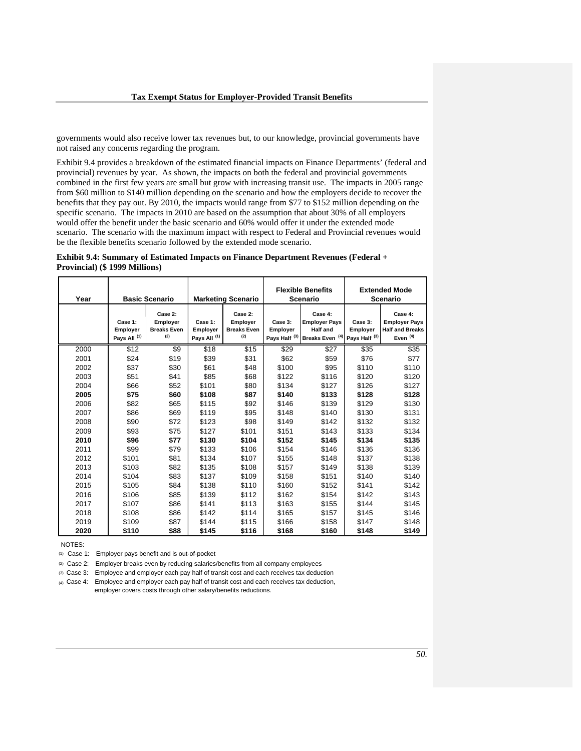governments would also receive lower tax revenues but, to our knowledge, provincial governments have not raised any concerns regarding the program.

Exhibit 9.4 provides a breakdown of the estimated financial impacts on Finance Departments' (federal and provincial) revenues by year. As shown, the impacts on both the federal and provincial governments combined in the first few years are small but grow with increasing transit use. The impacts in 2005 range from $60 million to $140 million depending on the scenario and how the employers decide to recover the benefits that they pay out. By 2010, the impacts would range from $77 to $152 million depending on the specific scenario. The impacts in 2010 are based on the assumption that about 30% of all employers would offer the benefit under the basic scenario and 60% would offer it under the extended mode scenario. The scenario with the maximum impact with respect to Federal and Provincial revenues would be the flexible benefits scenario followed by the extended mode scenario.

**Exhibit 9.4: Summary of Estimated Impacts on Finance Department Revenues (Federal + Provincial) ($ 1999 Millions)**

| Year | Basic Scenario | | Marketing Scenario | | Flexible Benefits Scenario | | Extended Mode Scenario | |
|---|---|---|---|---|---|---|---|---|
| | Case 1: Employer Pays All (1) | Case 2: Employer Breaks Even (2) | Case 1: Employer Pays All (1) | Case 2: Employer Breaks Even (2) | Case 3: Employer Pays Half (3) | Case 4: Employer Pays Half and Breaks Even (4) | Case 3: Employer Pays Half (3) | Case 4: Employer Pays Half and Breaks Even (4) |
| 2000 | $12 | $9 | $18 | $15 | $29 | $27 | $35 | $35 |
| 2001 | $24 | $19 | $39 | $31 | $62 | $59 | $76 | $77 |
| 2002 | $37 | $30 | $61 | $48 | $100 | $95 | $110 | $110 |
| 2003 | $51 | $41 | $85 | $68 | $122 | $116 | $120 | $120 |
| 2004 | $66 | $52 | $101 | $80 | $134 | $127 | $126 | $127 |
| **2005** | **$75** | **$60** | **$108** | **$87** | **$140** | **$133** | **$128** | **$128** |
| 2006 | $82 | $65 | $115 | $92 | $146 | $139 | $129 | $130 |
| 2007 | $86 | $69 | $119 | $95 | $148 | $140 | $130 | $131 |
| 2008 | $90 | $72 | $123 | $98 | $149 | $142 | $132 | $132 |
| 2009 | $93 | $75 | $127 | $101 | $151 | $143 | $133 | $134 |
| **2010** | **$96** | **$77** | **$130** | **$104** | **$152** | **$145** | **$134** | **$135** |
| 2011 | $99 | $79 | $133 | $106 | $154 | $146 | $136 | $136 |
| 2012 | $101 | $81 | $134 | $107 | $155 | $148 | $137 | $138 |
| 2013 | $103 | $82 | $135 | $108 | $157 | $149 | $138 | $139 |
| 2014 | $104 | $83 | $137 | $109 | $158 | $151 | $140 | $140 |
| 2015 | $105 | $84 | $138 | $110 | $160 | $152 | $141 | $142 |
| 2016 | $106 | $85 | $139 | $112 | $162 | $154 | $142 | $143 |
| 2017 | $107 | $86 | $141 | $113 | $163 | $155 | $144 | $145 |
| 2018 | $108 | $86 | $142 | $114 | $165 | $157 | $145 | $146 |
| 2019 | $109 | $87 | $144 | $115 | $166 | $158 | $147 | $148 |
| **2020** | **$110** | **$88** | **$145** | **$116** | **$168** | **$160** | **$148** | **$149** |

NOTES:

(1) Case 1: Employer pays benefit and is out-of-pocket

(2) Case 2: Employer breaks even by reducing salaries/benefits from all company employees

(3) Case 3: Employee and employer each pay half of transit cost and each receives tax deduction

(4) Case 4: Employee and employer each pay half of transit cost and each receives tax deduction, employer covers costs through other salary/benefits reductions.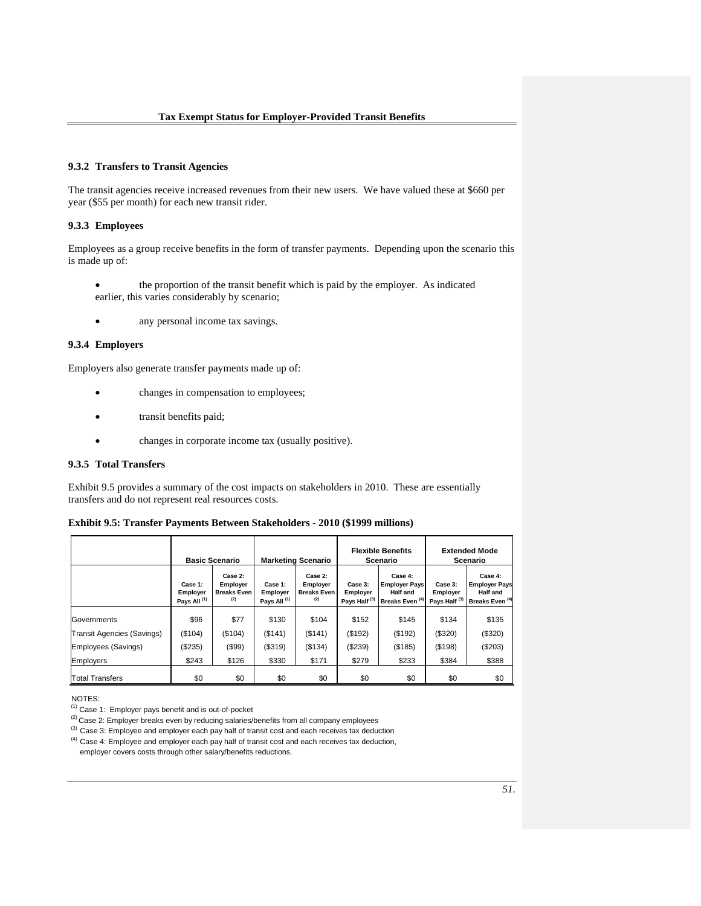### 9.3.2 Transfers to Transit Agencies

The transit agencies receive increased revenues from their new users. We have valued these at $660 per year ($55 per month) for each new transit rider.

### 9.3.3 Employees

Employees as a group receive benefits in the form of transfer payments. Depending upon the scenario this is made up of:

- the proportion of the transit benefit which is paid by the employer. As indicated earlier, this varies considerably by scenario;
- any personal income tax savings.

### 9.3.4 Employers

Employers also generate transfer payments made up of:

- changes in compensation to employees;
- transit benefits paid;
- changes in corporate income tax (usually positive).

### 9.3.5 Total Transfers

Exhibit 9.5 provides a summary of the cost impacts on stakeholders in 2010. These are essentially transfers and do not represent real resources costs.

**Exhibit 9.5: Transfer Payments Between Stakeholders - 2010 ($1999 millions)**

| | Basic Scenario | | Marketing Scenario | | Flexible Benefits Scenario | | Extended Mode Scenario | |
|---|---|---|---|---|---|---|---|---|
| | Case 1: Employer Pays All [1] | Case 2: Employer Breaks Even [2] | Case 1: Employer Pays All [1] | Case 2: Employer Breaks Even [2] | Case 3: Employer Pays Half [3] | Case 4: Employer Pays Half and Breaks Even [4] | Case 3: Employer Pays Half [3] | Case 4: Employer Pays Half and Breaks Even [4] |
| Governments | $96 | $77 | $130 | $104 | $152 | $145 | $134 | $135 |
| Transit Agencies (Savings) | ($104) | ($104) | ($141) | ($141) | ($192) | ($192) | ($320) | ($320) |
| Employees (Savings) | ($235) | ($99) | ($319) | ($134) | ($239) | ($185) | ($198) | ($203) |
| Employers | $243 | $126 | $330 | $171 | $279 | $233 | $384 | $388 |
| Total Transfers | $0 | $0 | $0 | $0 | $0 | $0 | $0 | $0 |

NOTES:

[1] Case 1: Employer pays benefit and is out-of-pocket

[2] Case 2: Employer breaks even by reducing salaries/benefits from all company employees

[3] Case 3: Employee and employer each pay half of transit cost and each receives tax deduction

[4] Case 4: Employee and employer each pay half of transit cost and each receives tax deduction, employer covers costs through other salary/benefits reductions.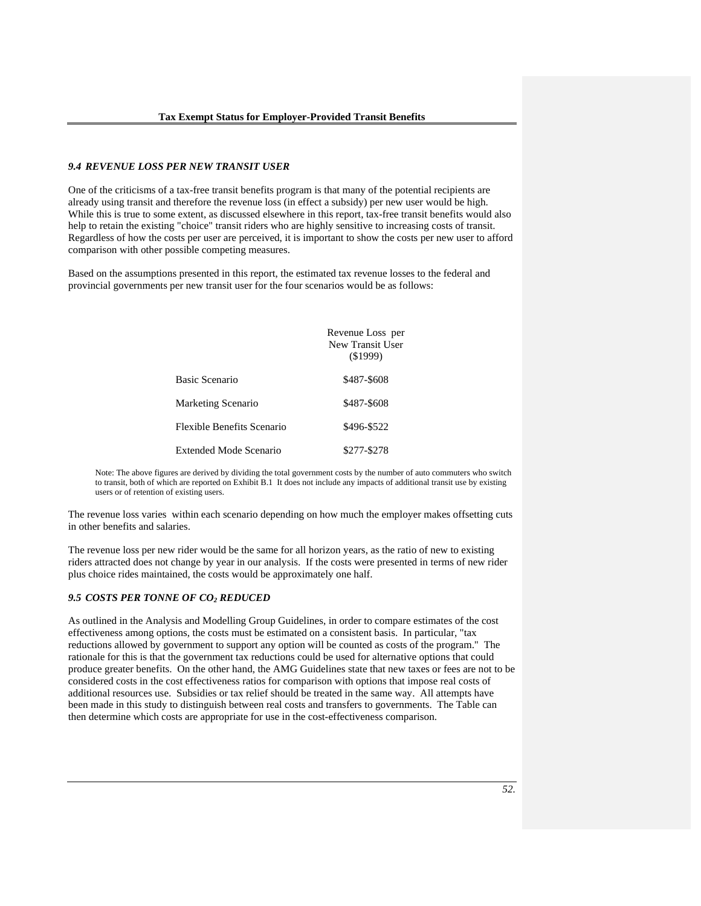### *9.4 REVENUE LOSS PER NEW TRANSIT USER*

One of the criticisms of a tax-free transit benefits program is that many of the potential recipients are already using transit and therefore the revenue loss (in effect a subsidy) per new user would be high. While this is true to some extent, as discussed elsewhere in this report, tax-free transit benefits would also help to retain the existing "choice" transit riders who are highly sensitive to increasing costs of transit. Regardless of how the costs per user are perceived, it is important to show the costs per new user to afford comparison with other possible competing measures.

Based on the assumptions presented in this report, the estimated tax revenue losses to the federal and provincial governments per new transit user for the four scenarios would be as follows:

| | Revenue Loss per New Transit User ($1999) |
|---|---|
| Basic Scenario | $487-$608 |
| Marketing Scenario | $487-$608 |
| Flexible Benefits Scenario | $496-$522 |
| Extended Mode Scenario | $277-$278 |

Note: The above figures are derived by dividing the total government costs by the number of auto commuters who switch to transit, both of which are reported on Exhibit B.1 It does not include any impacts of additional transit use by existing users or of retention of existing users.

The revenue loss varies within each scenario depending on how much the employer makes offsetting cuts in other benefits and salaries.

The revenue loss per new rider would be the same for all horizon years, as the ratio of new to existing riders attracted does not change by year in our analysis. If the costs were presented in terms of new rider plus choice rides maintained, the costs would be approximately one half.

### *9.5 COSTS PER TONNE OF $CO_2$ REDUCED*

As outlined in the Analysis and Modelling Group Guidelines, in order to compare estimates of the cost effectiveness among options, the costs must be estimated on a consistent basis. In particular, "tax reductions allowed by government to support any option will be counted as costs of the program." The rationale for this is that the government tax reductions could be used for alternative options that could produce greater benefits. On the other hand, the AMG Guidelines state that new taxes or fees are not to be considered costs in the cost effectiveness ratios for comparison with options that impose real costs of additional resources use. Subsidies or tax relief should be treated in the same way. All attempts have been made in this study to distinguish between real costs and transfers to governments. The Table can then determine which costs are appropriate for use in the cost-effectiveness comparison.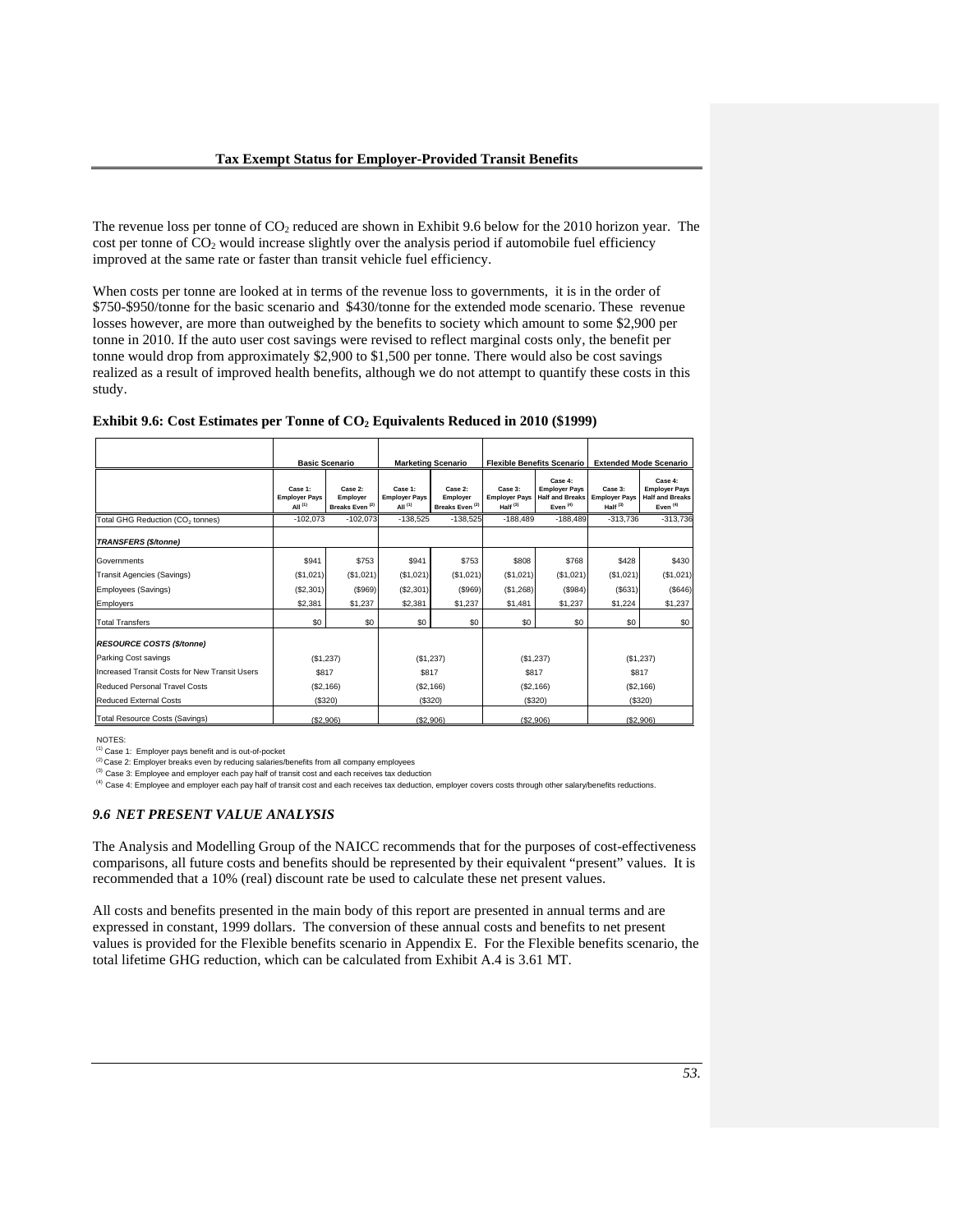The revenue loss per tonne of $CO_2$ reduced are shown in Exhibit 9.6 below for the 2010 horizon year. The cost per tonne of $CO_2$ would increase slightly over the analysis period if automobile fuel efficiency improved at the same rate or faster than transit vehicle fuel efficiency.

When costs per tonne are looked at in terms of the revenue loss to governments, it is in the order of \$750-\$950/tonne for the basic scenario and \$430/tonne for the extended mode scenario. These revenue losses however, are more than outweighed by the benefits to society which amount to some \$2,900 per tonne in 2010. If the auto user cost savings were revised to reflect marginal costs only, the benefit per tonne would drop from approximately \$2,900 to \$1,500 per tonne. There would also be cost savings realized as a result of improved health benefits, although we do not attempt to quantify these costs in this study.

**Exhibit 9.6: Cost Estimates per Tonne of $CO_2$ Equivalents Reduced in 2010 (\$1999)**

| | Basic Scenario | | Marketing Scenario | | Flexible Benefits Scenario | | Extended Mode Scenario | |
|---|---|---|---|---|---|---|---|---|
| | Case 1: Employer Pays All [1] | Case 2: Employer Breaks Even [2] | Case 1: Employer Pays All [1] | Case 2: Employer Breaks Even [2] | Case 3: Employer Pays Half [3] | Case 4: Employer Pays Half and Breaks Even [4] | Case 3: Employer Pays Half [3] | Case 4: Employer Pays Half and Breaks Even [4] |
| Total GHG Reduction ($CO_2$ tonnes) | -102,073 | -102,073 | -138,525 | -138,525 | -188,489 | -188,489 | -313,736 | -313,736 |
| ***TRANSFERS (\$/tonne)*** | | | | | | | | |
| Governments | \$941 | \$753 | \$941 | \$753 | \$808 | \$768 | \$428 | \$430 |
| Transit Agencies (Savings) | (\$1,021) | (\$1,021) | (\$1,021) | (\$1,021) | (\$1,021) | (\$1,021) | (\$1,021) | (\$1,021) |
| Employees (Savings) | (\$2,301) | (\$969) | (\$2,301) | (\$969) | (\$1,268) | (\$984) | (\$631) | (\$646) |
| Employers | \$2,381 | \$1,237 | \$2,381 | \$1,237 | \$1,481 | \$1,237 | \$1,224 | \$1,237 |
| Total Transfers | \$0 | \$0 | \$0 | \$0 | \$0 | \$0 | \$0 | \$0 |
| ***RESOURCE COSTS (\$/tonne)*** | | | | | | | | |
| Parking Cost savings | (\$1,237) | | (\$1,237) | | (\$1,237) | | (\$1,237) | |
| Increased Transit Costs for New Transit Users | \$817 | | \$817 | | \$817 | | \$817 | |
| Reduced Personal Travel Costs | (\$2,166) | | (\$2,166) | | (\$2,166) | | (\$2,166) | |
| Reduced External Costs | (\$320) | | (\$320) | | (\$320) | | (\$320) | |
| Total Resource Costs (Savings) | (\$2,906) | | (\$2,906) | | (\$2,906) | | (\$2,906) | |

NOTES:
[1] Case 1: Employer pays benefit and is out-of-pocket
[2] Case 2: Employer breaks even by reducing salaries/benefits from all company employees
[3] Case 3: Employee and employer each pay half of transit cost and each receives tax deduction
[4] Case 4: Employee and employer each pay half of transit cost and each receives tax deduction, employer covers costs through other salary/benefits reductions.

### *9.6 NET PRESENT VALUE ANALYSIS*

The Analysis and Modelling Group of the NAICC recommends that for the purposes of cost-effectiveness comparisons, all future costs and benefits should be represented by their equivalent "present" values. It is recommended that a 10% (real) discount rate be used to calculate these net present values.

All costs and benefits presented in the main body of this report are presented in annual terms and are expressed in constant, 1999 dollars. The conversion of these annual costs and benefits to net present values is provided for the Flexible benefits scenario in Appendix E. For the Flexible benefits scenario, the total lifetime GHG reduction, which can be calculated from Exhibit A.4 is 3.61 MT.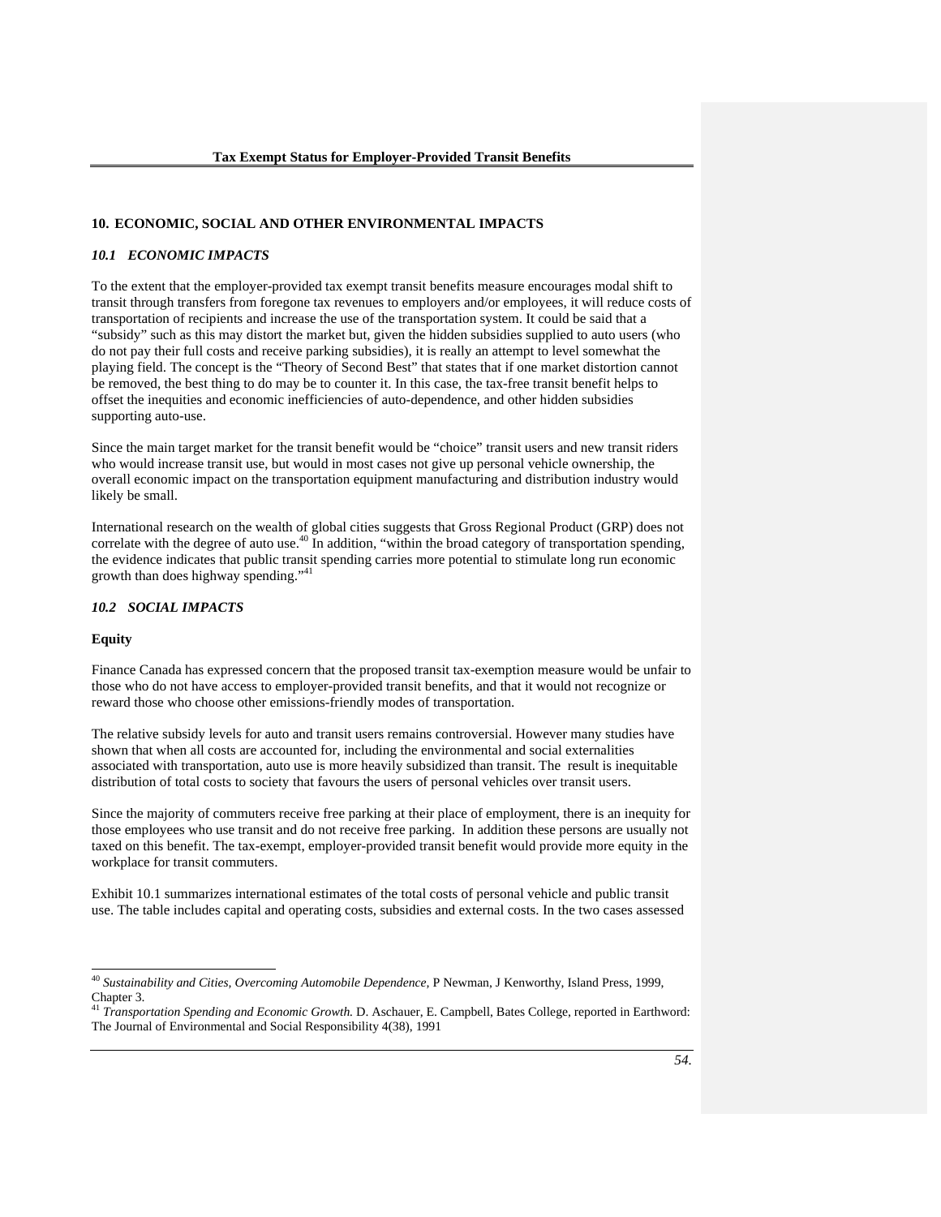## 10. ECONOMIC, SOCIAL AND OTHER ENVIRONMENTAL IMPACTS

### *10.1 ECONOMIC IMPACTS*

To the extent that the employer-provided tax exempt transit benefits measure encourages modal shift to transit through transfers from foregone tax revenues to employers and/or employees, it will reduce costs of transportation of recipients and increase the use of the transportation system. It could be said that a "subsidy" such as this may distort the market but, given the hidden subsidies supplied to auto users (who do not pay their full costs and receive parking subsidies), it is really an attempt to level somewhat the playing field. The concept is the "Theory of Second Best" that states that if one market distortion cannot be removed, the best thing to do may be to counter it. In this case, the tax-free transit benefit helps to offset the inequities and economic inefficiencies of auto-dependence, and other hidden subsidies supporting auto-use.

Since the main target market for the transit benefit would be "choice" transit users and new transit riders who would increase transit use, but would in most cases not give up personal vehicle ownership, the overall economic impact on the transportation equipment manufacturing and distribution industry would likely be small.

International research on the wealth of global cities suggests that Gross Regional Product (GRP) does not correlate with the degree of auto use.[40] In addition, "within the broad category of transportation spending, the evidence indicates that public transit spending carries more potential to stimulate long run economic growth than does highway spending."[41]

### *10.2 SOCIAL IMPACTS*

**Equity**

Finance Canada has expressed concern that the proposed transit tax-exemption measure would be unfair to those who do not have access to employer-provided transit benefits, and that it would not recognize or reward those who choose other emissions-friendly modes of transportation.

The relative subsidy levels for auto and transit users remains controversial. However many studies have shown that when all costs are accounted for, including the environmental and social externalities associated with transportation, auto use is more heavily subsidized than transit. The result is inequitable distribution of total costs to society that favours the users of personal vehicles over transit users.

Since the majority of commuters receive free parking at their place of employment, there is an inequity for those employees who use transit and do not receive free parking. In addition these persons are usually not taxed on this benefit. The tax-exempt, employer-provided transit benefit would provide more equity in the workplace for transit commuters.

Exhibit 10.1 summarizes international estimates of the total costs of personal vehicle and public transit use. The table includes capital and operating costs, subsidies and external costs. In the two cases assessed

---

[40] *Sustainability and Cities, Overcoming Automobile Dependence,* P Newman, J Kenworthy, Island Press, 1999, Chapter 3.

[41] *Transportation Spending and Economic Growth.* D. Aschauer, E. Campbell, Bates College, reported in Earthword: The Journal of Environmental and Social Responsibility 4(38), 1991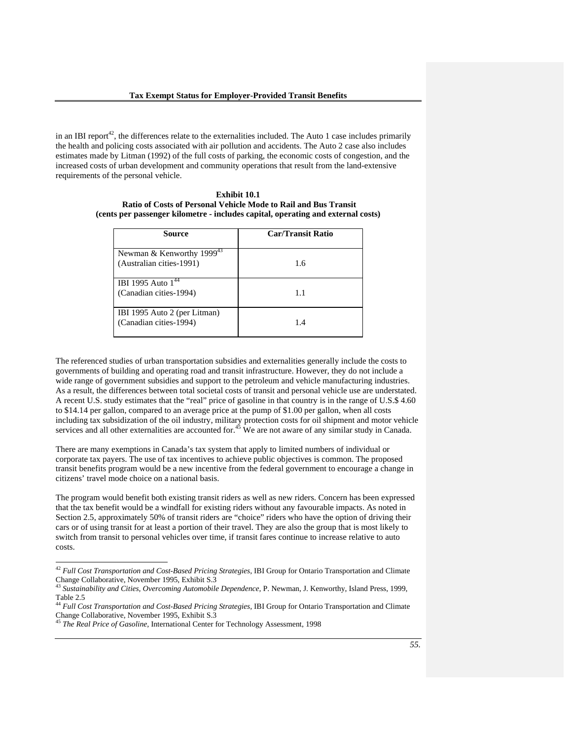in an IBI report[42], the differences relate to the externalities included. The Auto 1 case includes primarily the health and policing costs associated with air pollution and accidents. The Auto 2 case also includes estimates made by Litman (1992) of the full costs of parking, the economic costs of congestion, and the increased costs of urban development and community operations that result from the land-extensive requirements of the personal vehicle.

**Exhibit 10.1**
**Ratio of Costs of Personal Vehicle Mode to Rail and Bus Transit**
**(cents per passenger kilometre - includes capital, operating and external costs)**

| Source | Car/Transit Ratio |
|---|---|
| Newman & Kenworthy 1999[43] (Australian cities-1991) | 1.6 |
| IBI 1995 Auto 1[44] (Canadian cities-1994) | 1.1 |
| IBI 1995 Auto 2 (per Litman) (Canadian cities-1994) | 1.4 |

The referenced studies of urban transportation subsidies and externalities generally include the costs to governments of building and operating road and transit infrastructure. However, they do not include a wide range of government subsidies and support to the petroleum and vehicle manufacturing industries. As a result, the differences between total societal costs of transit and personal vehicle use are understated. A recent U.S. study estimates that the "real" price of gasoline in that country is in the range of U.S.$ 4.60 to $14.14 per gallon, compared to an average price at the pump of $1.00 per gallon, when all costs including tax subsidization of the oil industry, military protection costs for oil shipment and motor vehicle services and all other externalities are accounted for.[45] We are not aware of any similar study in Canada.

There are many exemptions in Canada's tax system that apply to limited numbers of individual or corporate tax payers. The use of tax incentives to achieve public objectives is common. The proposed transit benefits program would be a new incentive from the federal government to encourage a change in citizens' travel mode choice on a national basis.

The program would benefit both existing transit riders as well as new riders. Concern has been expressed that the tax benefit would be a windfall for existing riders without any favourable impacts. As noted in Section 2.5, approximately 50% of transit riders are "choice" riders who have the option of driving their cars or of using transit for at least a portion of their travel. They are also the group that is most likely to switch from transit to personal vehicles over time, if transit fares continue to increase relative to auto costs.

[42] *Full Cost Transportation and Cost-Based Pricing Strategies*, IBI Group for Ontario Transportation and Climate Change Collaborative, November 1995, Exhibit S.3

[43] *Sustainability and Cities, Overcoming Automobile Dependence*, P. Newman, J. Kenworthy, Island Press, 1999, Table 2.5

[44] *Full Cost Transportation and Cost-Based Pricing Strategies*, IBI Group for Ontario Transportation and Climate Change Collaborative, November 1995, Exhibit S.3

[45] *The Real Price of Gasoline*, International Center for Technology Assessment, 1998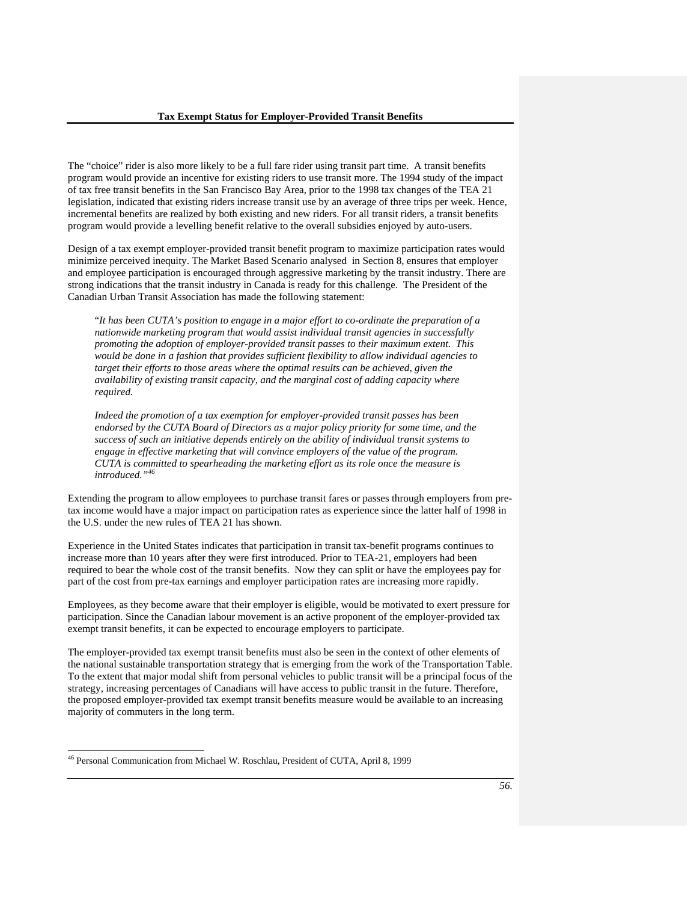The "choice" rider is also more likely to be a full fare rider using transit part time. A transit benefits program would provide an incentive for existing riders to use transit more. The 1994 study of the impact of tax free transit benefits in the San Francisco Bay Area, prior to the 1998 tax changes of the TEA 21 legislation, indicated that existing riders increase transit use by an average of three trips per week. Hence, incremental benefits are realized by both existing and new riders. For all transit riders, a transit benefits program would provide a levelling benefit relative to the overall subsidies enjoyed by auto-users.

Design of a tax exempt employer-provided transit benefit program to maximize participation rates would minimize perceived inequity. The Market Based Scenario analysed in Section 8, ensures that employer and employee participation is encouraged through aggressive marketing by the transit industry. There are strong indications that the transit industry in Canada is ready for this challenge. The President of the Canadian Urban Transit Association has made the following statement:

> "*It has been CUTA's position to engage in a major effort to co-ordinate the preparation of a nationwide marketing program that would assist individual transit agencies in successfully promoting the adoption of employer-provided transit passes to their maximum extent. This would be done in a fashion that provides sufficient flexibility to allow individual agencies to target their efforts to those areas where the optimal results can be achieved, given the availability of existing transit capacity, and the marginal cost of adding capacity where required.*
>
> *Indeed the promotion of a tax exemption for employer-provided transit passes has been endorsed by the CUTA Board of Directors as a major policy priority for some time, and the success of such an initiative depends entirely on the ability of individual transit systems to engage in effective marketing that will convince employers of the value of the program. CUTA is committed to spearheading the marketing effort as its role once the measure is introduced."*[46]

Extending the program to allow employees to purchase transit fares or passes through employers from pre-tax income would have a major impact on participation rates as experience since the latter half of 1998 in the U.S. under the new rules of TEA 21 has shown.

Experience in the United States indicates that participation in transit tax-benefit programs continues to increase more than 10 years after they were first introduced. Prior to TEA-21, employers had been required to bear the whole cost of the transit benefits. Now they can split or have the employees pay for part of the cost from pre-tax earnings and employer participation rates are increasing more rapidly.

Employees, as they become aware that their employer is eligible, would be motivated to exert pressure for participation. Since the Canadian labour movement is an active proponent of the employer-provided tax exempt transit benefits, it can be expected to encourage employers to participate.

The employer-provided tax exempt transit benefits must also be seen in the context of other elements of the national sustainable transportation strategy that is emerging from the work of the Transportation Table. To the extent that major modal shift from personal vehicles to public transit will be a principal focus of the strategy, increasing percentages of Canadians will have access to public transit in the future. Therefore, the proposed employer-provided tax exempt transit benefits measure would be available to an increasing majority of commuters in the long term.

---

[46] Personal Communication from Michael W. Roschlau, President of CUTA, April 8, 1999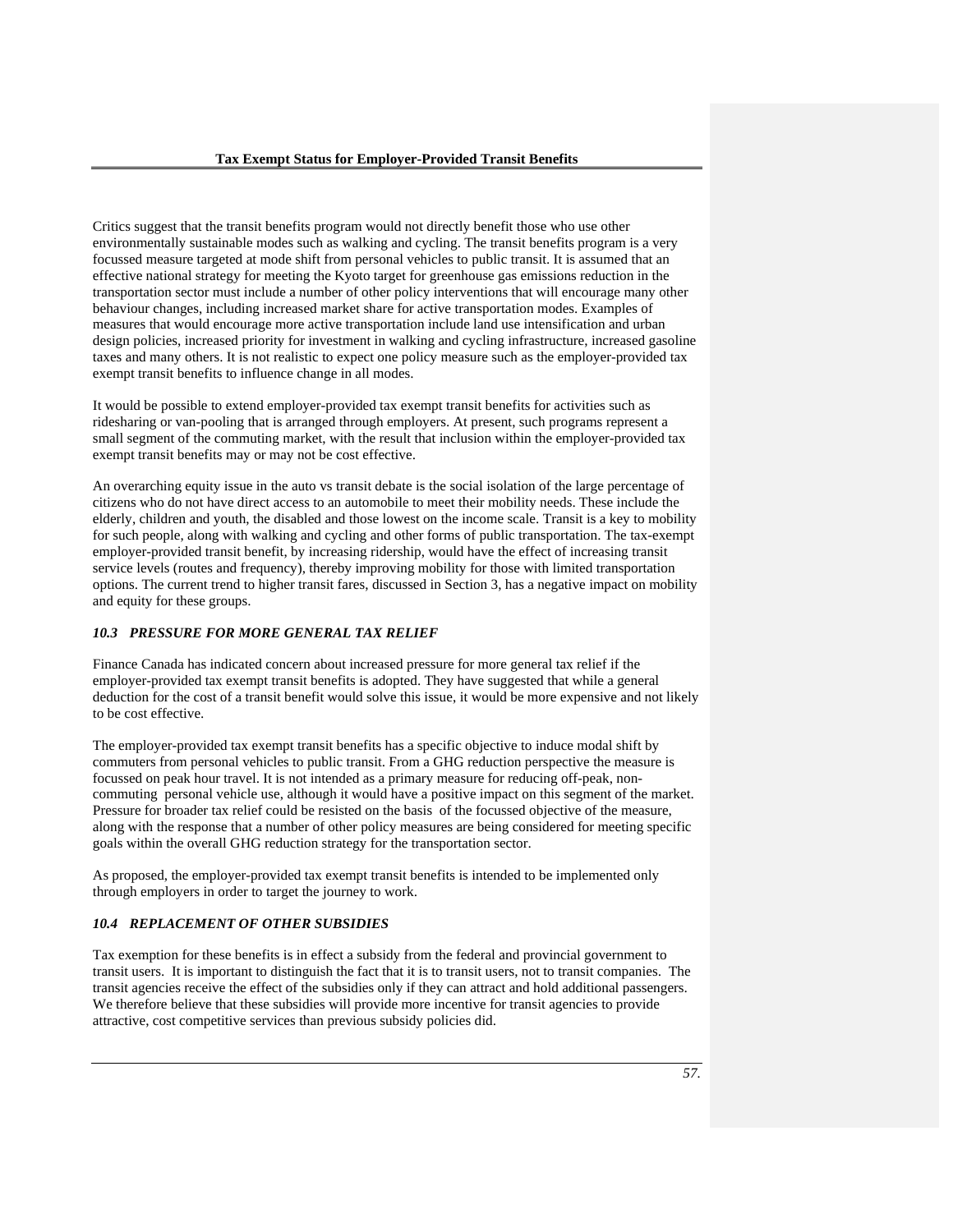Critics suggest that the transit benefits program would not directly benefit those who use other environmentally sustainable modes such as walking and cycling. The transit benefits program is a very focussed measure targeted at mode shift from personal vehicles to public transit. It is assumed that an effective national strategy for meeting the Kyoto target for greenhouse gas emissions reduction in the transportation sector must include a number of other policy interventions that will encourage many other behaviour changes, including increased market share for active transportation modes. Examples of measures that would encourage more active transportation include land use intensification and urban design policies, increased priority for investment in walking and cycling infrastructure, increased gasoline taxes and many others. It is not realistic to expect one policy measure such as the employer-provided tax exempt transit benefits to influence change in all modes.

It would be possible to extend employer-provided tax exempt transit benefits for activities such as ridesharing or van-pooling that is arranged through employers. At present, such programs represent a small segment of the commuting market, with the result that inclusion within the employer-provided tax exempt transit benefits may or may not be cost effective.

An overarching equity issue in the auto vs transit debate is the social isolation of the large percentage of citizens who do not have direct access to an automobile to meet their mobility needs. These include the elderly, children and youth, the disabled and those lowest on the income scale. Transit is a key to mobility for such people, along with walking and cycling and other forms of public transportation. The tax-exempt employer-provided transit benefit, by increasing ridership, would have the effect of increasing transit service levels (routes and frequency), thereby improving mobility for those with limited transportation options. The current trend to higher transit fares, discussed in Section 3, has a negative impact on mobility and equity for these groups.

### *10.3 PRESSURE FOR MORE GENERAL TAX RELIEF*

Finance Canada has indicated concern about increased pressure for more general tax relief if the employer-provided tax exempt transit benefits is adopted. They have suggested that while a general deduction for the cost of a transit benefit would solve this issue, it would be more expensive and not likely to be cost effective.

The employer-provided tax exempt transit benefits has a specific objective to induce modal shift by commuters from personal vehicles to public transit. From a GHG reduction perspective the measure is focussed on peak hour travel. It is not intended as a primary measure for reducing off-peak, non-commuting personal vehicle use, although it would have a positive impact on this segment of the market. Pressure for broader tax relief could be resisted on the basis of the focussed objective of the measure, along with the response that a number of other policy measures are being considered for meeting specific goals within the overall GHG reduction strategy for the transportation sector.

As proposed, the employer-provided tax exempt transit benefits is intended to be implemented only through employers in order to target the journey to work.

### *10.4 REPLACEMENT OF OTHER SUBSIDIES*

Tax exemption for these benefits is in effect a subsidy from the federal and provincial government to transit users. It is important to distinguish the fact that it is to transit users, not to transit companies. The transit agencies receive the effect of the subsidies only if they can attract and hold additional passengers. We therefore believe that these subsidies will provide more incentive for transit agencies to provide attractive, cost competitive services than previous subsidy policies did.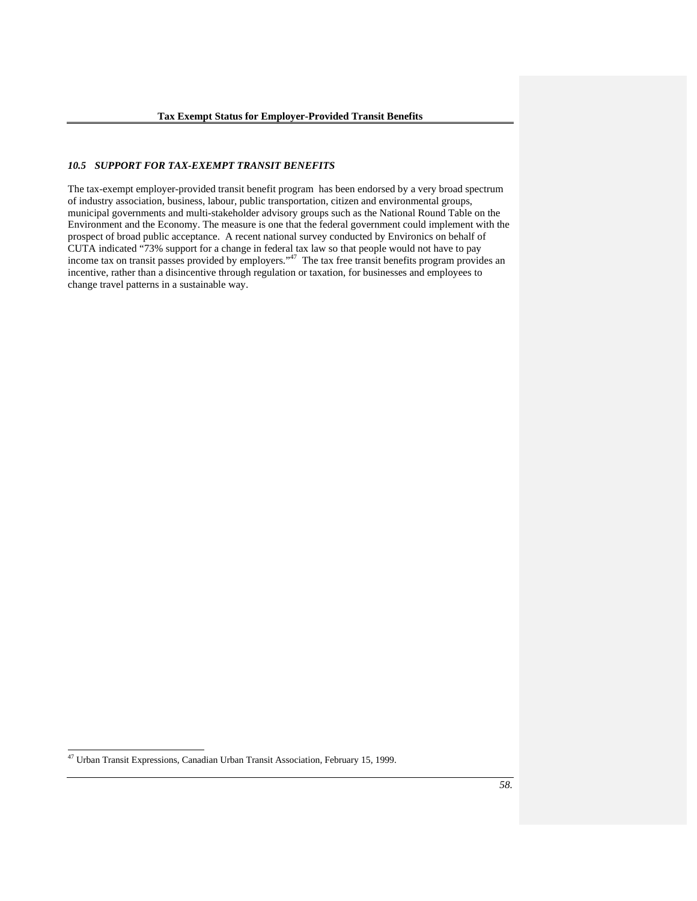### *10.5 SUPPORT FOR TAX-EXEMPT TRANSIT BENEFITS*

The tax-exempt employer-provided transit benefit program has been endorsed by a very broad spectrum of industry association, business, labour, public transportation, citizen and environmental groups, municipal governments and multi-stakeholder advisory groups such as the National Round Table on the Environment and the Economy. The measure is one that the federal government could implement with the prospect of broad public acceptance. A recent national survey conducted by Environics on behalf of CUTA indicated "73% support for a change in federal tax law so that people would not have to pay income tax on transit passes provided by employers."[47] The tax free transit benefits program provides an incentive, rather than a disincentive through regulation or taxation, for businesses and employees to change travel patterns in a sustainable way.

---

[47] Urban Transit Expressions, Canadian Urban Transit Association, February 15, 1999.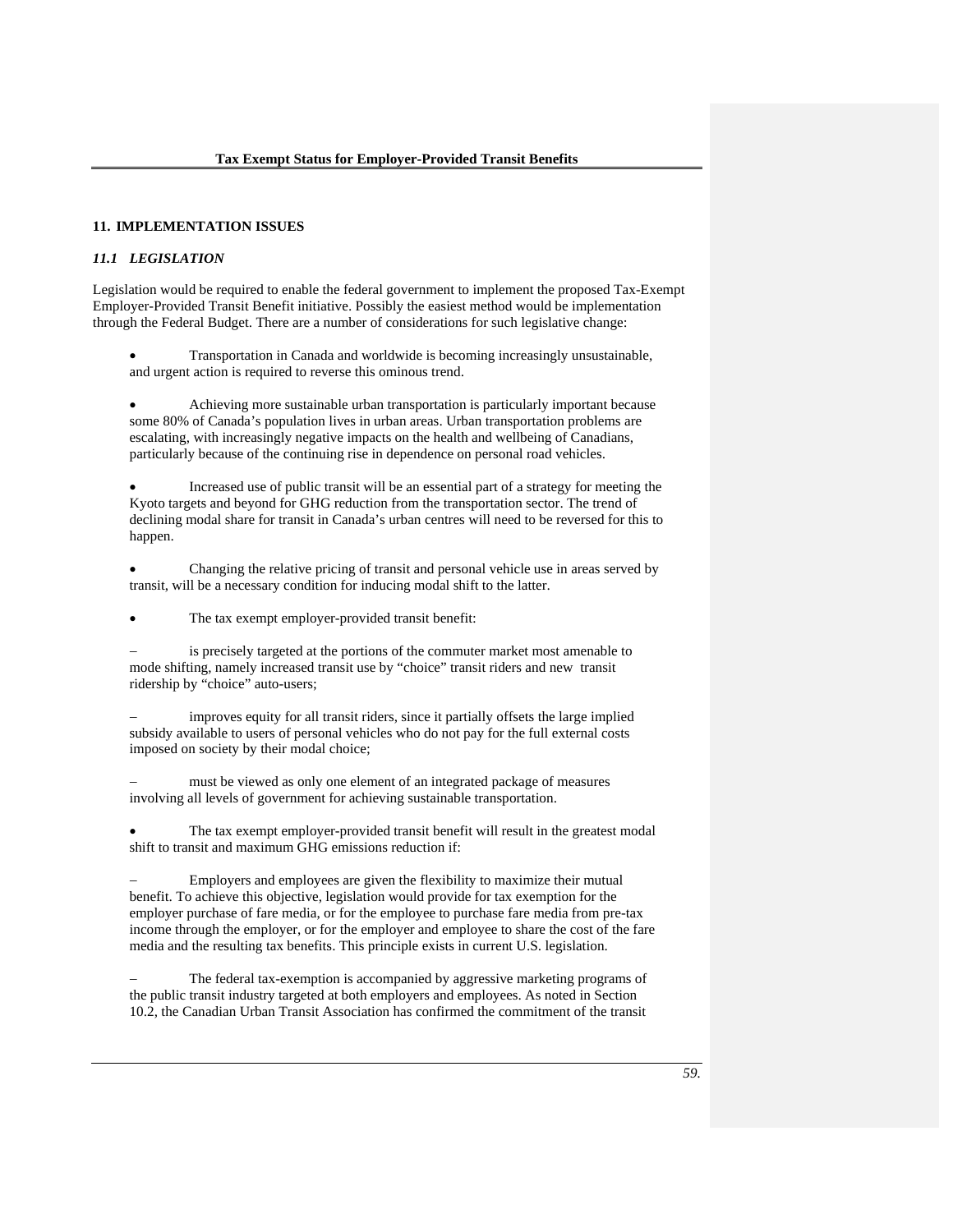## 11. IMPLEMENTATION ISSUES

### *11.1 LEGISLATION*

Legislation would be required to enable the federal government to implement the proposed Tax-Exempt Employer-Provided Transit Benefit initiative. Possibly the easiest method would be implementation through the Federal Budget. There are a number of considerations for such legislative change:

- Transportation in Canada and worldwide is becoming increasingly unsustainable, and urgent action is required to reverse this ominous trend.

- Achieving more sustainable urban transportation is particularly important because some 80% of Canada's population lives in urban areas. Urban transportation problems are escalating, with increasingly negative impacts on the health and wellbeing of Canadians, particularly because of the continuing rise in dependence on personal road vehicles.

- Increased use of public transit will be an essential part of a strategy for meeting the Kyoto targets and beyond for GHG reduction from the transportation sector. The trend of declining modal share for transit in Canada's urban centres will need to be reversed for this to happen.

- Changing the relative pricing of transit and personal vehicle use in areas served by transit, will be a necessary condition for inducing modal shift to the latter.

- The tax exempt employer-provided transit benefit:

  – is precisely targeted at the portions of the commuter market most amenable to mode shifting, namely increased transit use by "choice" transit riders and new transit ridership by "choice" auto-users;

  – improves equity for all transit riders, since it partially offsets the large implied subsidy available to users of personal vehicles who do not pay for the full external costs imposed on society by their modal choice;

  – must be viewed as only one element of an integrated package of measures involving all levels of government for achieving sustainable transportation.

- The tax exempt employer-provided transit benefit will result in the greatest modal shift to transit and maximum GHG emissions reduction if:

  – Employers and employees are given the flexibility to maximize their mutual benefit. To achieve this objective, legislation would provide for tax exemption for the employer purchase of fare media, or for the employee to purchase fare media from pre-tax income through the employer, or for the employer and employee to share the cost of the fare media and the resulting tax benefits. This principle exists in current U.S. legislation.

  – The federal tax-exemption is accompanied by aggressive marketing programs of the public transit industry targeted at both employers and employees. As noted in Section 10.2, the Canadian Urban Transit Association has confirmed the commitment of the transit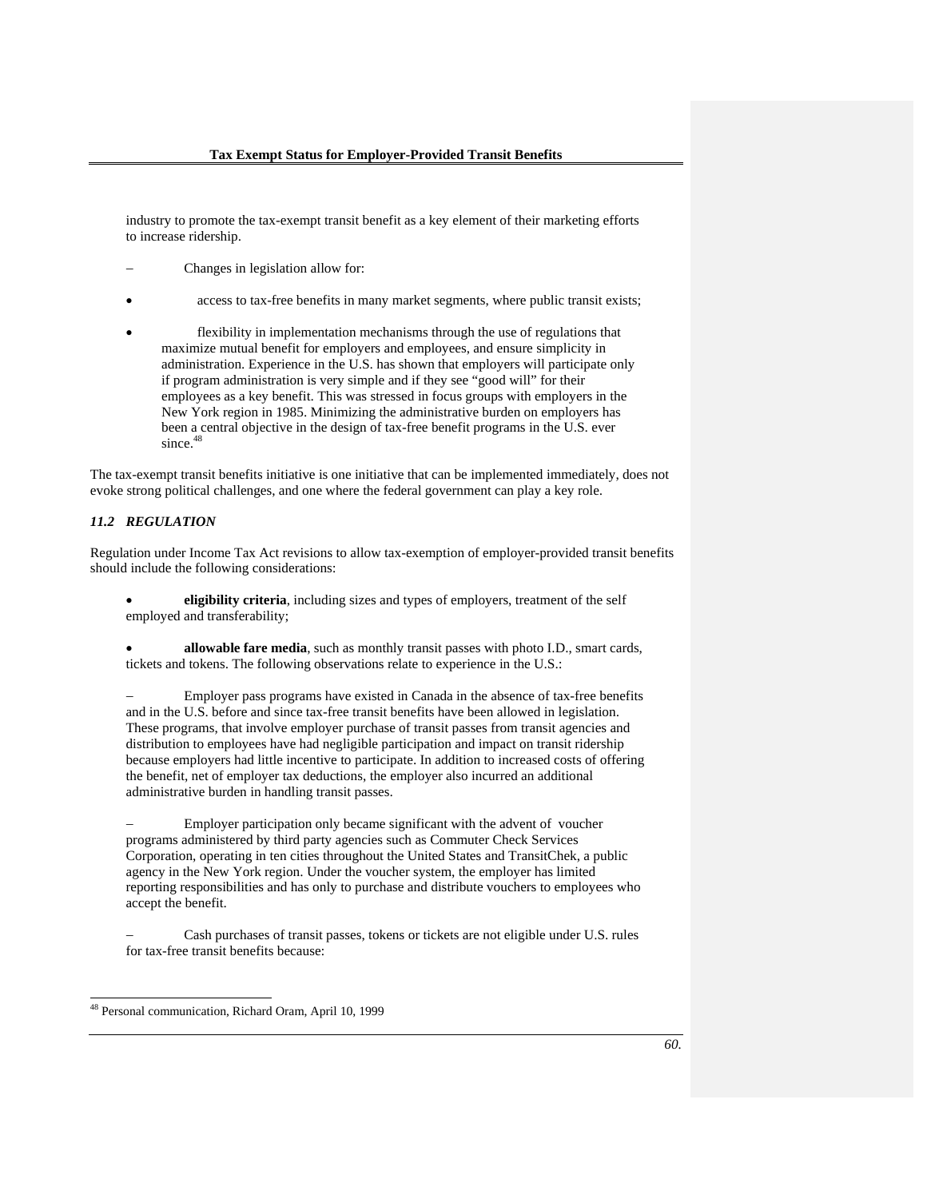industry to promote the tax-exempt transit benefit as a key element of their marketing efforts to increase ridership.

– Changes in legislation allow for:

- access to tax-free benefits in many market segments, where public transit exists;
- flexibility in implementation mechanisms through the use of regulations that maximize mutual benefit for employers and employees, and ensure simplicity in administration. Experience in the U.S. has shown that employers will participate only if program administration is very simple and if they see "good will" for their employees as a key benefit. This was stressed in focus groups with employers in the New York region in 1985. Minimizing the administrative burden on employers has been a central objective in the design of tax-free benefit programs in the U.S. ever since.[48]

The tax-exempt transit benefits initiative is one initiative that can be implemented immediately, does not evoke strong political challenges, and one where the federal government can play a key role.

### *11.2 REGULATION*

Regulation under Income Tax Act revisions to allow tax-exemption of employer-provided transit benefits should include the following considerations:

- **eligibility criteria**, including sizes and types of employers, treatment of the self employed and transferability;
- **allowable fare media**, such as monthly transit passes with photo I.D., smart cards, tickets and tokens. The following observations relate to experience in the U.S.:

– Employer pass programs have existed in Canada in the absence of tax-free benefits and in the U.S. before and since tax-free transit benefits have been allowed in legislation. These programs, that involve employer purchase of transit passes from transit agencies and distribution to employees have had negligible participation and impact on transit ridership because employers had little incentive to participate. In addition to increased costs of offering the benefit, net of employer tax deductions, the employer also incurred an additional administrative burden in handling transit passes.

– Employer participation only became significant with the advent of voucher programs administered by third party agencies such as Commuter Check Services Corporation, operating in ten cities throughout the United States and TransitChek, a public agency in the New York region. Under the voucher system, the employer has limited reporting responsibilities and has only to purchase and distribute vouchers to employees who accept the benefit.

– Cash purchases of transit passes, tokens or tickets are not eligible under U.S. rules for tax-free transit benefits because:

[48] Personal communication, Richard Oram, April 10, 1999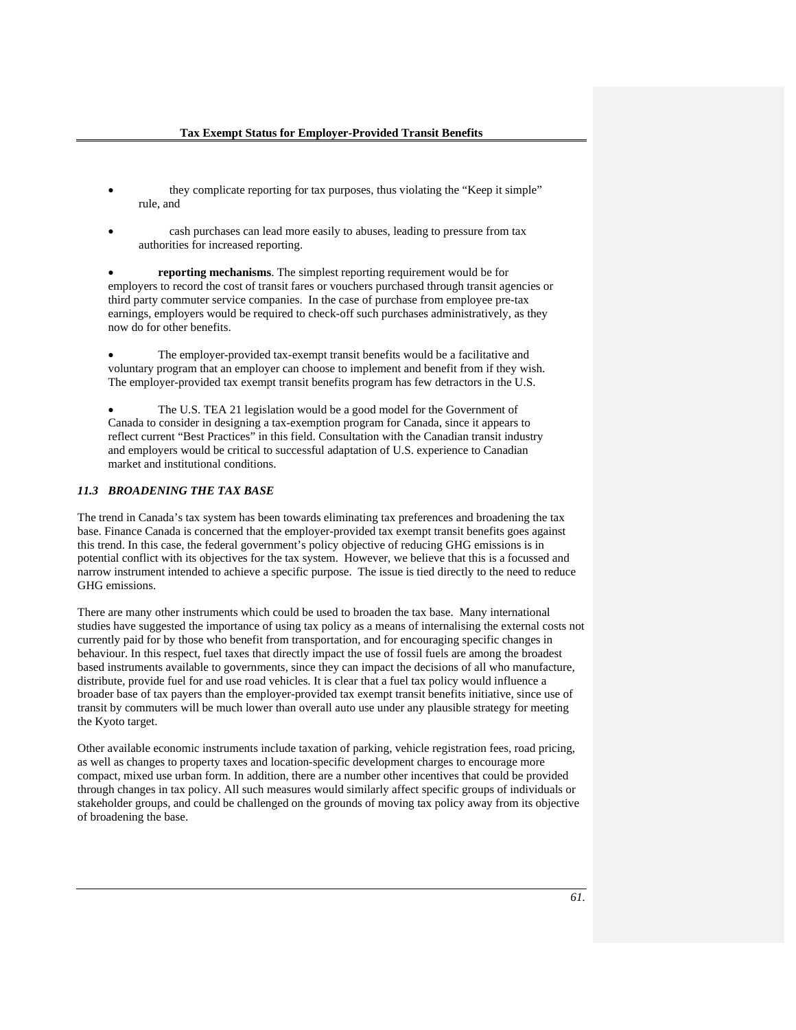- they complicate reporting for tax purposes, thus violating the “Keep it simple” rule, and
- cash purchases can lead more easily to abuses, leading to pressure from tax authorities for increased reporting.

- **reporting mechanisms**. The simplest reporting requirement would be for employers to record the cost of transit fares or vouchers purchased through transit agencies or third party commuter service companies. In the case of purchase from employee pre-tax earnings, employers would be required to check-off such purchases administratively, as they now do for other benefits.

- The employer-provided tax-exempt transit benefits would be a facilitative and voluntary program that an employer can choose to implement and benefit from if they wish. The employer-provided tax exempt transit benefits program has few detractors in the U.S.

- The U.S. TEA 21 legislation would be a good model for the Government of Canada to consider in designing a tax-exemption program for Canada, since it appears to reflect current “Best Practices” in this field. Consultation with the Canadian transit industry and employers would be critical to successful adaptation of U.S. experience to Canadian market and institutional conditions.

### *11.3 BROADENING THE TAX BASE*

The trend in Canada’s tax system has been towards eliminating tax preferences and broadening the tax base. Finance Canada is concerned that the employer-provided tax exempt transit benefits goes against this trend. In this case, the federal government’s policy objective of reducing GHG emissions is in potential conflict with its objectives for the tax system. However, we believe that this is a focussed and narrow instrument intended to achieve a specific purpose. The issue is tied directly to the need to reduce GHG emissions.

There are many other instruments which could be used to broaden the tax base. Many international studies have suggested the importance of using tax policy as a means of internalising the external costs not currently paid for by those who benefit from transportation, and for encouraging specific changes in behaviour. In this respect, fuel taxes that directly impact the use of fossil fuels are among the broadest based instruments available to governments, since they can impact the decisions of all who manufacture, distribute, provide fuel for and use road vehicles. It is clear that a fuel tax policy would influence a broader base of tax payers than the employer-provided tax exempt transit benefits initiative, since use of transit by commuters will be much lower than overall auto use under any plausible strategy for meeting the Kyoto target.

Other available economic instruments include taxation of parking, vehicle registration fees, road pricing, as well as changes to property taxes and location-specific development charges to encourage more compact, mixed use urban form. In addition, there are a number other incentives that could be provided through changes in tax policy. All such measures would similarly affect specific groups of individuals or stakeholder groups, and could be challenged on the grounds of moving tax policy away from its objective of broadening the base.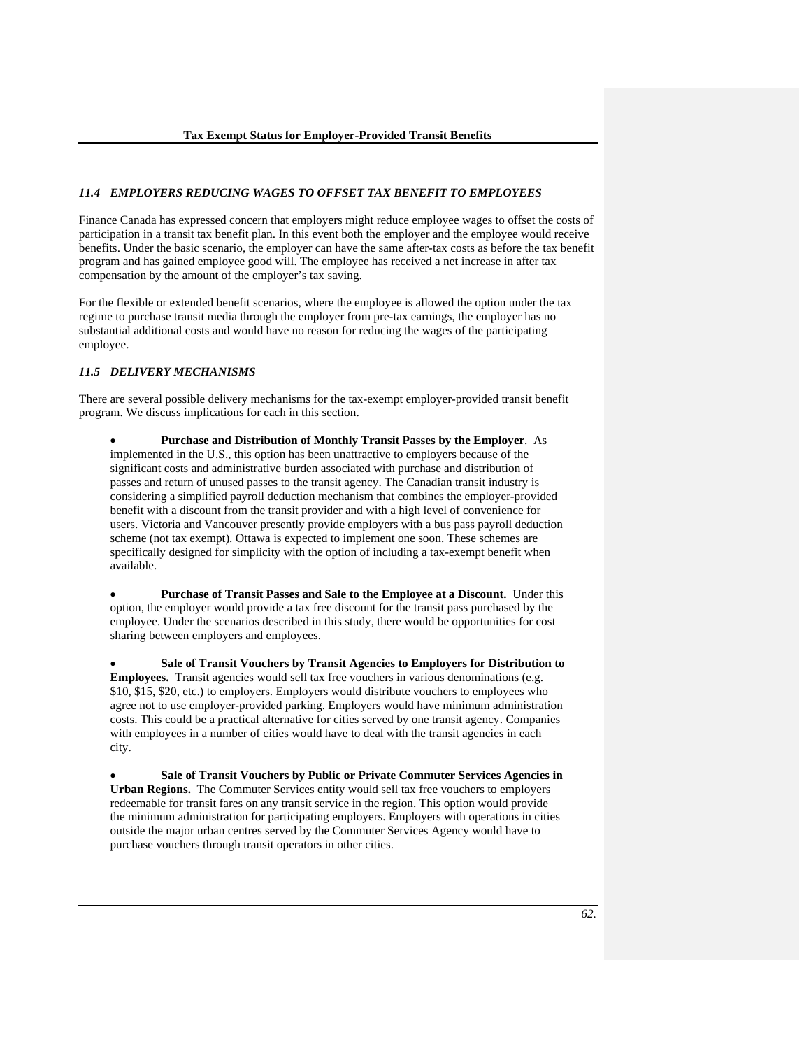### *11.4 EMPLOYERS REDUCING WAGES TO OFFSET TAX BENEFIT TO EMPLOYEES*

Finance Canada has expressed concern that employers might reduce employee wages to offset the costs of participation in a transit tax benefit plan. In this event both the employer and the employee would receive benefits. Under the basic scenario, the employer can have the same after-tax costs as before the tax benefit program and has gained employee good will. The employee has received a net increase in after tax compensation by the amount of the employer's tax saving.

For the flexible or extended benefit scenarios, where the employee is allowed the option under the tax regime to purchase transit media through the employer from pre-tax earnings, the employer has no substantial additional costs and would have no reason for reducing the wages of the participating employee.

### *11.5 DELIVERY MECHANISMS*

There are several possible delivery mechanisms for the tax-exempt employer-provided transit benefit program. We discuss implications for each in this section.

- **Purchase and Distribution of Monthly Transit Passes by the Employer**. As implemented in the U.S., this option has been unattractive to employers because of the significant costs and administrative burden associated with purchase and distribution of passes and return of unused passes to the transit agency. The Canadian transit industry is considering a simplified payroll deduction mechanism that combines the employer-provided benefit with a discount from the transit provider and with a high level of convenience for users. Victoria and Vancouver presently provide employers with a bus pass payroll deduction scheme (not tax exempt). Ottawa is expected to implement one soon. These schemes are specifically designed for simplicity with the option of including a tax-exempt benefit when available.

- **Purchase of Transit Passes and Sale to the Employee at a Discount.** Under this option, the employer would provide a tax free discount for the transit pass purchased by the employee. Under the scenarios described in this study, there would be opportunities for cost sharing between employers and employees.

- **Sale of Transit Vouchers by Transit Agencies to Employers for Distribution to Employees.** Transit agencies would sell tax free vouchers in various denominations (e.g. \$10, \$15, \$20, etc.) to employers. Employers would distribute vouchers to employees who agree not to use employer-provided parking. Employers would have minimum administration costs. This could be a practical alternative for cities served by one transit agency. Companies with employees in a number of cities would have to deal with the transit agencies in each city.

- **Sale of Transit Vouchers by Public or Private Commuter Services Agencies in Urban Regions.** The Commuter Services entity would sell tax free vouchers to employers redeemable for transit fares on any transit service in the region. This option would provide the minimum administration for participating employers. Employers with operations in cities outside the major urban centres served by the Commuter Services Agency would have to purchase vouchers through transit operators in other cities.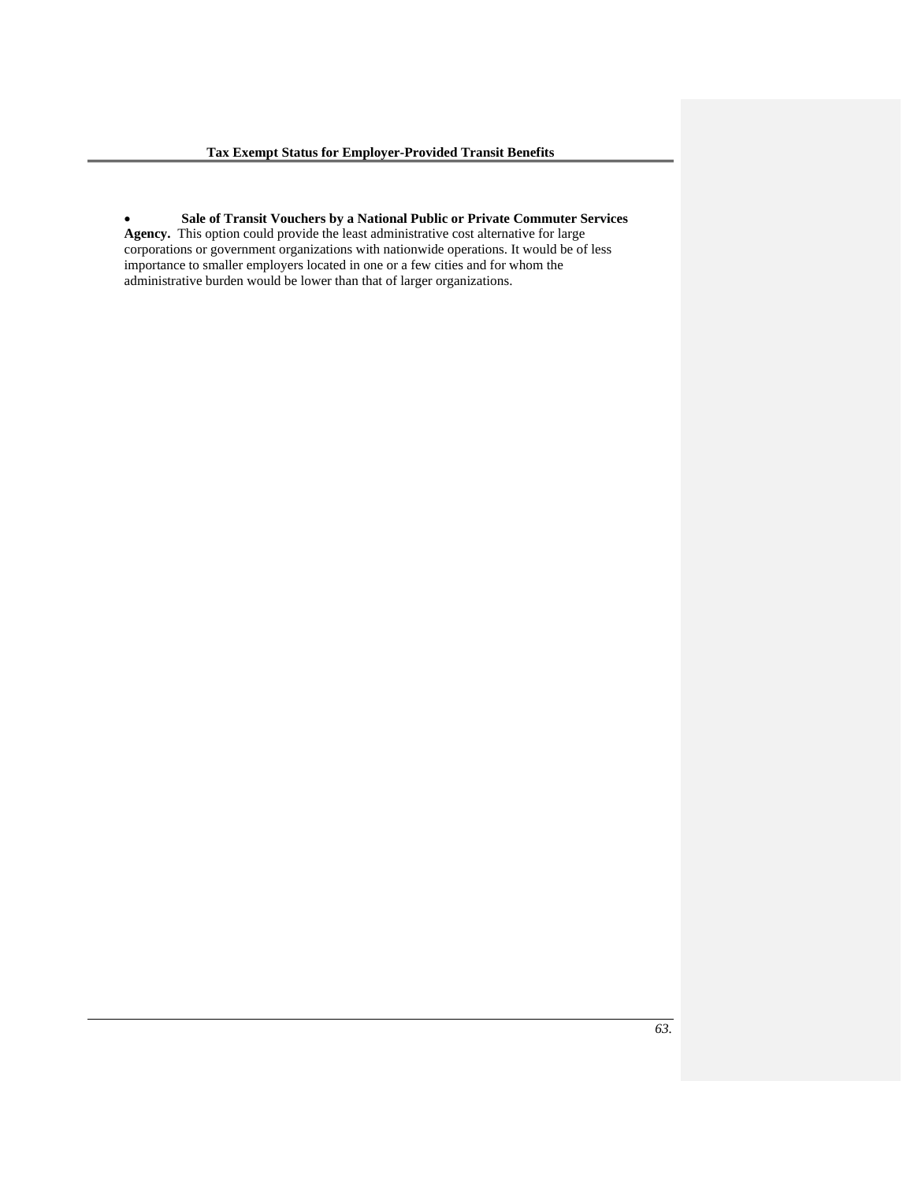- **Sale of Transit Vouchers by a National Public or Private Commuter Services Agency.** This option could provide the least administrative cost alternative for large corporations or government organizations with nationwide operations. It would be of less importance to smaller employers located in one or a few cities and for whom the administrative burden would be lower than that of larger organizations.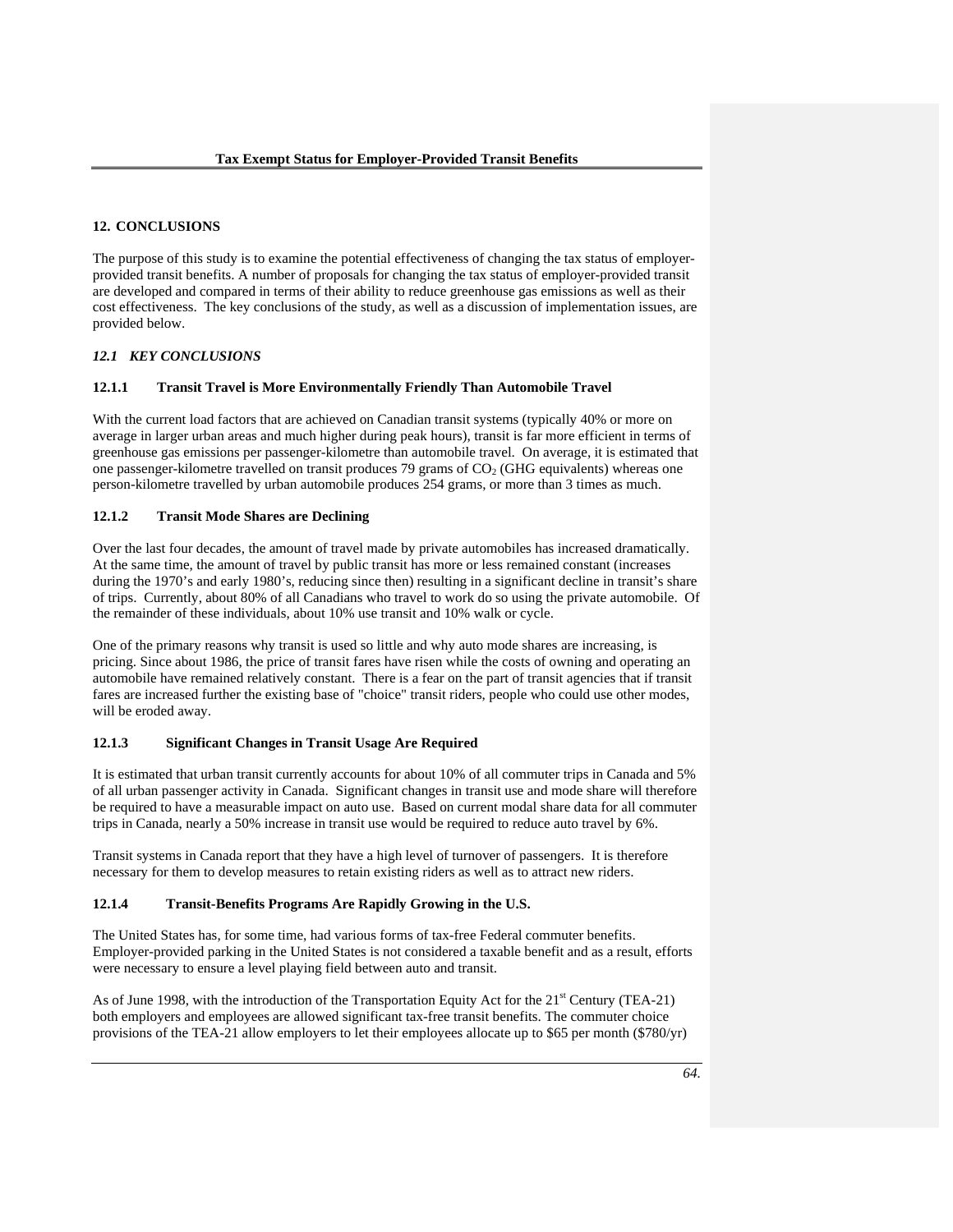## 12. CONCLUSIONS

The purpose of this study is to examine the potential effectiveness of changing the tax status of employer-provided transit benefits. A number of proposals for changing the tax status of employer-provided transit are developed and compared in terms of their ability to reduce greenhouse gas emissions as well as their cost effectiveness. The key conclusions of the study, as well as a discussion of implementation issues, are provided below.

### *12.1 KEY CONCLUSIONS*

#### 12.1.1 Transit Travel is More Environmentally Friendly Than Automobile Travel

With the current load factors that are achieved on Canadian transit systems (typically 40% or more on average in larger urban areas and much higher during peak hours), transit is far more efficient in terms of greenhouse gas emissions per passenger-kilometre than automobile travel. On average, it is estimated that one passenger-kilometre travelled on transit produces 79 grams of $CO_2$ (GHG equivalents) whereas one person-kilometre travelled by urban automobile produces 254 grams, or more than 3 times as much.

#### 12.1.2 Transit Mode Shares are Declining

Over the last four decades, the amount of travel made by private automobiles has increased dramatically. At the same time, the amount of travel by public transit has more or less remained constant (increases during the 1970's and early 1980's, reducing since then) resulting in a significant decline in transit's share of trips. Currently, about 80% of all Canadians who travel to work do so using the private automobile. Of the remainder of these individuals, about 10% use transit and 10% walk or cycle.

One of the primary reasons why transit is used so little and why auto mode shares are increasing, is pricing. Since about 1986, the price of transit fares have risen while the costs of owning and operating an automobile have remained relatively constant. There is a fear on the part of transit agencies that if transit fares are increased further the existing base of "choice" transit riders, people who could use other modes, will be eroded away.

#### 12.1.3 Significant Changes in Transit Usage Are Required

It is estimated that urban transit currently accounts for about 10% of all commuter trips in Canada and 5% of all urban passenger activity in Canada. Significant changes in transit use and mode share will therefore be required to have a measurable impact on auto use. Based on current modal share data for all commuter trips in Canada, nearly a 50% increase in transit use would be required to reduce auto travel by 6%.

Transit systems in Canada report that they have a high level of turnover of passengers. It is therefore necessary for them to develop measures to retain existing riders as well as to attract new riders.

#### 12.1.4 Transit-Benefits Programs Are Rapidly Growing in the U.S.

The United States has, for some time, had various forms of tax-free Federal commuter benefits. Employer-provided parking in the United States is not considered a taxable benefit and as a result, efforts were necessary to ensure a level playing field between auto and transit.

As of June 1998, with the introduction of the Transportation Equity Act for the 21st Century (TEA-21) both employers and employees are allowed significant tax-free transit benefits. The commuter choice provisions of the TEA-21 allow employers to let their employees allocate up to $65 per month ($780/yr)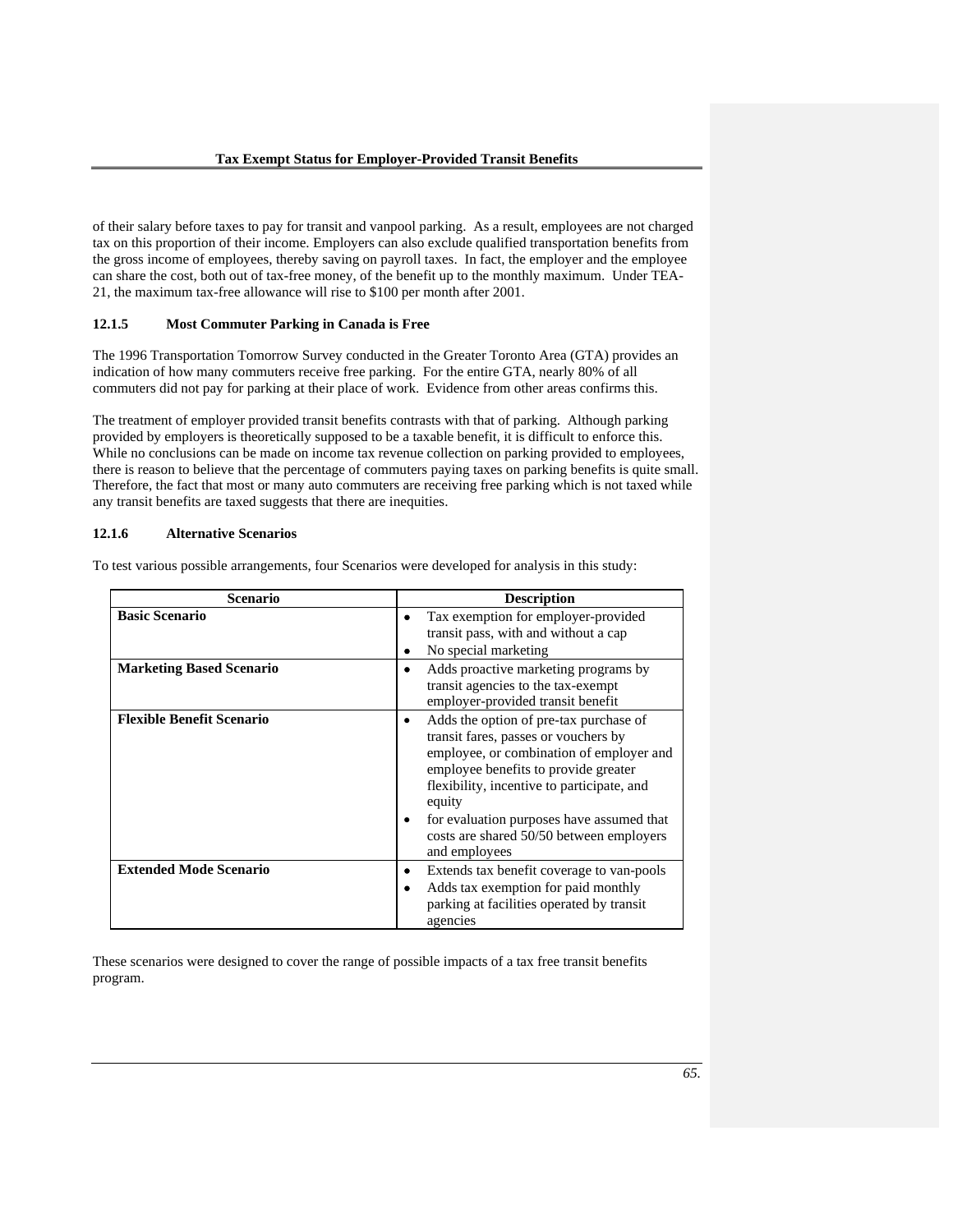of their salary before taxes to pay for transit and vanpool parking. As a result, employees are not charged tax on this proportion of their income. Employers can also exclude qualified transportation benefits from the gross income of employees, thereby saving on payroll taxes. In fact, the employer and the employee can share the cost, both out of tax-free money, of the benefit up to the monthly maximum. Under TEA-21, the maximum tax-free allowance will rise to $100 per month after 2001.

### 12.1.5 Most Commuter Parking in Canada is Free

The 1996 Transportation Tomorrow Survey conducted in the Greater Toronto Area (GTA) provides an indication of how many commuters receive free parking. For the entire GTA, nearly 80% of all commuters did not pay for parking at their place of work. Evidence from other areas confirms this.

The treatment of employer provided transit benefits contrasts with that of parking. Although parking provided by employers is theoretically supposed to be a taxable benefit, it is difficult to enforce this. While no conclusions can be made on income tax revenue collection on parking provided to employees, there is reason to believe that the percentage of commuters paying taxes on parking benefits is quite small. Therefore, the fact that most or many auto commuters are receiving free parking which is not taxed while any transit benefits are taxed suggests that there are inequities.

### 12.1.6 Alternative Scenarios

To test various possible arrangements, four Scenarios were developed for analysis in this study:

| Scenario | Description |
|---|---|
| **Basic Scenario** | • Tax exemption for employer-provided transit pass, with and without a cap<br>• No special marketing |
| **Marketing Based Scenario** | • Adds proactive marketing programs by transit agencies to the tax-exempt employer-provided transit benefit |
| **Flexible Benefit Scenario** | • Adds the option of pre-tax purchase of transit fares, passes or vouchers by employee, or combination of employer and employee benefits to provide greater flexibility, incentive to participate, and equity<br>• for evaluation purposes have assumed that costs are shared 50/50 between employers and employees |
| **Extended Mode Scenario** | • Extends tax benefit coverage to van-pools<br>• Adds tax exemption for paid monthly parking at facilities operated by transit agencies |

These scenarios were designed to cover the range of possible impacts of a tax free transit benefits program.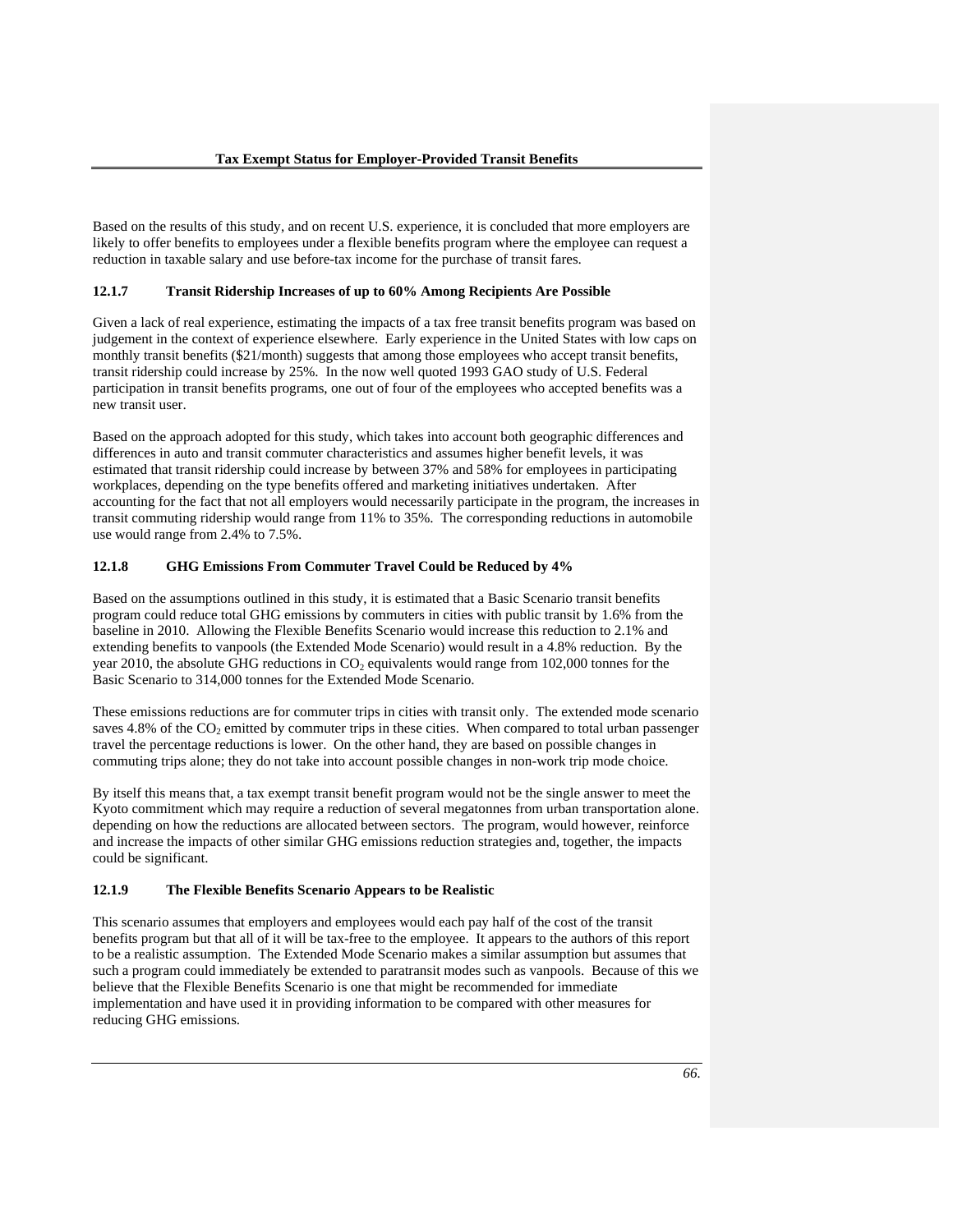Based on the results of this study, and on recent U.S. experience, it is concluded that more employers are likely to offer benefits to employees under a flexible benefits program where the employee can request a reduction in taxable salary and use before-tax income for the purchase of transit fares.

### 12.1.7 Transit Ridership Increases of up to 60% Among Recipients Are Possible

Given a lack of real experience, estimating the impacts of a tax free transit benefits program was based on judgement in the context of experience elsewhere. Early experience in the United States with low caps on monthly transit benefits ($21/month) suggests that among those employees who accept transit benefits, transit ridership could increase by 25%. In the now well quoted 1993 GAO study of U.S. Federal participation in transit benefits programs, one out of four of the employees who accepted benefits was a new transit user.

Based on the approach adopted for this study, which takes into account both geographic differences and differences in auto and transit commuter characteristics and assumes higher benefit levels, it was estimated that transit ridership could increase by between 37% and 58% for employees in participating workplaces, depending on the type benefits offered and marketing initiatives undertaken. After accounting for the fact that not all employers would necessarily participate in the program, the increases in transit commuting ridership would range from 11% to 35%. The corresponding reductions in automobile use would range from 2.4% to 7.5%.

### 12.1.8 GHG Emissions From Commuter Travel Could be Reduced by 4%

Based on the assumptions outlined in this study, it is estimated that a Basic Scenario transit benefits program could reduce total GHG emissions by commuters in cities with public transit by 1.6% from the baseline in 2010. Allowing the Flexible Benefits Scenario would increase this reduction to 2.1% and extending benefits to vanpools (the Extended Mode Scenario) would result in a 4.8% reduction. By the year 2010, the absolute GHG reductions in $CO_2$ equivalents would range from 102,000 tonnes for the Basic Scenario to 314,000 tonnes for the Extended Mode Scenario.

These emissions reductions are for commuter trips in cities with transit only. The extended mode scenario saves 4.8% of the $CO_2$ emitted by commuter trips in these cities. When compared to total urban passenger travel the percentage reductions is lower. On the other hand, they are based on possible changes in commuting trips alone; they do not take into account possible changes in non-work trip mode choice.

By itself this means that, a tax exempt transit benefit program would not be the single answer to meet the Kyoto commitment which may require a reduction of several megatonnes from urban transportation alone. depending on how the reductions are allocated between sectors. The program, would however, reinforce and increase the impacts of other similar GHG emissions reduction strategies and, together, the impacts could be significant.

### 12.1.9 The Flexible Benefits Scenario Appears to be Realistic

This scenario assumes that employers and employees would each pay half of the cost of the transit benefits program but that all of it will be tax-free to the employee. It appears to the authors of this report to be a realistic assumption. The Extended Mode Scenario makes a similar assumption but assumes that such a program could immediately be extended to paratransit modes such as vanpools. Because of this we believe that the Flexible Benefits Scenario is one that might be recommended for immediate implementation and have used it in providing information to be compared with other measures for reducing GHG emissions.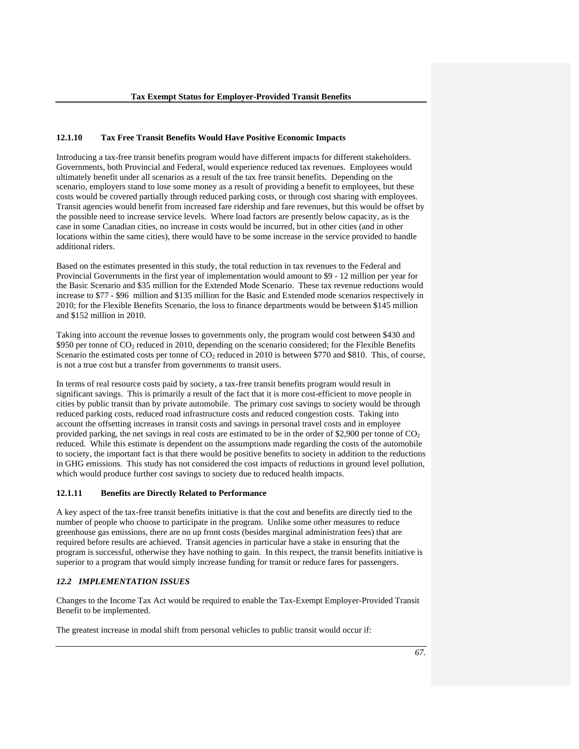### 12.1.10 Tax Free Transit Benefits Would Have Positive Economic Impacts

Introducing a tax-free transit benefits program would have different impacts for different stakeholders. Governments, both Provincial and Federal, would experience reduced tax revenues. Employees would ultimately benefit under all scenarios as a result of the tax free transit benefits. Depending on the scenario, employers stand to lose some money as a result of providing a benefit to employees, but these costs would be covered partially through reduced parking costs, or through cost sharing with employees. Transit agencies would benefit from increased fare ridership and fare revenues, but this would be offset by the possible need to increase service levels. Where load factors are presently below capacity, as is the case in some Canadian cities, no increase in costs would be incurred, but in other cities (and in other locations within the same cities), there would have to be some increase in the service provided to handle additional riders.

Based on the estimates presented in this study, the total reduction in tax revenues to the Federal and Provincial Governments in the first year of implementation would amount to $9 - 12 million per year for the Basic Scenario and $35 million for the Extended Mode Scenario. These tax revenue reductions would increase to $77 - $96 million and $135 million for the Basic and Extended mode scenarios respectively in 2010; for the Flexible Benefits Scenario, the loss to finance departments would be between $145 million and $152 million in 2010.

Taking into account the revenue losses to governments only, the program would cost between $430 and $950 per tonne of $CO_2$ reduced in 2010, depending on the scenario considered; for the Flexible Benefits Scenario the estimated costs per tonne of $CO_2$ reduced in 2010 is between $770 and $810. This, of course, is not a true cost but a transfer from governments to transit users.

In terms of real resource costs paid by society, a tax-free transit benefits program would result in significant savings. This is primarily a result of the fact that it is more cost-efficient to move people in cities by public transit than by private automobile. The primary cost savings to society would be through reduced parking costs, reduced road infrastructure costs and reduced congestion costs. Taking into account the offsetting increases in transit costs and savings in personal travel costs and in employee provided parking, the net savings in real costs are estimated to be in the order of $2,900 per tonne of $CO_2$ reduced. While this estimate is dependent on the assumptions made regarding the costs of the automobile to society, the important fact is that there would be positive benefits to society in addition to the reductions in GHG emissions. This study has not considered the cost impacts of reductions in ground level pollution, which would produce further cost savings to society due to reduced health impacts.

### 12.1.11 Benefits are Directly Related to Performance

A key aspect of the tax-free transit benefits initiative is that the cost and benefits are directly tied to the number of people who choose to participate in the program. Unlike some other measures to reduce greenhouse gas emissions, there are no up front costs (besides marginal administration fees) that are required before results are achieved. Transit agencies in particular have a stake in ensuring that the program is successful, otherwise they have nothing to gain. In this respect, the transit benefits initiative is superior to a program that would simply increase funding for transit or reduce fares for passengers.

## *12.2 IMPLEMENTATION ISSUES*

Changes to the Income Tax Act would be required to enable the Tax-Exempt Employer-Provided Transit Benefit to be implemented.

The greatest increase in modal shift from personal vehicles to public transit would occur if: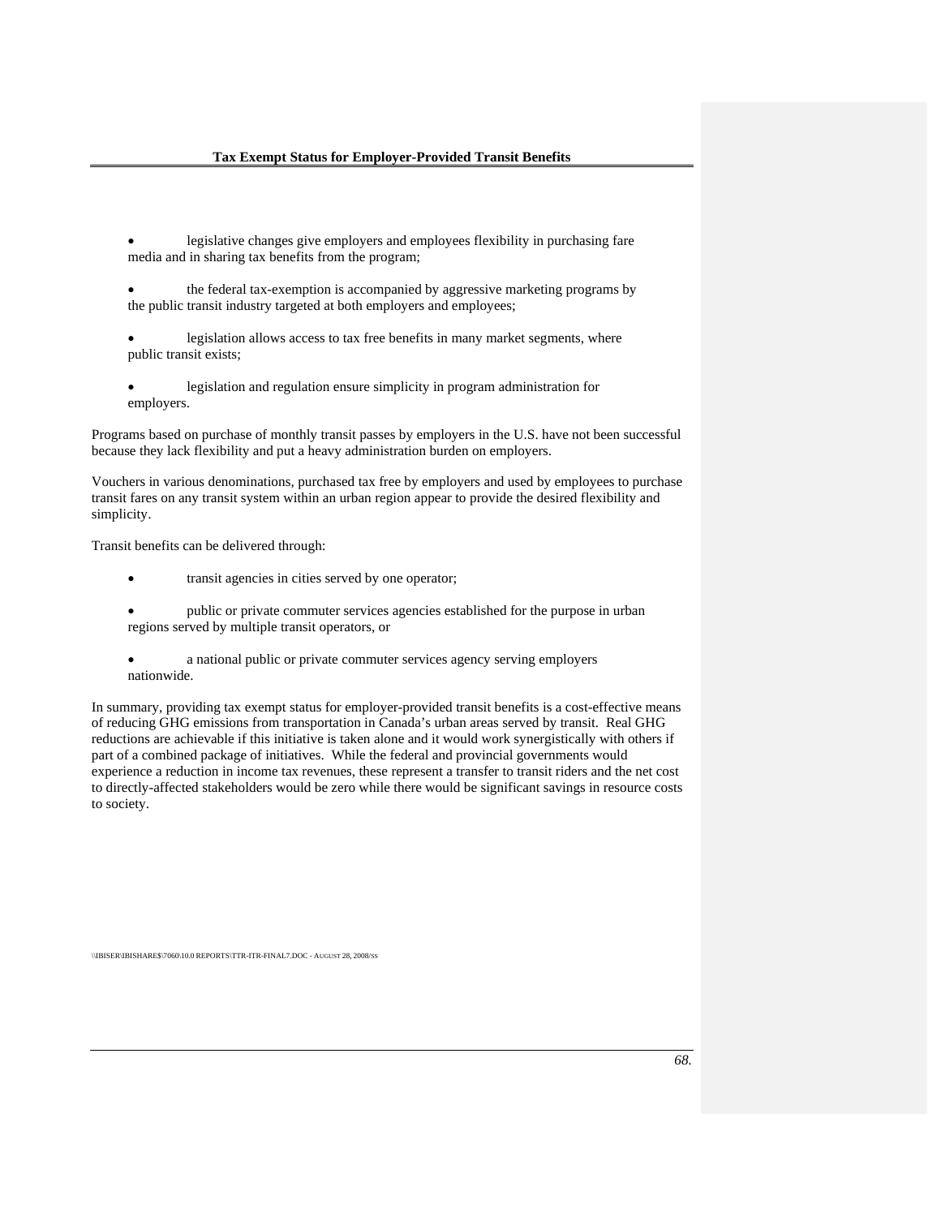- legislative changes give employers and employees flexibility in purchasing fare media and in sharing tax benefits from the program;
- the federal tax-exemption is accompanied by aggressive marketing programs by the public transit industry targeted at both employers and employees;
- legislation allows access to tax free benefits in many market segments, where public transit exists;
- legislation and regulation ensure simplicity in program administration for employers.

Programs based on purchase of monthly transit passes by employers in the U.S. have not been successful because they lack flexibility and put a heavy administration burden on employers.

Vouchers in various denominations, purchased tax free by employers and used by employees to purchase transit fares on any transit system within an urban region appear to provide the desired flexibility and simplicity.

Transit benefits can be delivered through:

- transit agencies in cities served by one operator;
- public or private commuter services agencies established for the purpose in urban regions served by multiple transit operators, or
- a national public or private commuter services agency serving employers nationwide.

In summary, providing tax exempt status for employer-provided transit benefits is a cost-effective means of reducing GHG emissions from transportation in Canada's urban areas served by transit. Real GHG reductions are achievable if this initiative is taken alone and it would work synergistically with others if part of a combined package of initiatives. While the federal and provincial governments would experience a reduction in income tax revenues, these represent a transfer to transit riders and the net cost to directly-affected stakeholders would be zero while there would be significant savings in resource costs to society.